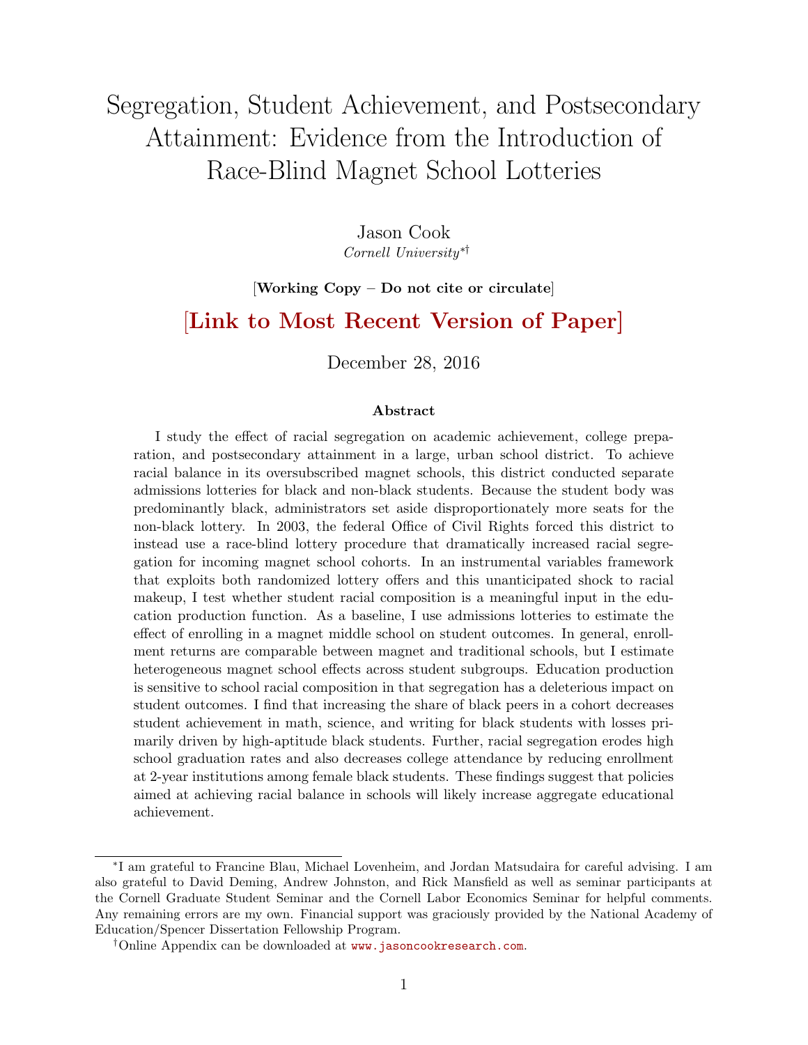# Segregation, Student Achievement, and Postsecondary Attainment: Evidence from the Introduction of Race-Blind Magnet School Lotteries

Jason Cook
*Cornell University*[*†]

[**Working Copy – Do not cite or circulate**]

**[Link to Most Recent Version of Paper]**

December 28, 2016

### Abstract

I study the effect of racial segregation on academic achievement, college preparation, and postsecondary attainment in a large, urban school district. To achieve racial balance in its oversubscribed magnet schools, this district conducted separate admissions lotteries for black and non-black students. Because the student body was predominantly black, administrators set aside disproportionately more seats for the non-black lottery. In 2003, the federal Office of Civil Rights forced this district to instead use a race-blind lottery procedure that dramatically increased racial segregation for incoming magnet school cohorts. In an instrumental variables framework that exploits both randomized lottery offers and this unanticipated shock to racial makeup, I test whether student racial composition is a meaningful input in the education production function. As a baseline, I use admissions lotteries to estimate the effect of enrolling in a magnet middle school on student outcomes. In general, enrollment returns are comparable between magnet and traditional schools, but I estimate heterogeneous magnet school effects across student subgroups. Education production is sensitive to school racial composition in that segregation has a deleterious impact on student outcomes. I find that increasing the share of black peers in a cohort decreases student achievement in math, science, and writing for black students with losses primarily driven by high-aptitude black students. Further, racial segregation erodes high school graduation rates and also decreases college attendance by reducing enrollment at 2-year institutions among female black students. These findings suggest that policies aimed at achieving racial balance in schools will likely increase aggregate educational achievement.

---

[*] I am grateful to Francine Blau, Michael Lovenheim, and Jordan Matsudaira for careful advising. I am also grateful to David Deming, Andrew Johnston, and Rick Mansfield as well as seminar participants at the Cornell Graduate Student Seminar and the Cornell Labor Economics Seminar for helpful comments. Any remaining errors are my own. Financial support was graciously provided by the National Academy of Education/Spencer Dissertation Fellowship Program.

[†] Online Appendix can be downloaded at www.jasoncookresearch.com.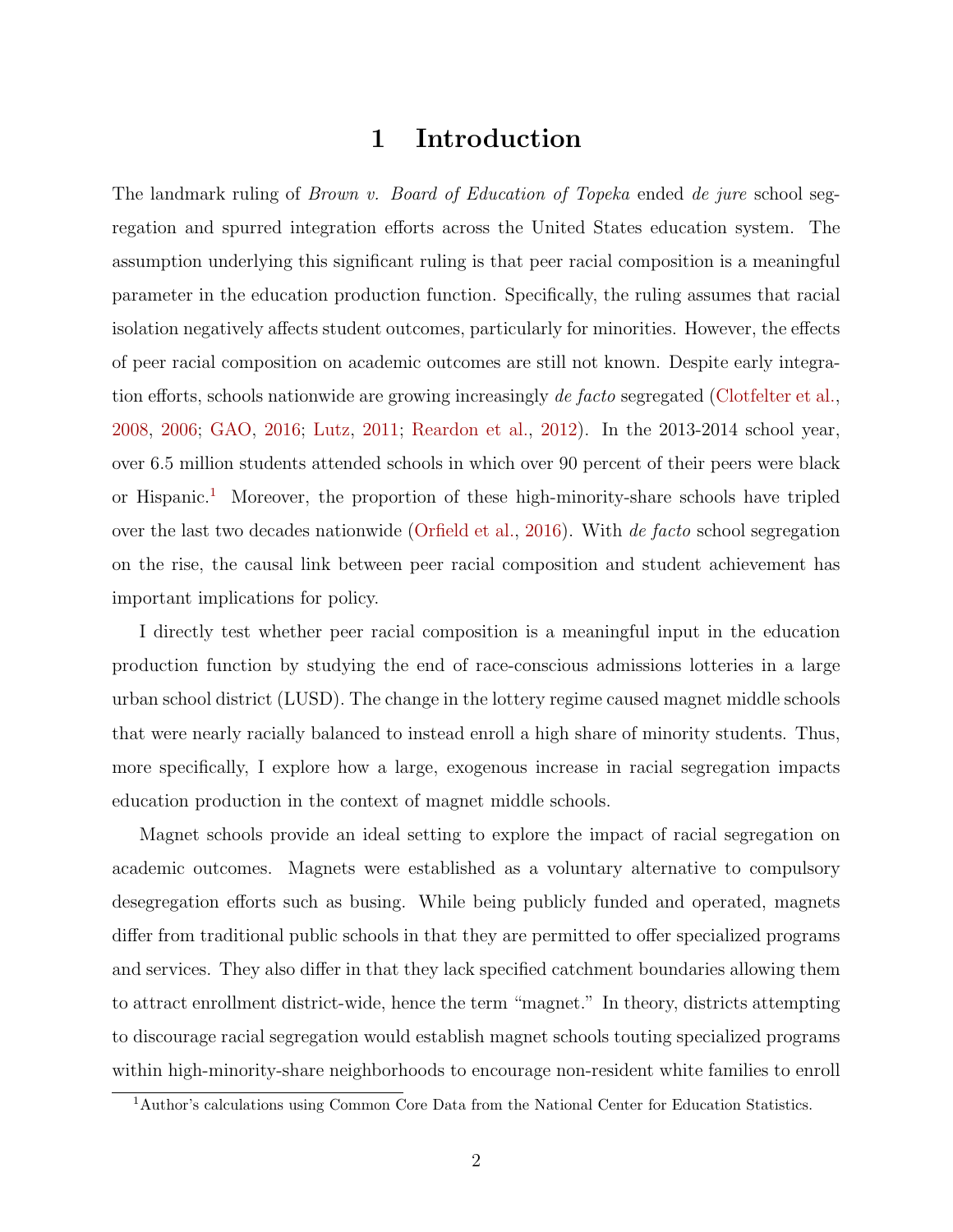# 1 Introduction

The landmark ruling of *Brown v. Board of Education of Topeka* ended *de jure* school segregation and spurred integration efforts across the United States education system. The assumption underlying this significant ruling is that peer racial composition is a meaningful parameter in the education production function. Specifically, the ruling assumes that racial isolation negatively affects student outcomes, particularly for minorities. However, the effects of peer racial composition on academic outcomes are still not known. Despite early integration efforts, schools nationwide are growing increasingly *de facto* segregated (Clotfelter et al., 2008, 2006; GAO, 2016; Lutz, 2011; Reardon et al., 2012). In the 2013-2014 school year, over 6.5 million students attended schools in which over 90 percent of their peers were black or Hispanic.[1] Moreover, the proportion of these high-minority-share schools have tripled over the last two decades nationwide (Orfield et al., 2016). With *de facto* school segregation on the rise, the causal link between peer racial composition and student achievement has important implications for policy.

I directly test whether peer racial composition is a meaningful input in the education production function by studying the end of race-conscious admissions lotteries in a large urban school district (LUSD). The change in the lottery regime caused magnet middle schools that were nearly racially balanced to instead enroll a high share of minority students. Thus, more specifically, I explore how a large, exogenous increase in racial segregation impacts education production in the context of magnet middle schools.

Magnet schools provide an ideal setting to explore the impact of racial segregation on academic outcomes. Magnets were established as a voluntary alternative to compulsory desegregation efforts such as busing. While being publicly funded and operated, magnets differ from traditional public schools in that they are permitted to offer specialized programs and services. They also differ in that they lack specified catchment boundaries allowing them to attract enrollment district-wide, hence the term "magnet." In theory, districts attempting to discourage racial segregation would establish magnet schools touting specialized programs within high-minority-share neighborhoods to encourage non-resident white families to enroll

[1] Author's calculations using Common Core Data from the National Center for Education Statistics.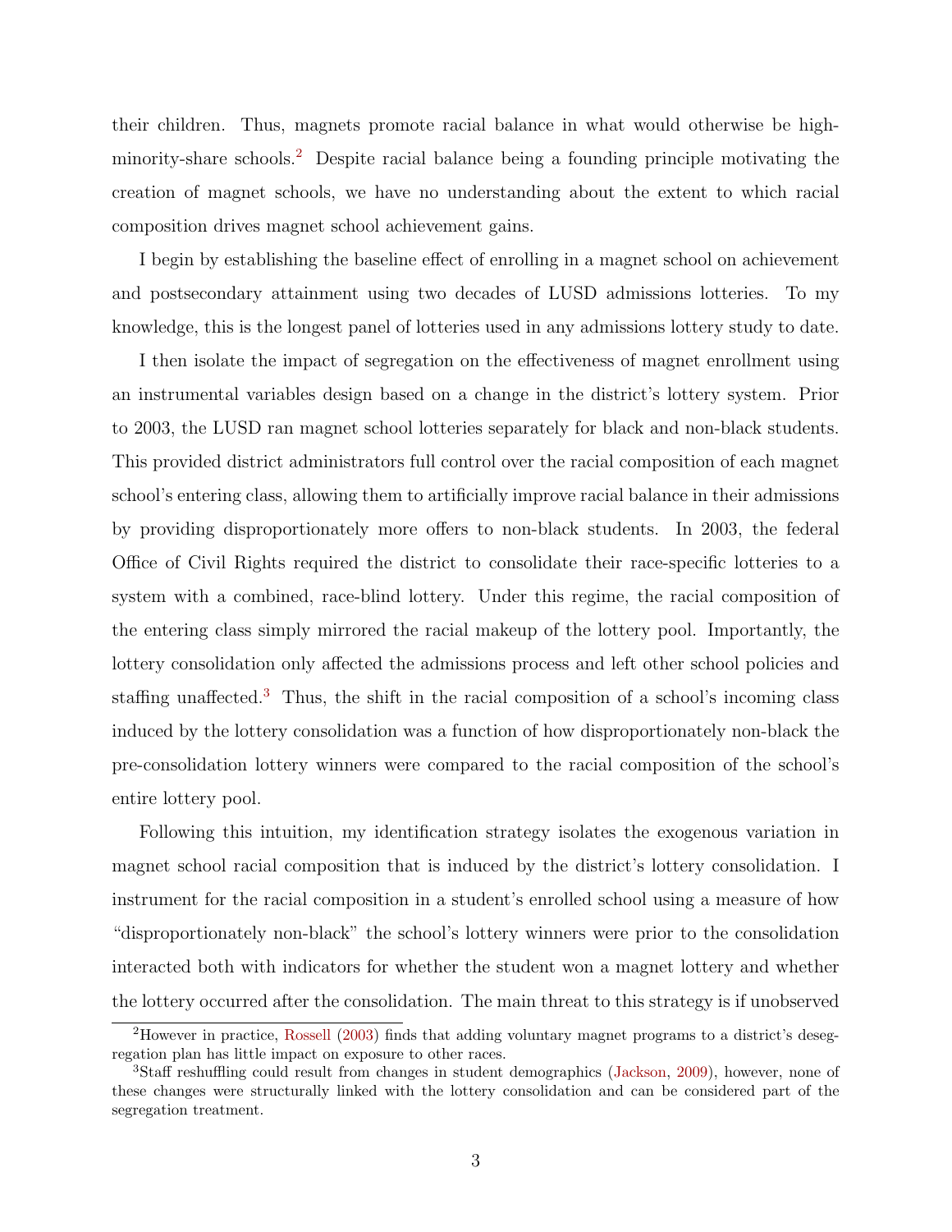their children. Thus, magnets promote racial balance in what would otherwise be high-minority-share schools.[2] Despite racial balance being a founding principle motivating the creation of magnet schools, we have no understanding about the extent to which racial composition drives magnet school achievement gains.

I begin by establishing the baseline effect of enrolling in a magnet school on achievement and postsecondary attainment using two decades of LUSD admissions lotteries. To my knowledge, this is the longest panel of lotteries used in any admissions lottery study to date.

I then isolate the impact of segregation on the effectiveness of magnet enrollment using an instrumental variables design based on a change in the district's lottery system. Prior to 2003, the LUSD ran magnet school lotteries separately for black and non-black students. This provided district administrators full control over the racial composition of each magnet school's entering class, allowing them to artificially improve racial balance in their admissions by providing disproportionately more offers to non-black students. In 2003, the federal Office of Civil Rights required the district to consolidate their race-specific lotteries to a system with a combined, race-blind lottery. Under this regime, the racial composition of the entering class simply mirrored the racial makeup of the lottery pool. Importantly, the lottery consolidation only affected the admissions process and left other school policies and staffing unaffected.[3] Thus, the shift in the racial composition of a school's incoming class induced by the lottery consolidation was a function of how disproportionately non-black the pre-consolidation lottery winners were compared to the racial composition of the school's entire lottery pool.

Following this intuition, my identification strategy isolates the exogenous variation in magnet school racial composition that is induced by the district's lottery consolidation. I instrument for the racial composition in a student's enrolled school using a measure of how "disproportionately non-black" the school's lottery winners were prior to the consolidation interacted both with indicators for whether the student won a magnet lottery and whether the lottery occurred after the consolidation. The main threat to this strategy is if unobserved

[2] However in practice, Rossell (2003) finds that adding voluntary magnet programs to a district's desegregation plan has little impact on exposure to other races.

[3] Staff reshuffling could result from changes in student demographics (Jackson, 2009), however, none of these changes were structurally linked with the lottery consolidation and can be considered part of the segregation treatment.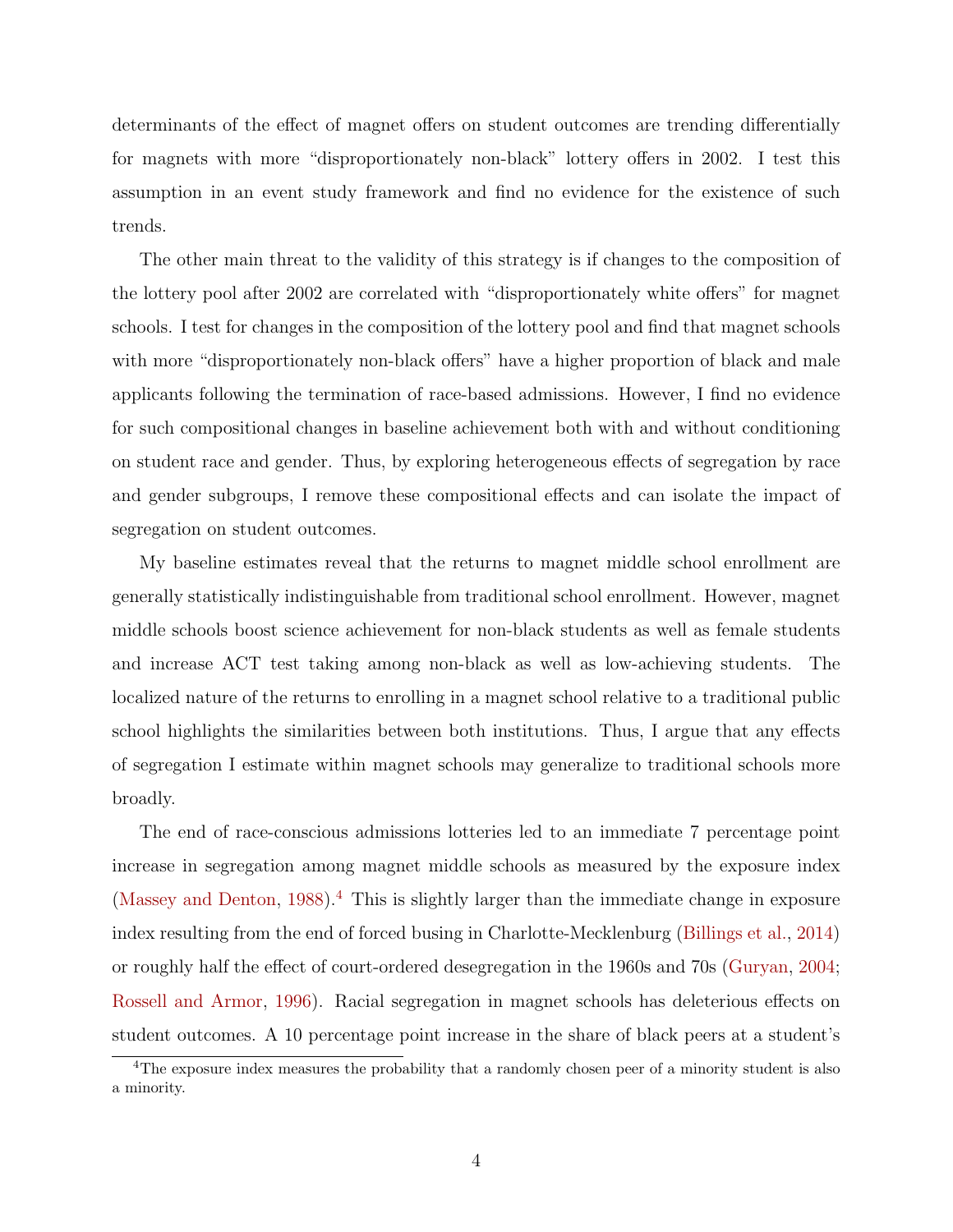determinants of the effect of magnet offers on student outcomes are trending differentially for magnets with more "disproportionately non-black" lottery offers in 2002. I test this assumption in an event study framework and find no evidence for the existence of such trends.

The other main threat to the validity of this strategy is if changes to the composition of the lottery pool after 2002 are correlated with "disproportionately white offers" for magnet schools. I test for changes in the composition of the lottery pool and find that magnet schools with more "disproportionately non-black offers" have a higher proportion of black and male applicants following the termination of race-based admissions. However, I find no evidence for such compositional changes in baseline achievement both with and without conditioning on student race and gender. Thus, by exploring heterogeneous effects of segregation by race and gender subgroups, I remove these compositional effects and can isolate the impact of segregation on student outcomes.

My baseline estimates reveal that the returns to magnet middle school enrollment are generally statistically indistinguishable from traditional school enrollment. However, magnet middle schools boost science achievement for non-black students as well as female students and increase ACT test taking among non-black as well as low-achieving students. The localized nature of the returns to enrolling in a magnet school relative to a traditional public school highlights the similarities between both institutions. Thus, I argue that any effects of segregation I estimate within magnet schools may generalize to traditional schools more broadly.

The end of race-conscious admissions lotteries led to an immediate 7 percentage point increase in segregation among magnet middle schools as measured by the exposure index (Massey and Denton, 1988).[4] This is slightly larger than the immediate change in exposure index resulting from the end of forced busing in Charlotte-Mecklenburg (Billings et al., 2014) or roughly half the effect of court-ordered desegregation in the 1960s and 70s (Guryan, 2004; Rossell and Armor, 1996). Racial segregation in magnet schools has deleterious effects on student outcomes. A 10 percentage point increase in the share of black peers at a student's

[4] The exposure index measures the probability that a randomly chosen peer of a minority student is also a minority.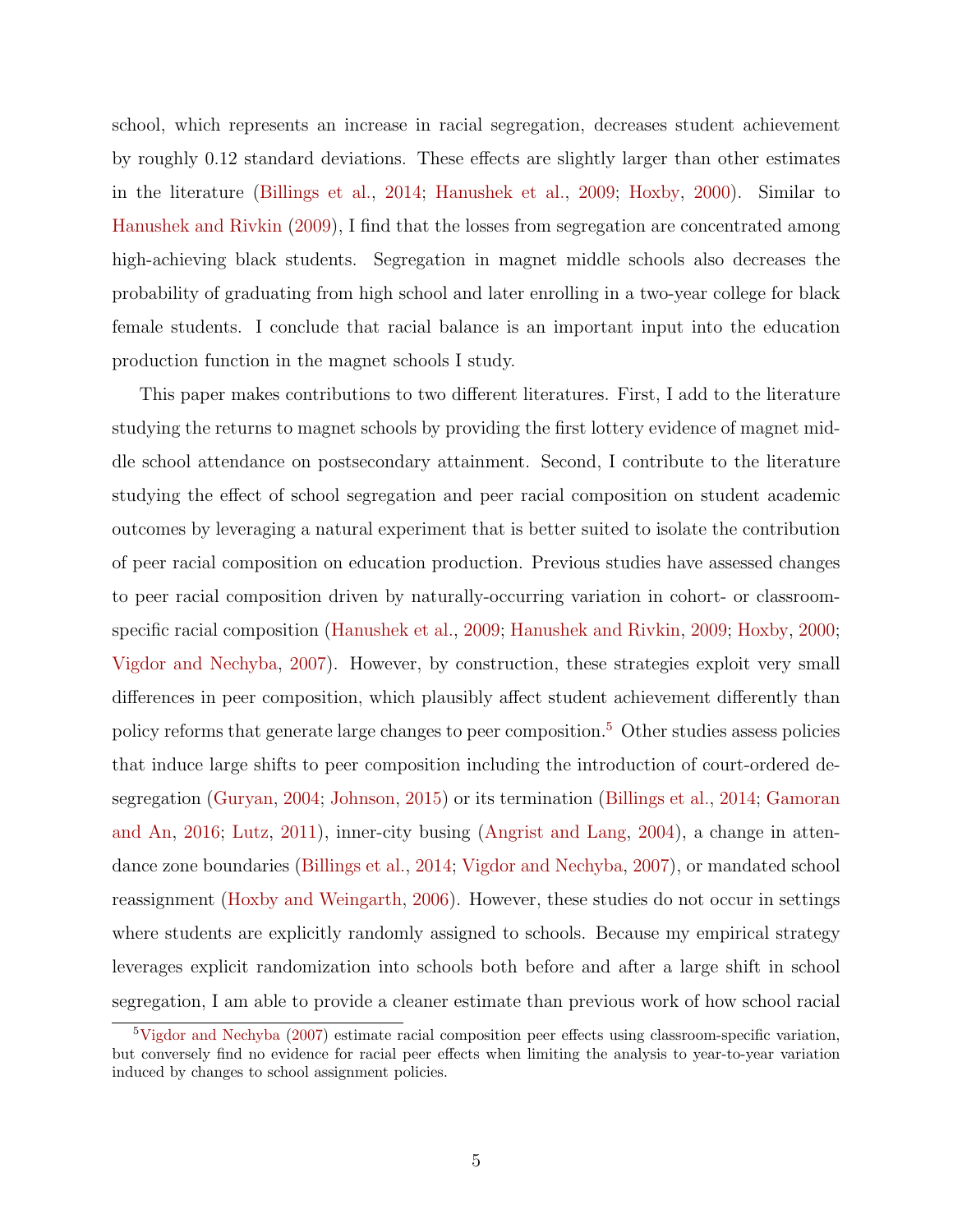school, which represents an increase in racial segregation, decreases student achievement by roughly 0.12 standard deviations. These effects are slightly larger than other estimates in the literature (Billings et al., 2014; Hanushek et al., 2009; Hoxby, 2000). Similar to Hanushek and Rivkin (2009), I find that the losses from segregation are concentrated among high-achieving black students. Segregation in magnet middle schools also decreases the probability of graduating from high school and later enrolling in a two-year college for black female students. I conclude that racial balance is an important input into the education production function in the magnet schools I study.

This paper makes contributions to two different literatures. First, I add to the literature studying the returns to magnet schools by providing the first lottery evidence of magnet middle school attendance on postsecondary attainment. Second, I contribute to the literature studying the effect of school segregation and peer racial composition on student academic outcomes by leveraging a natural experiment that is better suited to isolate the contribution of peer racial composition on education production. Previous studies have assessed changes to peer racial composition driven by naturally-occurring variation in cohort- or classroom-specific racial composition (Hanushek et al., 2009; Hanushek and Rivkin, 2009; Hoxby, 2000; Vigdor and Nechyba, 2007). However, by construction, these strategies exploit very small differences in peer composition, which plausibly affect student achievement differently than policy reforms that generate large changes to peer composition.[5] Other studies assess policies that induce large shifts to peer composition including the introduction of court-ordered desegregation (Guryan, 2004; Johnson, 2015) or its termination (Billings et al., 2014; Gamoran and An, 2016; Lutz, 2011), inner-city busing (Angrist and Lang, 2004), a change in attendance zone boundaries (Billings et al., 2014; Vigdor and Nechyba, 2007), or mandated school reassignment (Hoxby and Weingarth, 2006). However, these studies do not occur in settings where students are explicitly randomly assigned to schools. Because my empirical strategy leverages explicit randomization into schools both before and after a large shift in school segregation, I am able to provide a cleaner estimate than previous work of how school racial

[5] Vigdor and Nechyba (2007) estimate racial composition peer effects using classroom-specific variation, but conversely find no evidence for racial peer effects when limiting the analysis to year-to-year variation induced by changes to school assignment policies.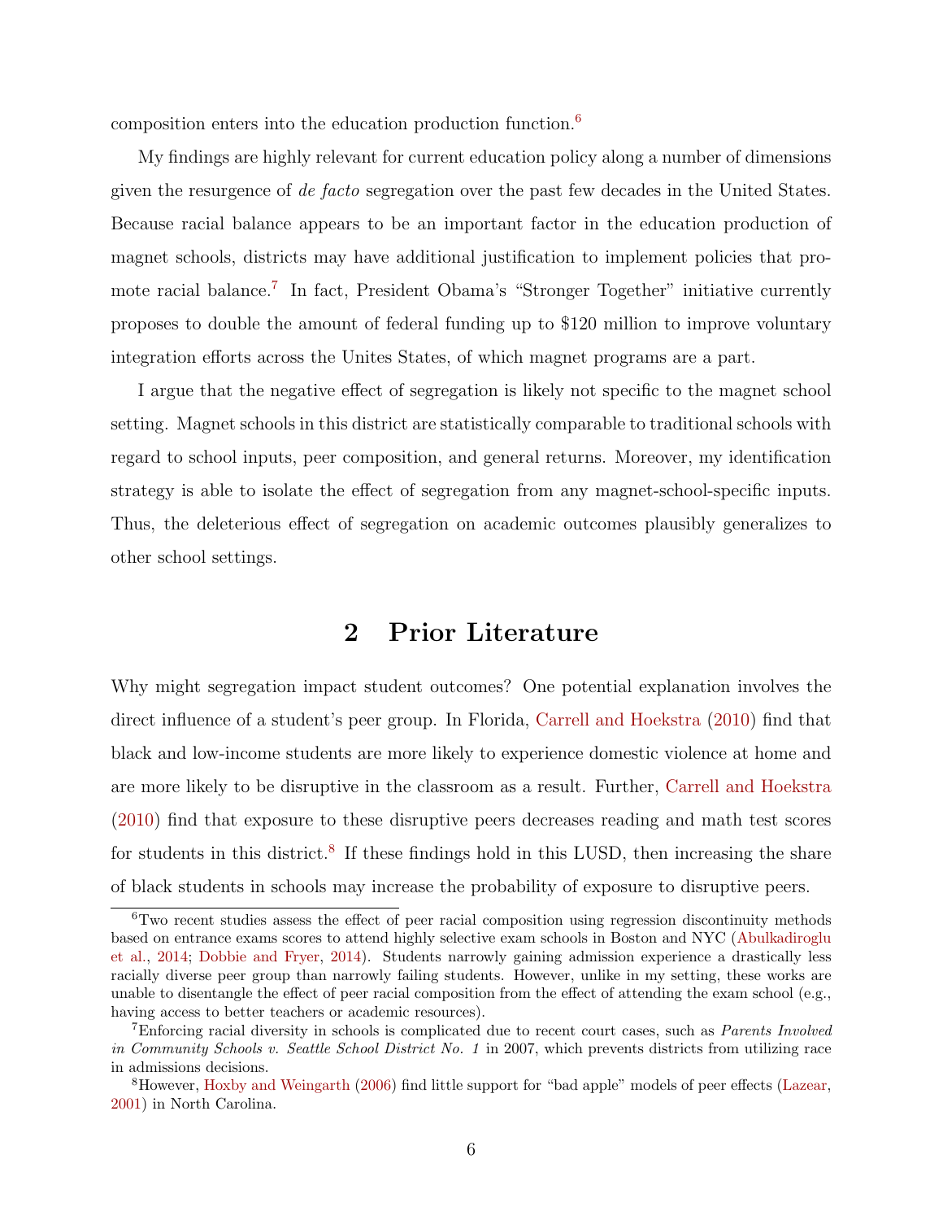composition enters into the education production function.[6]

My findings are highly relevant for current education policy along a number of dimensions given the resurgence of *de facto* segregation over the past few decades in the United States. Because racial balance appears to be an important factor in the education production of magnet schools, districts may have additional justification to implement policies that promote racial balance.[7] In fact, President Obama's "Stronger Together" initiative currently proposes to double the amount of federal funding up to $120 million to improve voluntary integration efforts across the Unites States, of which magnet programs are a part.

I argue that the negative effect of segregation is likely not specific to the magnet school setting. Magnet schools in this district are statistically comparable to traditional schools with regard to school inputs, peer composition, and general returns. Moreover, my identification strategy is able to isolate the effect of segregation from any magnet-school-specific inputs. Thus, the deleterious effect of segregation on academic outcomes plausibly generalizes to other school settings.

## 2 Prior Literature

Why might segregation impact student outcomes? One potential explanation involves the direct influence of a student's peer group. In Florida, Carrell and Hoekstra (2010) find that black and low-income students are more likely to experience domestic violence at home and are more likely to be disruptive in the classroom as a result. Further, Carrell and Hoekstra (2010) find that exposure to these disruptive peers decreases reading and math test scores for students in this district.[8] If these findings hold in this LUSD, then increasing the share of black students in schools may increase the probability of exposure to disruptive peers.

[6] Two recent studies assess the effect of peer racial composition using regression discontinuity methods based on entrance exams scores to attend highly selective exam schools in Boston and NYC (Abulkadiroglu et al., 2014; Dobbie and Fryer, 2014). Students narrowly gaining admission experience a drastically less racially diverse peer group than narrowly failing students. However, unlike in my setting, these works are unable to disentangle the effect of peer racial composition from the effect of attending the exam school (e.g., having access to better teachers or academic resources).

[7] Enforcing racial diversity in schools is complicated due to recent court cases, such as *Parents Involved in Community Schools v. Seattle School District No. 1* in 2007, which prevents districts from utilizing race in admissions decisions.

[8] However, Hoxby and Weingarth (2006) find little support for "bad apple" models of peer effects (Lazear, 2001) in North Carolina.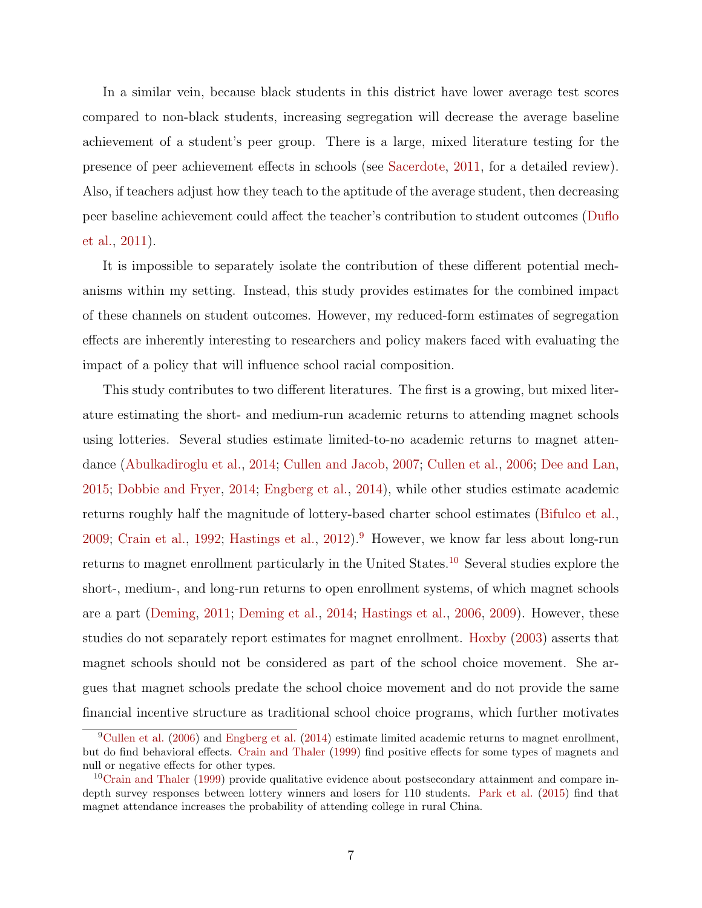In a similar vein, because black students in this district have lower average test scores compared to non-black students, increasing segregation will decrease the average baseline achievement of a student's peer group. There is a large, mixed literature testing for the presence of peer achievement effects in schools (see Sacerdote, 2011, for a detailed review). Also, if teachers adjust how they teach to the aptitude of the average student, then decreasing peer baseline achievement could affect the teacher's contribution to student outcomes (Duflo et al., 2011).

It is impossible to separately isolate the contribution of these different potential mechanisms within my setting. Instead, this study provides estimates for the combined impact of these channels on student outcomes. However, my reduced-form estimates of segregation effects are inherently interesting to researchers and policy makers faced with evaluating the impact of a policy that will influence school racial composition.

This study contributes to two different literatures. The first is a growing, but mixed literature estimating the short- and medium-run academic returns to attending magnet schools using lotteries. Several studies estimate limited-to-no academic returns to magnet attendance (Abulkadiroglu et al., 2014; Cullen and Jacob, 2007; Cullen et al., 2006; Dee and Lan, 2015; Dobbie and Fryer, 2014; Engberg et al., 2014), while other studies estimate academic returns roughly half the magnitude of lottery-based charter school estimates (Bifulco et al., 2009; Crain et al., 1992; Hastings et al., 2012).[9] However, we know far less about long-run returns to magnet enrollment particularly in the United States.[10] Several studies explore the short-, medium-, and long-run returns to open enrollment systems, of which magnet schools are a part (Deming, 2011; Deming et al., 2014; Hastings et al., 2006, 2009). However, these studies do not separately report estimates for magnet enrollment. Hoxby (2003) asserts that magnet schools should not be considered as part of the school choice movement. She argues that magnet schools predate the school choice movement and do not provide the same financial incentive structure as traditional school choice programs, which further motivates

[9] Cullen et al. (2006) and Engberg et al. (2014) estimate limited academic returns to magnet enrollment, but do find behavioral effects. Crain and Thaler (1999) find positive effects for some types of magnets and null or negative effects for other types.

[10] Crain and Thaler (1999) provide qualitative evidence about postsecondary attainment and compare in-depth survey responses between lottery winners and losers for 110 students. Park et al. (2015) find that magnet attendance increases the probability of attending college in rural China.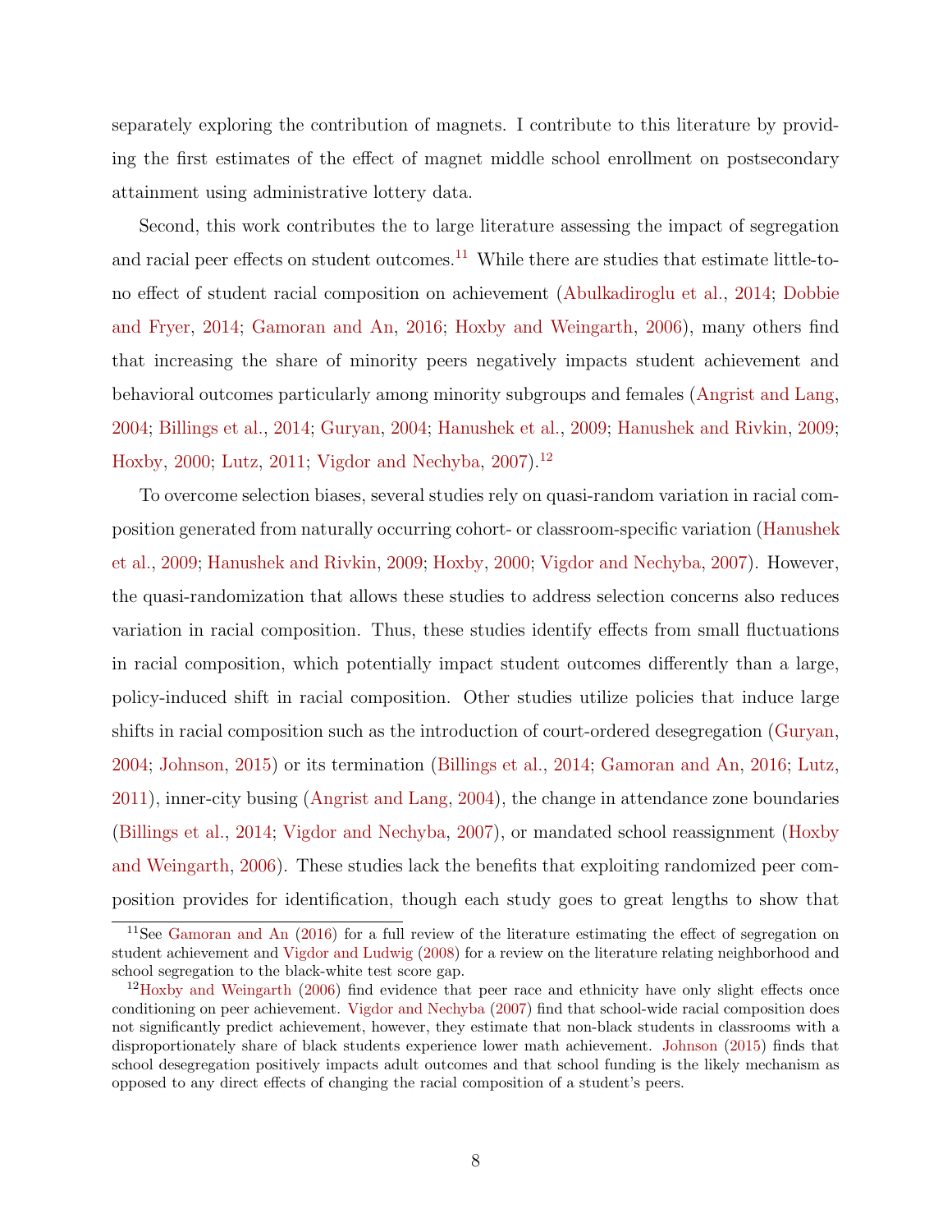separately exploring the contribution of magnets. I contribute to this literature by providing the first estimates of the effect of magnet middle school enrollment on postsecondary attainment using administrative lottery data.

Second, this work contributes the to large literature assessing the impact of segregation and racial peer effects on student outcomes.[11] While there are studies that estimate little-to-no effect of student racial composition on achievement (Abulkadiroglu et al., 2014; Dobbie and Fryer, 2014; Gamoran and An, 2016; Hoxby and Weingarth, 2006), many others find that increasing the share of minority peers negatively impacts student achievement and behavioral outcomes particularly among minority subgroups and females (Angrist and Lang, 2004; Billings et al., 2014; Guryan, 2004; Hanushek et al., 2009; Hanushek and Rivkin, 2009; Hoxby, 2000; Lutz, 2011; Vigdor and Nechyba, 2007).[12]

To overcome selection biases, several studies rely on quasi-random variation in racial composition generated from naturally occurring cohort- or classroom-specific variation (Hanushek et al., 2009; Hanushek and Rivkin, 2009; Hoxby, 2000; Vigdor and Nechyba, 2007). However, the quasi-randomization that allows these studies to address selection concerns also reduces variation in racial composition. Thus, these studies identify effects from small fluctuations in racial composition, which potentially impact student outcomes differently than a large, policy-induced shift in racial composition. Other studies utilize policies that induce large shifts in racial composition such as the introduction of court-ordered desegregation (Guryan, 2004; Johnson, 2015) or its termination (Billings et al., 2014; Gamoran and An, 2016; Lutz, 2011), inner-city busing (Angrist and Lang, 2004), the change in attendance zone boundaries (Billings et al., 2014; Vigdor and Nechyba, 2007), or mandated school reassignment (Hoxby and Weingarth, 2006). These studies lack the benefits that exploiting randomized peer composition provides for identification, though each study goes to great lengths to show that

[11] See Gamoran and An (2016) for a full review of the literature estimating the effect of segregation on student achievement and Vigdor and Ludwig (2008) for a review on the literature relating neighborhood and school segregation to the black-white test score gap.

[12] Hoxby and Weingarth (2006) find evidence that peer race and ethnicity have only slight effects once conditioning on peer achievement. Vigdor and Nechyba (2007) find that school-wide racial composition does not significantly predict achievement, however, they estimate that non-black students in classrooms with a disproportionately share of black students experience lower math achievement. Johnson (2015) finds that school desegregation positively impacts adult outcomes and that school funding is the likely mechanism as opposed to any direct effects of changing the racial composition of a student's peers.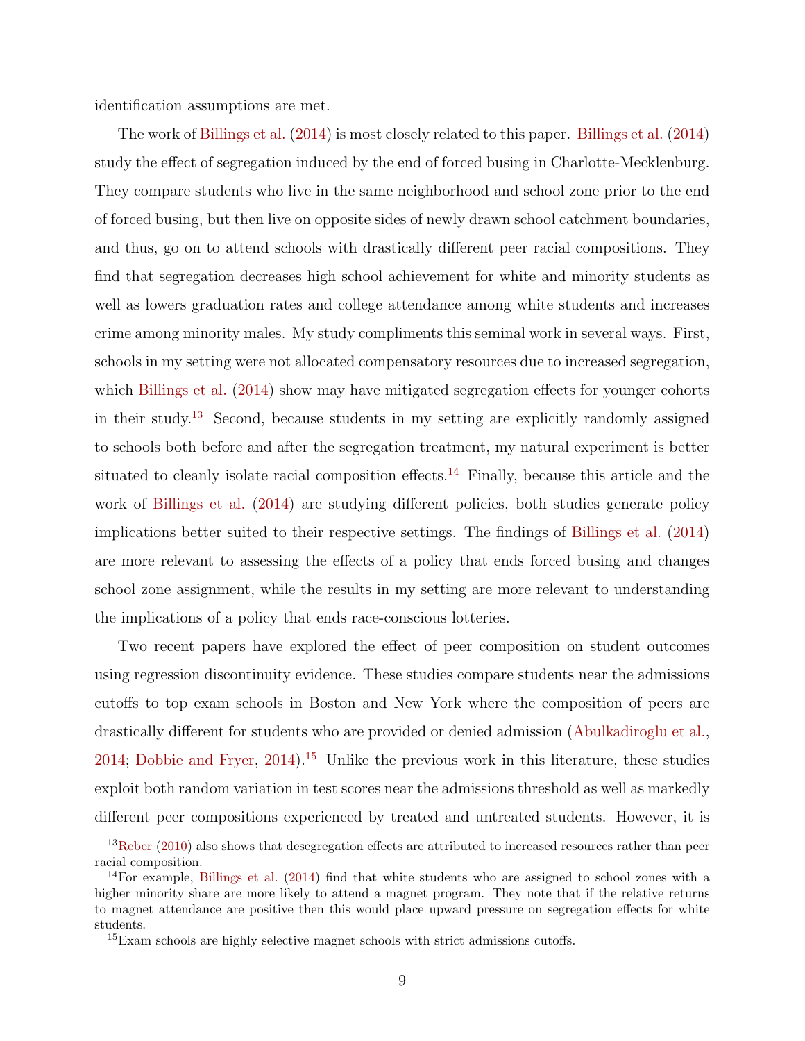identification assumptions are met.

The work of Billings et al. (2014) is most closely related to this paper. Billings et al. (2014) study the effect of segregation induced by the end of forced busing in Charlotte-Mecklenburg. They compare students who live in the same neighborhood and school zone prior to the end of forced busing, but then live on opposite sides of newly drawn school catchment boundaries, and thus, go on to attend schools with drastically different peer racial compositions. They find that segregation decreases high school achievement for white and minority students as well as lowers graduation rates and college attendance among white students and increases crime among minority males. My study compliments this seminal work in several ways. First, schools in my setting were not allocated compensatory resources due to increased segregation, which Billings et al. (2014) show may have mitigated segregation effects for younger cohorts in their study.[13] Second, because students in my setting are explicitly randomly assigned to schools both before and after the segregation treatment, my natural experiment is better situated to cleanly isolate racial composition effects.[14] Finally, because this article and the work of Billings et al. (2014) are studying different policies, both studies generate policy implications better suited to their respective settings. The findings of Billings et al. (2014) are more relevant to assessing the effects of a policy that ends forced busing and changes school zone assignment, while the results in my setting are more relevant to understanding the implications of a policy that ends race-conscious lotteries.

Two recent papers have explored the effect of peer composition on student outcomes using regression discontinuity evidence. These studies compare students near the admissions cutoffs to top exam schools in Boston and New York where the composition of peers are drastically different for students who are provided or denied admission (Abulkadiroglu et al., 2014; Dobbie and Fryer, 2014).[15] Unlike the previous work in this literature, these studies exploit both random variation in test scores near the admissions threshold as well as markedly different peer compositions experienced by treated and untreated students. However, it is

[13] Reber (2010) also shows that desegregation effects are attributed to increased resources rather than peer racial composition.

[14] For example, Billings et al. (2014) find that white students who are assigned to school zones with a higher minority share are more likely to attend a magnet program. They note that if the relative returns to magnet attendance are positive then this would place upward pressure on segregation effects for white students.

[15] Exam schools are highly selective magnet schools with strict admissions cutoffs.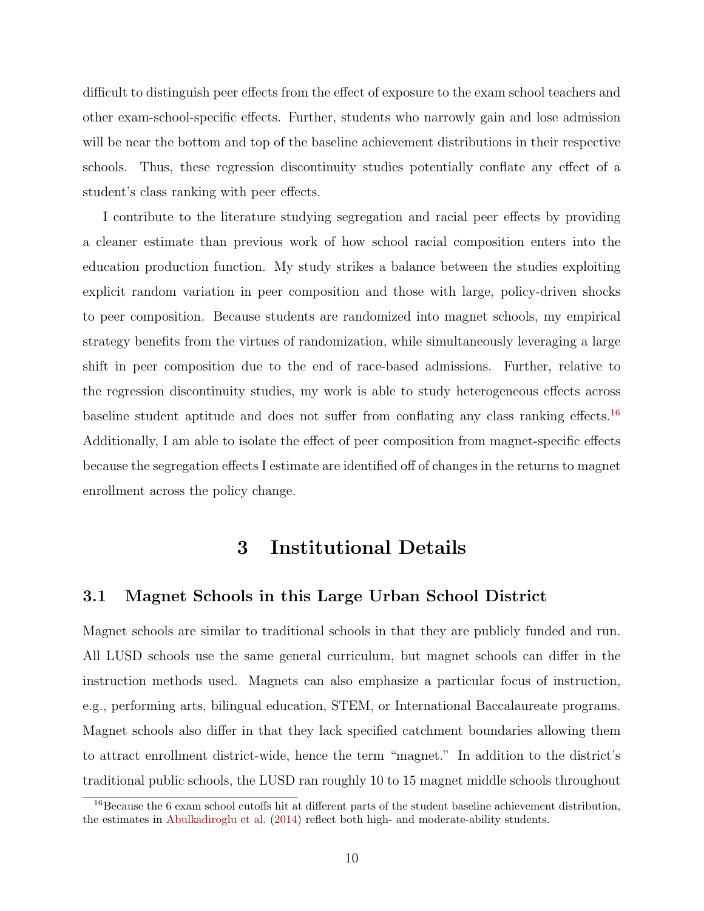difficult to distinguish peer effects from the effect of exposure to the exam school teachers and other exam-school-specific effects. Further, students who narrowly gain and lose admission will be near the bottom and top of the baseline achievement distributions in their respective schools. Thus, these regression discontinuity studies potentially conflate any effect of a student's class ranking with peer effects.

I contribute to the literature studying segregation and racial peer effects by providing a cleaner estimate than previous work of how school racial composition enters into the education production function. My study strikes a balance between the studies exploiting explicit random variation in peer composition and those with large, policy-driven shocks to peer composition. Because students are randomized into magnet schools, my empirical strategy benefits from the virtues of randomization, while simultaneously leveraging a large shift in peer composition due to the end of race-based admissions. Further, relative to the regression discontinuity studies, my work is able to study heterogeneous effects across baseline student aptitude and does not suffer from conflating any class ranking effects.[16] Additionally, I am able to isolate the effect of peer composition from magnet-specific effects because the segregation effects I estimate are identified off of changes in the returns to magnet enrollment across the policy change.

# 3 Institutional Details

## 3.1 Magnet Schools in this Large Urban School District

Magnet schools are similar to traditional schools in that they are publicly funded and run. All LUSD schools use the same general curriculum, but magnet schools can differ in the instruction methods used. Magnets can also emphasize a particular focus of instruction, e.g., performing arts, bilingual education, STEM, or International Baccalaureate programs. Magnet schools also differ in that they lack specified catchment boundaries allowing them to attract enrollment district-wide, hence the term "magnet." In addition to the district's traditional public schools, the LUSD ran roughly 10 to 15 magnet middle schools throughout

[16] Because the 6 exam school cutoffs hit at different parts of the student baseline achievement distribution, the estimates in Abulkadiroglu et al. (2014) reflect both high- and moderate-ability students.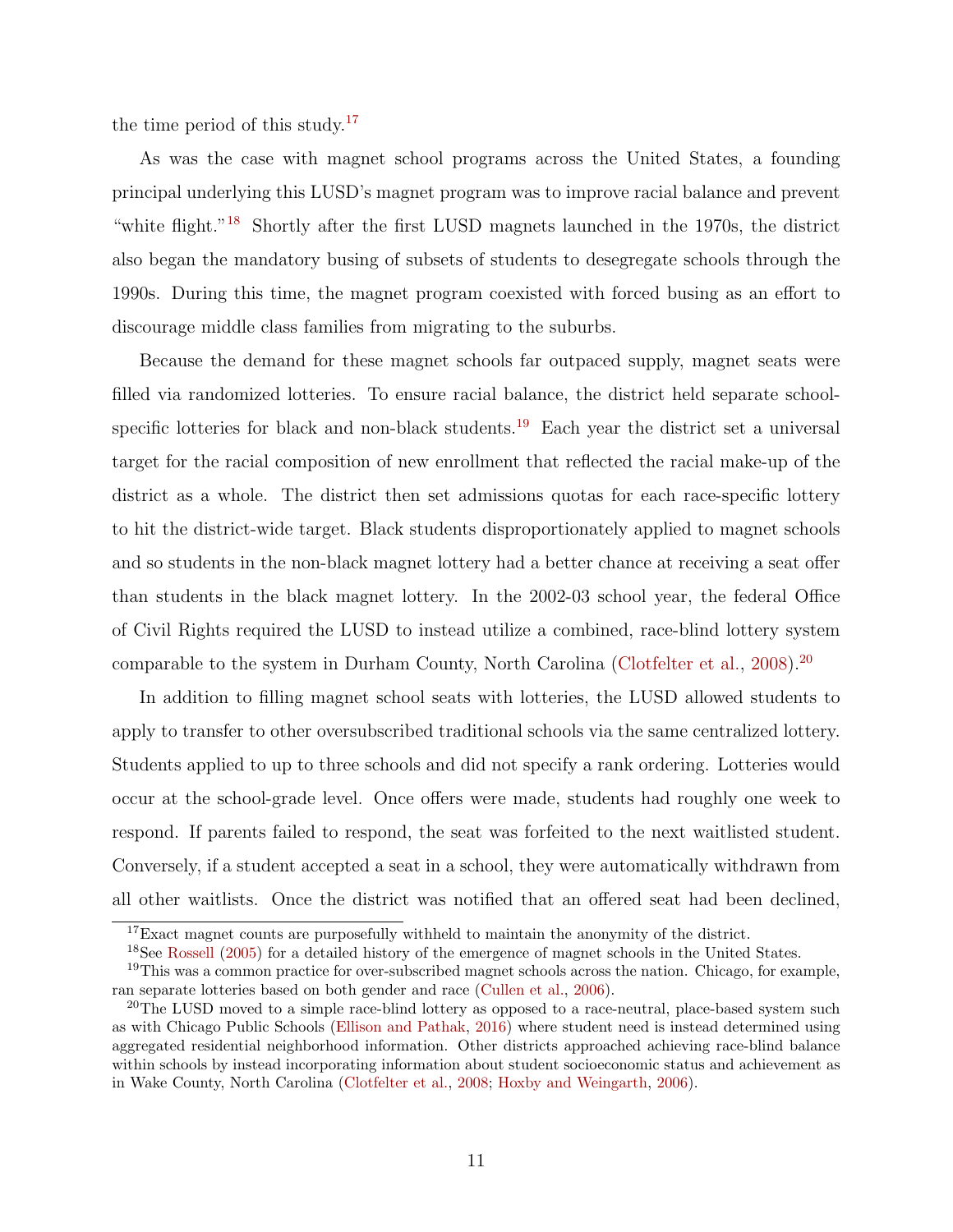the time period of this study.[17]

As was the case with magnet school programs across the United States, a founding principal underlying this LUSD's magnet program was to improve racial balance and prevent "white flight."[18] Shortly after the first LUSD magnets launched in the 1970s, the district also began the mandatory busing of subsets of students to desegregate schools through the 1990s. During this time, the magnet program coexisted with forced busing as an effort to discourage middle class families from migrating to the suburbs.

Because the demand for these magnet schools far outpaced supply, magnet seats were filled via randomized lotteries. To ensure racial balance, the district held separate school-specific lotteries for black and non-black students.[19] Each year the district set a universal target for the racial composition of new enrollment that reflected the racial make-up of the district as a whole. The district then set admissions quotas for each race-specific lottery to hit the district-wide target. Black students disproportionately applied to magnet schools and so students in the non-black magnet lottery had a better chance at receiving a seat offer than students in the black magnet lottery. In the 2002-03 school year, the federal Office of Civil Rights required the LUSD to instead utilize a combined, race-blind lottery system comparable to the system in Durham County, North Carolina (Clotfelter et al., 2008).[20]

In addition to filling magnet school seats with lotteries, the LUSD allowed students to apply to transfer to other oversubscribed traditional schools via the same centralized lottery. Students applied to up to three schools and did not specify a rank ordering. Lotteries would occur at the school-grade level. Once offers were made, students had roughly one week to respond. If parents failed to respond, the seat was forfeited to the next waitlisted student. Conversely, if a student accepted a seat in a school, they were automatically withdrawn from all other waitlists. Once the district was notified that an offered seat had been declined,

[17] Exact magnet counts are purposefully withheld to maintain the anonymity of the district.

[18] See Rossell (2005) for a detailed history of the emergence of magnet schools in the United States.

[19] This was a common practice for over-subscribed magnet schools across the nation. Chicago, for example, ran separate lotteries based on both gender and race (Cullen et al., 2006).

[20] The LUSD moved to a simple race-blind lottery as opposed to a race-neutral, place-based system such as with Chicago Public Schools (Ellison and Pathak, 2016) where student need is instead determined using aggregated residential neighborhood information. Other districts approached achieving race-blind balance within schools by instead incorporating information about student socioeconomic status and achievement as in Wake County, North Carolina (Clotfelter et al., 2008; Hoxby and Weingarth, 2006).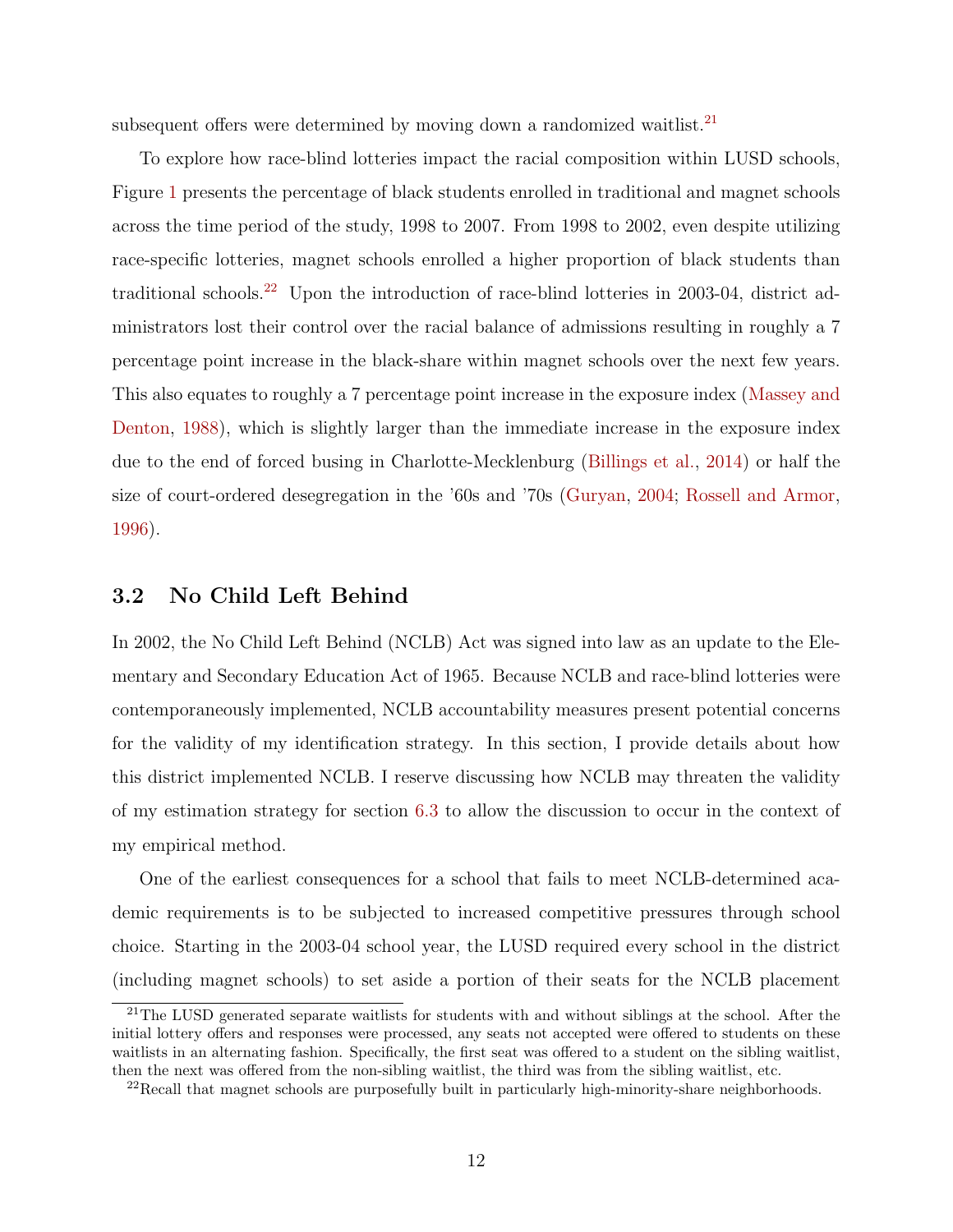subsequent offers were determined by moving down a randomized waitlist.[21]

To explore how race-blind lotteries impact the racial composition within LUSD schools, Figure 1 presents the percentage of black students enrolled in traditional and magnet schools across the time period of the study, 1998 to 2007. From 1998 to 2002, even despite utilizing race-specific lotteries, magnet schools enrolled a higher proportion of black students than traditional schools.[22] Upon the introduction of race-blind lotteries in 2003-04, district administrators lost their control over the racial balance of admissions resulting in roughly a 7 percentage point increase in the black-share within magnet schools over the next few years. This also equates to roughly a 7 percentage point increase in the exposure index (Massey and Denton, 1988), which is slightly larger than the immediate increase in the exposure index due to the end of forced busing in Charlotte-Mecklenburg (Billings et al., 2014) or half the size of court-ordered desegregation in the '60s and '70s (Guryan, 2004; Rossell and Armor, 1996).

## 3.2 No Child Left Behind

In 2002, the No Child Left Behind (NCLB) Act was signed into law as an update to the Elementary and Secondary Education Act of 1965. Because NCLB and race-blind lotteries were contemporaneously implemented, NCLB accountability measures present potential concerns for the validity of my identification strategy. In this section, I provide details about how this district implemented NCLB. I reserve discussing how NCLB may threaten the validity of my estimation strategy for section 6.3 to allow the discussion to occur in the context of my empirical method.

One of the earliest consequences for a school that fails to meet NCLB-determined academic requirements is to be subjected to increased competitive pressures through school choice. Starting in the 2003-04 school year, the LUSD required every school in the district (including magnet schools) to set aside a portion of their seats for the NCLB placement

[21] The LUSD generated separate waitlists for students with and without siblings at the school. After the initial lottery offers and responses were processed, any seats not accepted were offered to students on these waitlists in an alternating fashion. Specifically, the first seat was offered to a student on the sibling waitlist, then the next was offered from the non-sibling waitlist, the third was from the sibling waitlist, etc.

[22] Recall that magnet schools are purposefully built in particularly high-minority-share neighborhoods.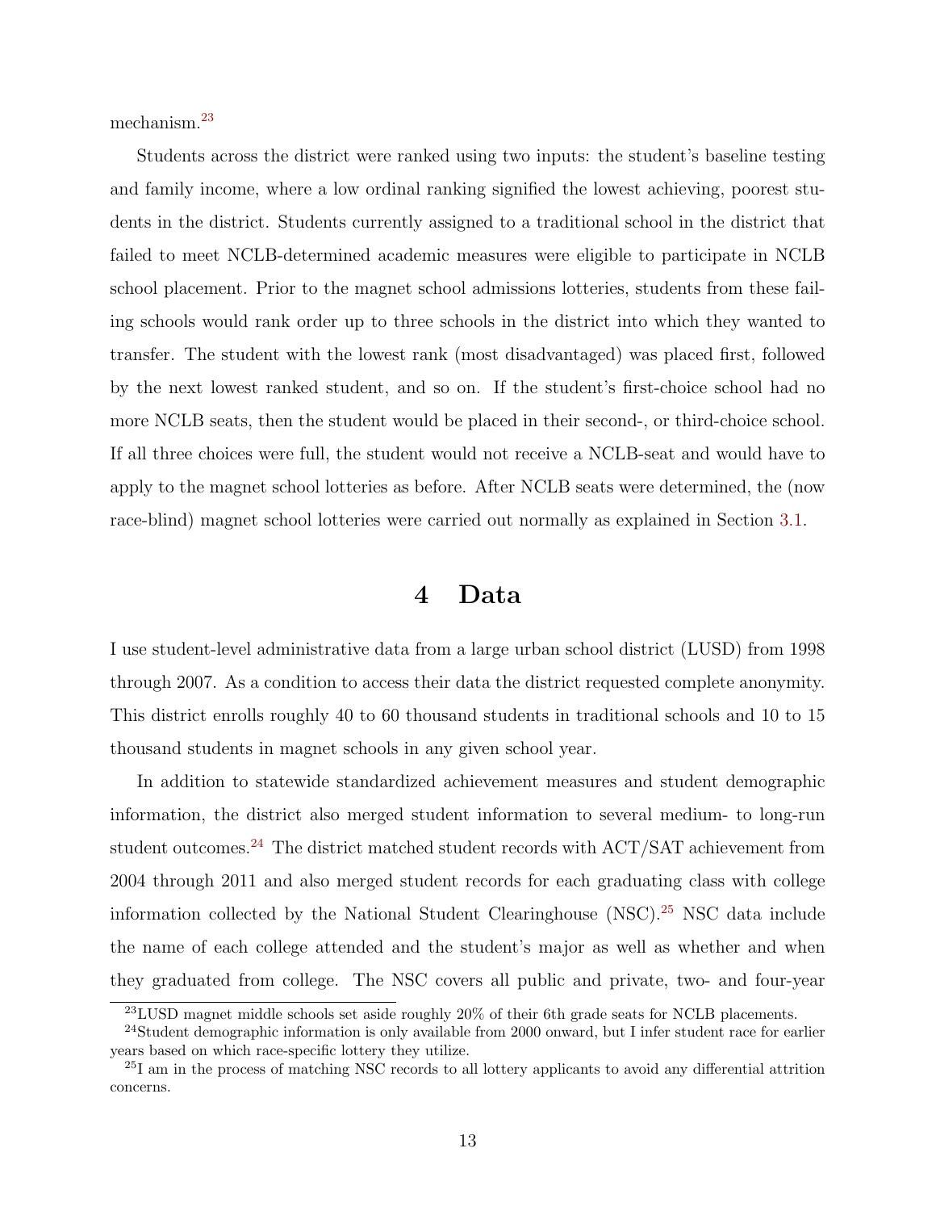mechanism.[23]

Students across the district were ranked using two inputs: the student's baseline testing and family income, where a low ordinal ranking signified the lowest achieving, poorest students in the district. Students currently assigned to a traditional school in the district that failed to meet NCLB-determined academic measures were eligible to participate in NCLB school placement. Prior to the magnet school admissions lotteries, students from these failing schools would rank order up to three schools in the district into which they wanted to transfer. The student with the lowest rank (most disadvantaged) was placed first, followed by the next lowest ranked student, and so on. If the student's first-choice school had no more NCLB seats, then the student would be placed in their second-, or third-choice school. If all three choices were full, the student would not receive a NCLB-seat and would have to apply to the magnet school lotteries as before. After NCLB seats were determined, the (now race-blind) magnet school lotteries were carried out normally as explained in Section 3.1.

# 4 Data

I use student-level administrative data from a large urban school district (LUSD) from 1998 through 2007. As a condition to access their data the district requested complete anonymity. This district enrolls roughly 40 to 60 thousand students in traditional schools and 10 to 15 thousand students in magnet schools in any given school year.

In addition to statewide standardized achievement measures and student demographic information, the district also merged student information to several medium- to long-run student outcomes.[24] The district matched student records with ACT/SAT achievement from 2004 through 2011 and also merged student records for each graduating class with college information collected by the National Student Clearinghouse (NSC).[25] NSC data include the name of each college attended and the student's major as well as whether and when they graduated from college. The NSC covers all public and private, two- and four-year

[23] LUSD magnet middle schools set aside roughly 20% of their 6th grade seats for NCLB placements.

[24] Student demographic information is only available from 2000 onward, but I infer student race for earlier years based on which race-specific lottery they utilize.

[25] I am in the process of matching NSC records to all lottery applicants to avoid any differential attrition concerns.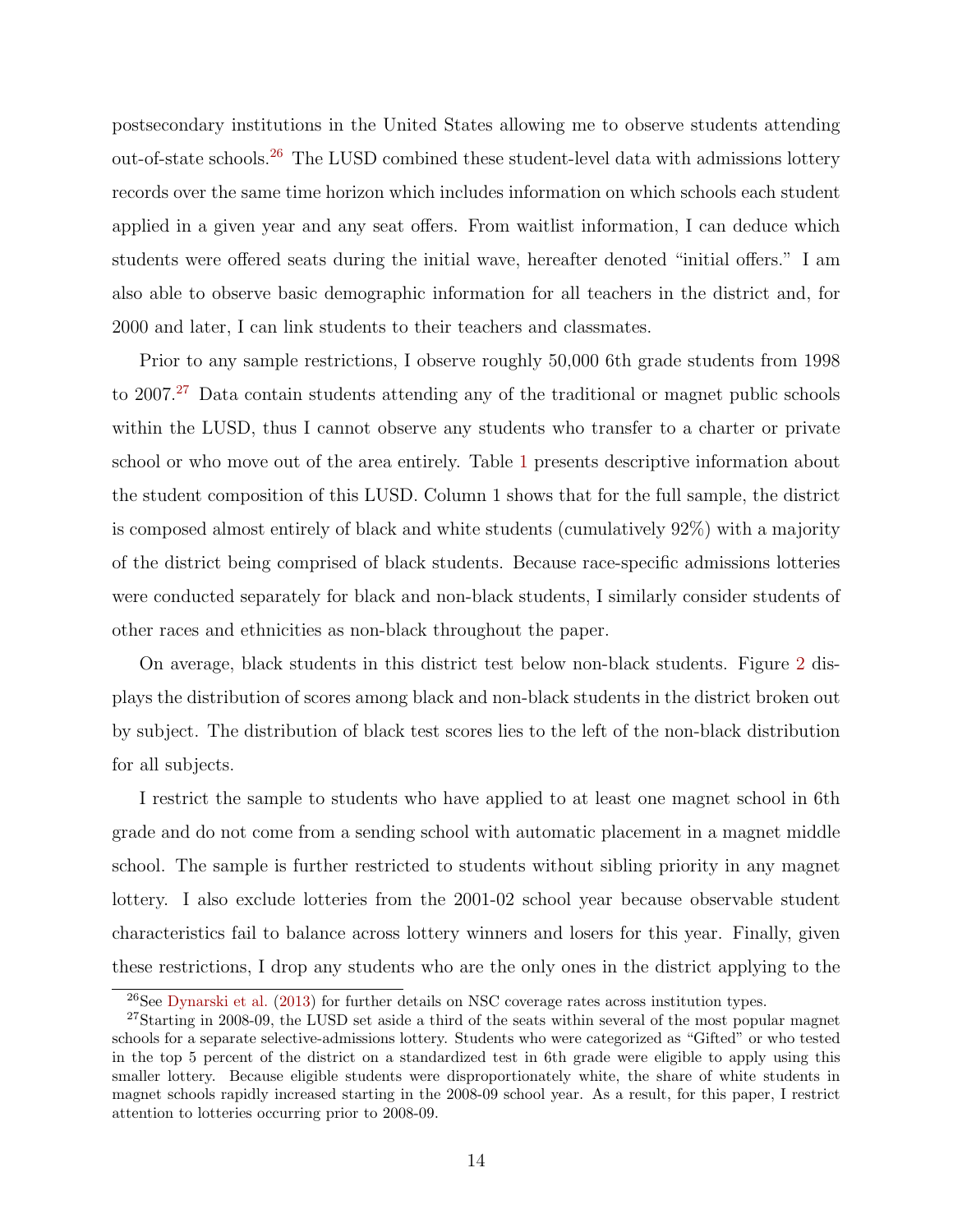postsecondary institutions in the United States allowing me to observe students attending out-of-state schools.[26] The LUSD combined these student-level data with admissions lottery records over the same time horizon which includes information on which schools each student applied in a given year and any seat offers. From waitlist information, I can deduce which students were offered seats during the initial wave, hereafter denoted "initial offers." I am also able to observe basic demographic information for all teachers in the district and, for 2000 and later, I can link students to their teachers and classmates.

Prior to any sample restrictions, I observe roughly 50,000 6th grade students from 1998 to 2007.[27] Data contain students attending any of the traditional or magnet public schools within the LUSD, thus I cannot observe any students who transfer to a charter or private school or who move out of the area entirely. Table 1 presents descriptive information about the student composition of this LUSD. Column 1 shows that for the full sample, the district is composed almost entirely of black and white students (cumulatively 92%) with a majority of the district being comprised of black students. Because race-specific admissions lotteries were conducted separately for black and non-black students, I similarly consider students of other races and ethnicities as non-black throughout the paper.

On average, black students in this district test below non-black students. Figure 2 displays the distribution of scores among black and non-black students in the district broken out by subject. The distribution of black test scores lies to the left of the non-black distribution for all subjects.

I restrict the sample to students who have applied to at least one magnet school in 6th grade and do not come from a sending school with automatic placement in a magnet middle school. The sample is further restricted to students without sibling priority in any magnet lottery. I also exclude lotteries from the 2001-02 school year because observable student characteristics fail to balance across lottery winners and losers for this year. Finally, given these restrictions, I drop any students who are the only ones in the district applying to the

[26] See Dynarski et al. (2013) for further details on NSC coverage rates across institution types.

[27] Starting in 2008-09, the LUSD set aside a third of the seats within several of the most popular magnet schools for a separate selective-admissions lottery. Students who were categorized as "Gifted" or who tested in the top 5 percent of the district on a standardized test in 6th grade were eligible to apply using this smaller lottery. Because eligible students were disproportionately white, the share of white students in magnet schools rapidly increased starting in the 2008-09 school year. As a result, for this paper, I restrict attention to lotteries occurring prior to 2008-09.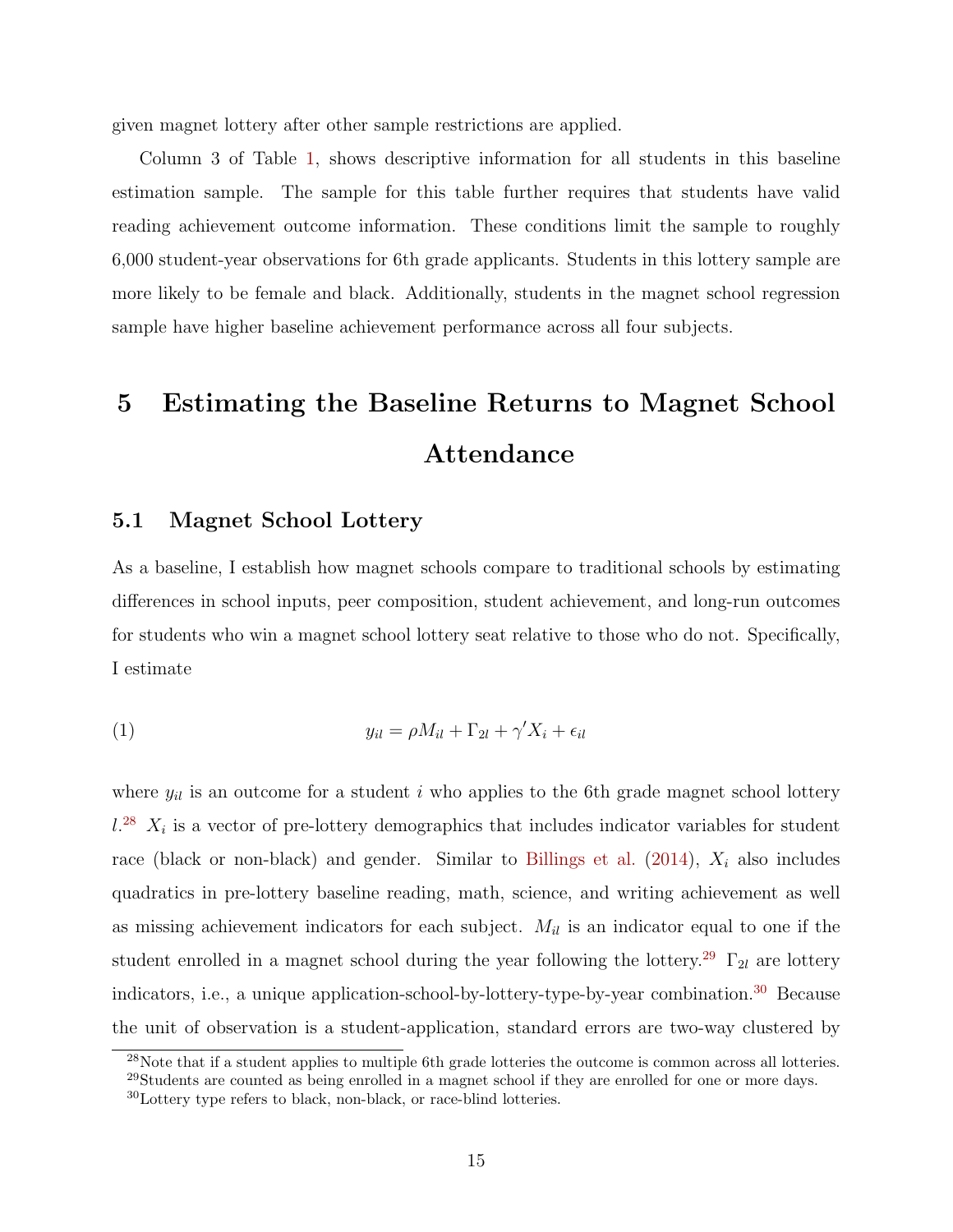given magnet lottery after other sample restrictions are applied.

Column 3 of Table 1, shows descriptive information for all students in this baseline estimation sample. The sample for this table further requires that students have valid reading achievement outcome information. These conditions limit the sample to roughly 6,000 student-year observations for 6th grade applicants. Students in this lottery sample are more likely to be female and black. Additionally, students in the magnet school regression sample have higher baseline achievement performance across all four subjects.

# 5 Estimating the Baseline Returns to Magnet School Attendance

## 5.1 Magnet School Lottery

As a baseline, I establish how magnet schools compare to traditional schools by estimating differences in school inputs, peer composition, student achievement, and long-run outcomes for students who win a magnet school lottery seat relative to those who do not. Specifically, I estimate

$$y_{il} = \rho M_{il} + \Gamma_{2l} + \gamma' X_i + \epsilon_{il} \tag{1}$$

where $y_{il}$ is an outcome for a student $i$ who applies to the 6th grade magnet school lottery $l$.[28] $X_i$ is a vector of pre-lottery demographics that includes indicator variables for student race (black or non-black) and gender. Similar to Billings et al. (2014), $X_i$ also includes quadratics in pre-lottery baseline reading, math, science, and writing achievement as well as missing achievement indicators for each subject. $M_{il}$ is an indicator equal to one if the student enrolled in a magnet school during the year following the lottery.[29] $\Gamma_{2l}$ are lottery indicators, i.e., a unique application-school-by-lottery-type-by-year combination.[30] Because the unit of observation is a student-application, standard errors are two-way clustered by

[28] Note that if a student applies to multiple 6th grade lotteries the outcome is common across all lotteries.

[29] Students are counted as being enrolled in a magnet school if they are enrolled for one or more days.

[30] Lottery type refers to black, non-black, or race-blind lotteries.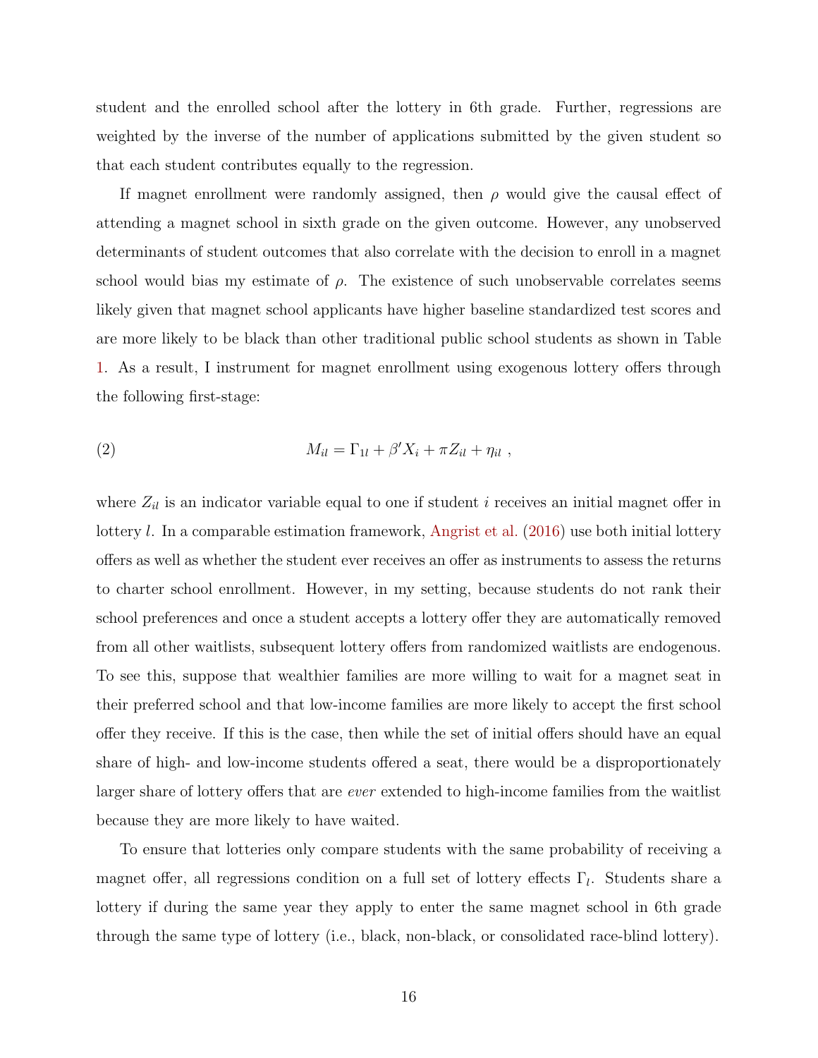student and the enrolled school after the lottery in 6th grade. Further, regressions are weighted by the inverse of the number of applications submitted by the given student so that each student contributes equally to the regression.

If magnet enrollment were randomly assigned, then $\rho$ would give the causal effect of attending a magnet school in sixth grade on the given outcome. However, any unobserved determinants of student outcomes that also correlate with the decision to enroll in a magnet school would bias my estimate of $\rho$. The existence of such unobservable correlates seems likely given that magnet school applicants have higher baseline standardized test scores and are more likely to be black than other traditional public school students as shown in Table 1. As a result, I instrument for magnet enrollment using exogenous lottery offers through the following first-stage:

$$M_{il} = \Gamma_{1l} + \beta' X_i + \pi Z_{il} + \eta_{il} \ , \tag{2}$$

where $Z_{il}$ is an indicator variable equal to one if student $i$ receives an initial magnet offer in lottery $l$. In a comparable estimation framework, Angrist et al. (2016) use both initial lottery offers as well as whether the student ever receives an offer as instruments to assess the returns to charter school enrollment. However, in my setting, because students do not rank their school preferences and once a student accepts a lottery offer they are automatically removed from all other waitlists, subsequent lottery offers from randomized waitlists are endogenous. To see this, suppose that wealthier families are more willing to wait for a magnet seat in their preferred school and that low-income families are more likely to accept the first school offer they receive. If this is the case, then while the set of initial offers should have an equal share of high- and low-income students offered a seat, there would be a disproportionately larger share of lottery offers that are *ever* extended to high-income families from the waitlist because they are more likely to have waited.

To ensure that lotteries only compare students with the same probability of receiving a magnet offer, all regressions condition on a full set of lottery effects $\Gamma_l$. Students share a lottery if during the same year they apply to enter the same magnet school in 6th grade through the same type of lottery (i.e., black, non-black, or consolidated race-blind lottery).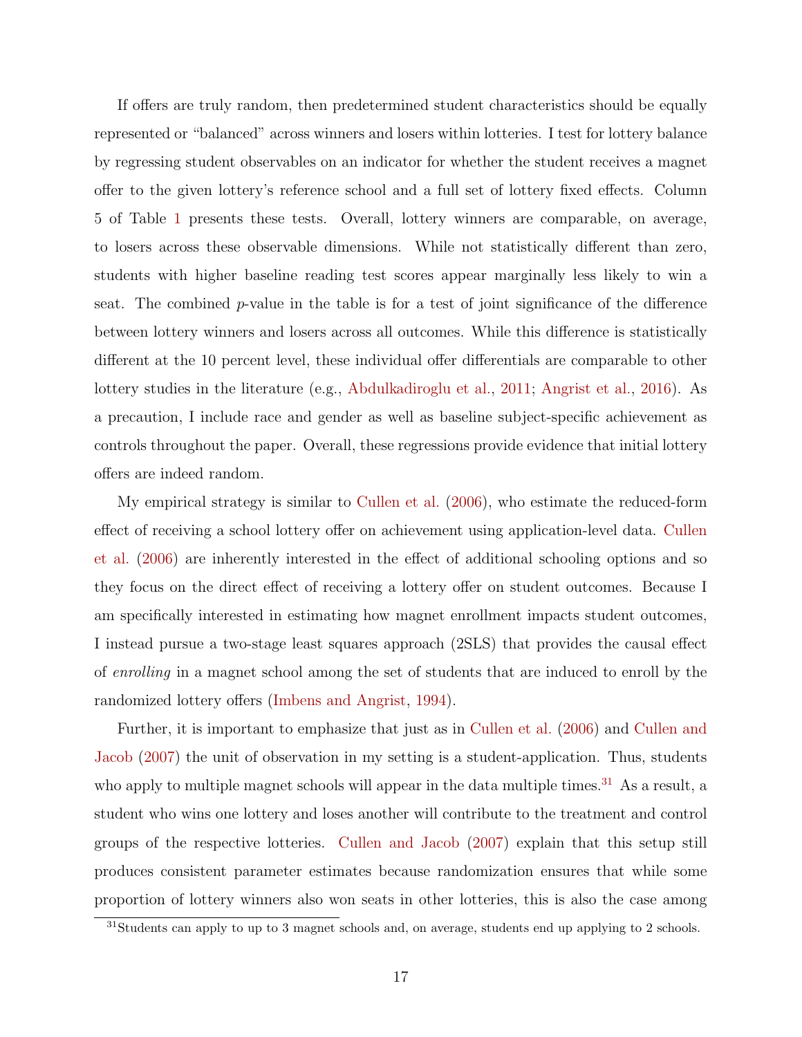If offers are truly random, then predetermined student characteristics should be equally represented or "balanced" across winners and losers within lotteries. I test for lottery balance by regressing student observables on an indicator for whether the student receives a magnet offer to the given lottery's reference school and a full set of lottery fixed effects. Column 5 of Table 1 presents these tests. Overall, lottery winners are comparable, on average, to losers across these observable dimensions. While not statistically different than zero, students with higher baseline reading test scores appear marginally less likely to win a seat. The combined $p$-value in the table is for a test of joint significance of the difference between lottery winners and losers across all outcomes. While this difference is statistically different at the 10 percent level, these individual offer differentials are comparable to other lottery studies in the literature (e.g., Abdulkadiroglu et al., 2011; Angrist et al., 2016). As a precaution, I include race and gender as well as baseline subject-specific achievement as controls throughout the paper. Overall, these regressions provide evidence that initial lottery offers are indeed random.

My empirical strategy is similar to Cullen et al. (2006), who estimate the reduced-form effect of receiving a school lottery offer on achievement using application-level data. Cullen et al. (2006) are inherently interested in the effect of additional schooling options and so they focus on the direct effect of receiving a lottery offer on student outcomes. Because I am specifically interested in estimating how magnet enrollment impacts student outcomes, I instead pursue a two-stage least squares approach (2SLS) that provides the causal effect of *enrolling* in a magnet school among the set of students that are induced to enroll by the randomized lottery offers (Imbens and Angrist, 1994).

Further, it is important to emphasize that just as in Cullen et al. (2006) and Cullen and Jacob (2007) the unit of observation in my setting is a student-application. Thus, students who apply to multiple magnet schools will appear in the data multiple times.[31] As a result, a student who wins one lottery and loses another will contribute to the treatment and control groups of the respective lotteries. Cullen and Jacob (2007) explain that this setup still produces consistent parameter estimates because randomization ensures that while some proportion of lottery winners also won seats in other lotteries, this is also the case among

[31] Students can apply to up to 3 magnet schools and, on average, students end up applying to 2 schools.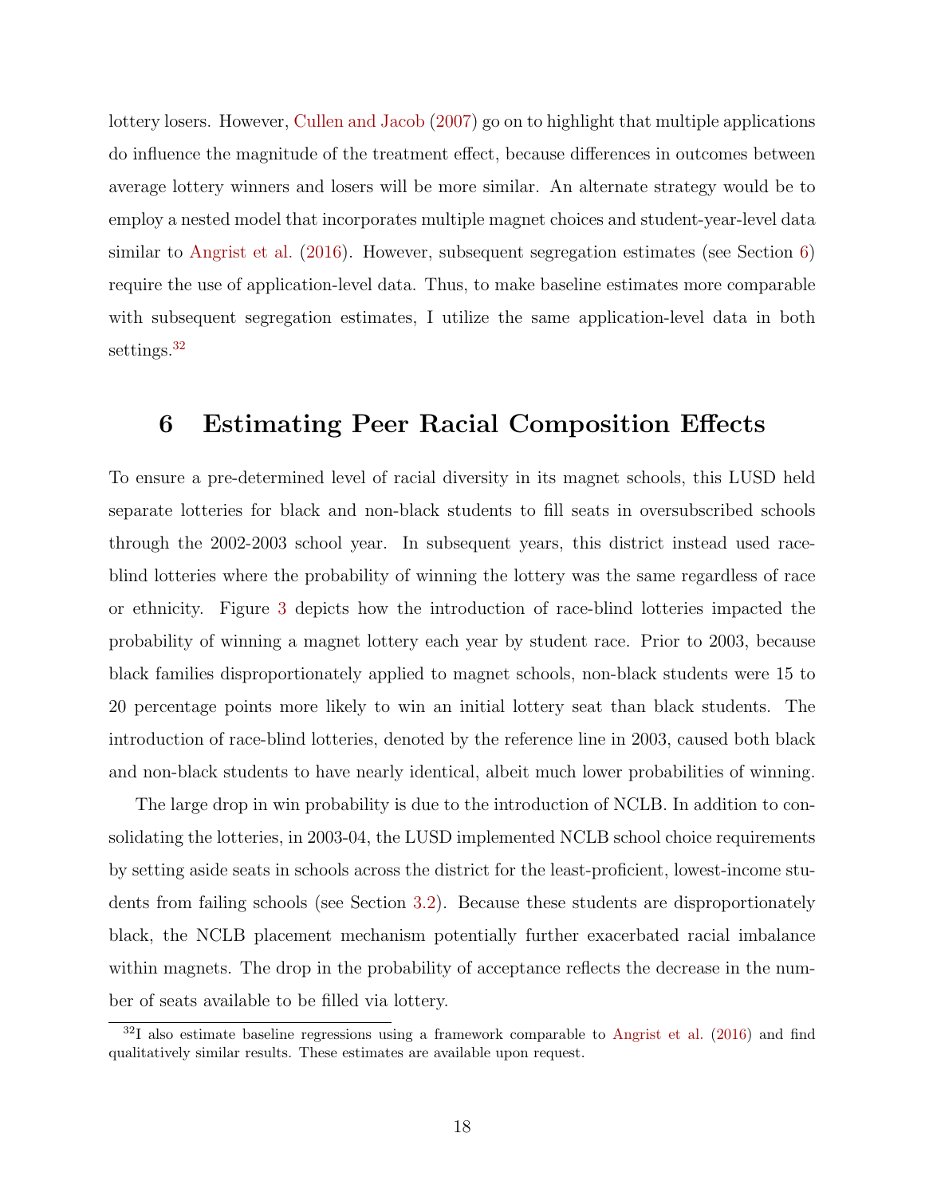lottery losers. However, Cullen and Jacob (2007) go on to highlight that multiple applications do influence the magnitude of the treatment effect, because differences in outcomes between average lottery winners and losers will be more similar. An alternate strategy would be to employ a nested model that incorporates multiple magnet choices and student-year-level data similar to Angrist et al. (2016). However, subsequent segregation estimates (see Section 6) require the use of application-level data. Thus, to make baseline estimates more comparable with subsequent segregation estimates, I utilize the same application-level data in both settings.[32]

## 6 Estimating Peer Racial Composition Effects

To ensure a pre-determined level of racial diversity in its magnet schools, this LUSD held separate lotteries for black and non-black students to fill seats in oversubscribed schools through the 2002-2003 school year. In subsequent years, this district instead used race-blind lotteries where the probability of winning the lottery was the same regardless of race or ethnicity. Figure 3 depicts how the introduction of race-blind lotteries impacted the probability of winning a magnet lottery each year by student race. Prior to 2003, because black families disproportionately applied to magnet schools, non-black students were 15 to 20 percentage points more likely to win an initial lottery seat than black students. The introduction of race-blind lotteries, denoted by the reference line in 2003, caused both black and non-black students to have nearly identical, albeit much lower probabilities of winning.

The large drop in win probability is due to the introduction of NCLB. In addition to consolidating the lotteries, in 2003-04, the LUSD implemented NCLB school choice requirements by setting aside seats in schools across the district for the least-proficient, lowest-income students from failing schools (see Section 3.2). Because these students are disproportionately black, the NCLB placement mechanism potentially further exacerbated racial imbalance within magnets. The drop in the probability of acceptance reflects the decrease in the number of seats available to be filled via lottery.

[32] I also estimate baseline regressions using a framework comparable to Angrist et al. (2016) and find qualitatively similar results. These estimates are available upon request.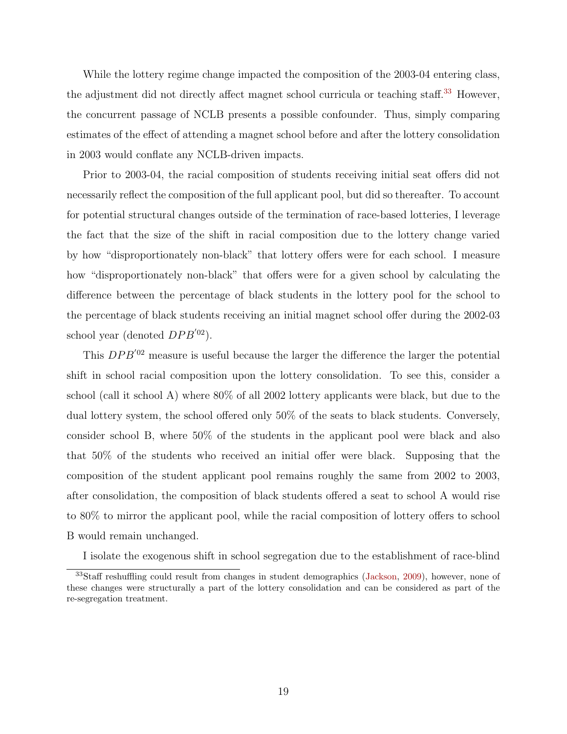While the lottery regime change impacted the composition of the 2003-04 entering class, the adjustment did not directly affect magnet school curricula or teaching staff.[33] However, the concurrent passage of NCLB presents a possible confounder. Thus, simply comparing estimates of the effect of attending a magnet school before and after the lottery consolidation in 2003 would conflate any NCLB-driven impacts.

Prior to 2003-04, the racial composition of students receiving initial seat offers did not necessarily reflect the composition of the full applicant pool, but did so thereafter. To account for potential structural changes outside of the termination of race-based lotteries, I leverage the fact that the size of the shift in racial composition due to the lottery change varied by how "disproportionately non-black" that lottery offers were for each school. I measure how "disproportionately non-black" that offers were for a given school by calculating the difference between the percentage of black students in the lottery pool for the school to the percentage of black students receiving an initial magnet school offer during the 2002-03 school year (denoted $DPB^{'02}$).

This $DPB^{'02}$ measure is useful because the larger the difference the larger the potential shift in school racial composition upon the lottery consolidation. To see this, consider a school (call it school A) where 80% of all 2002 lottery applicants were black, but due to the dual lottery system, the school offered only 50% of the seats to black students. Conversely, consider school B, where 50% of the students in the applicant pool were black and also that 50% of the students who received an initial offer were black. Supposing that the composition of the student applicant pool remains roughly the same from 2002 to 2003, after consolidation, the composition of black students offered a seat to school A would rise to 80% to mirror the applicant pool, while the racial composition of lottery offers to school B would remain unchanged.

I isolate the exogenous shift in school segregation due to the establishment of race-blind

[33] Staff reshuffling could result from changes in student demographics (Jackson, 2009), however, none of these changes were structurally a part of the lottery consolidation and can be considered as part of the re-segregation treatment.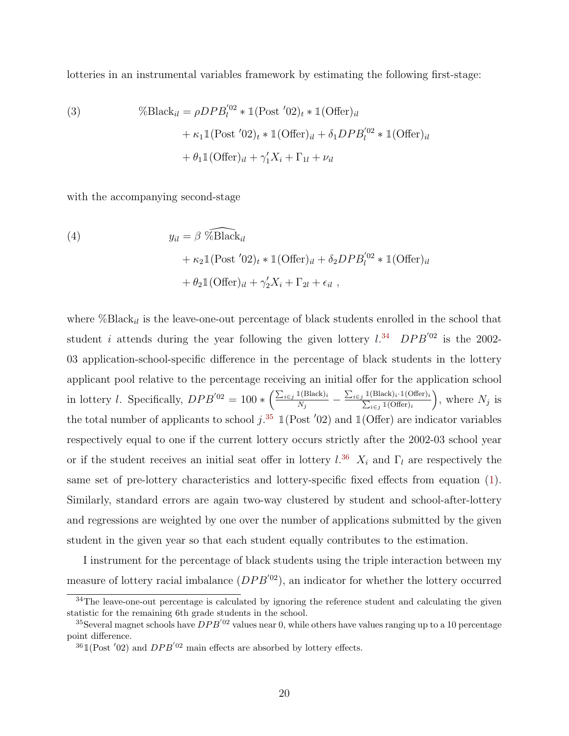lotteries in an instrumental variables framework by estimating the following first-stage:

$$
\begin{aligned}
\text{(3)} \qquad \%\text{Black}_{il} = \; & \rho DPB_l^{'02} * \mathbb{1}(\text{Post } '02)_t * \mathbb{1}(\text{Offer})_{il} \\
& + \kappa_1 \mathbb{1}(\text{Post } '02)_t * \mathbb{1}(\text{Offer})_{il} + \delta_1 DPB_l^{'02} * \mathbb{1}(\text{Offer})_{il} \\
& + \theta_1 \mathbb{1}(\text{Offer})_{il} + \gamma_1' X_i + \Gamma_{1l} + \nu_{il}
\end{aligned}
$$

with the accompanying second-stage

$$
\begin{aligned}
\text{(4)} \qquad y_{il} = \; & \beta \, \widehat{\%\text{Black}}_{il} \\
& + \kappa_2 \mathbb{1}(\text{Post } '02)_t * \mathbb{1}(\text{Offer})_{il} + \delta_2 DPB_l^{'02} * \mathbb{1}(\text{Offer})_{il} \\
& + \theta_2 \mathbb{1}(\text{Offer})_{il} + \gamma_2' X_i + \Gamma_{2l} + \epsilon_{il} \; ,
\end{aligned}
$$

where $\%\text{Black}_{il}$ is the leave-one-out percentage of black students enrolled in the school that student $i$ attends during the year following the given lottery $l$.[34] $DPB^{'02}$ is the 2002-03 application-school-specific difference in the percentage of black students in the lottery applicant pool relative to the percentage receiving an initial offer for the application school in lottery $l$. Specifically, $DPB^{'02} = 100 * \left( \frac{\sum_{i \in j} \mathbb{1}(\text{Black})_i}{N_j} - \frac{\sum_{i \in j} \mathbb{1}(\text{Black})_i \cdot \mathbb{1}(\text{Offer})_i}{\sum_{i \in j} \mathbb{1}(\text{Offer})_i} \right)$, where $N_j$ is the total number of applicants to school $j$.[35] $\mathbb{1}(\text{Post } '02)$ and $\mathbb{1}(\text{Offer})$ are indicator variables respectively equal to one if the current lottery occurs strictly after the 2002-03 school year or if the student receives an initial seat offer in lottery $l$.[36] $X_i$ and $\Gamma_l$ are respectively the same set of pre-lottery characteristics and lottery-specific fixed effects from equation (1). Similarly, standard errors are again two-way clustered by student and school-after-lottery and regressions are weighted by one over the number of applications submitted by the given student in the given year so that each student equally contributes to the estimation.

I instrument for the percentage of black students using the triple interaction between my measure of lottery racial imbalance ($DPB^{'02}$), an indicator for whether the lottery occurred

[34] The leave-one-out percentage is calculated by ignoring the reference student and calculating the given statistic for the remaining 6th grade students in the school.

[35] Several magnet schools have $DPB^{'02}$ values near 0, while others have values ranging up to a 10 percentage point difference.

[36] $\mathbb{1}(\text{Post } '02)$ and $DPB^{'02}$ main effects are absorbed by lottery effects.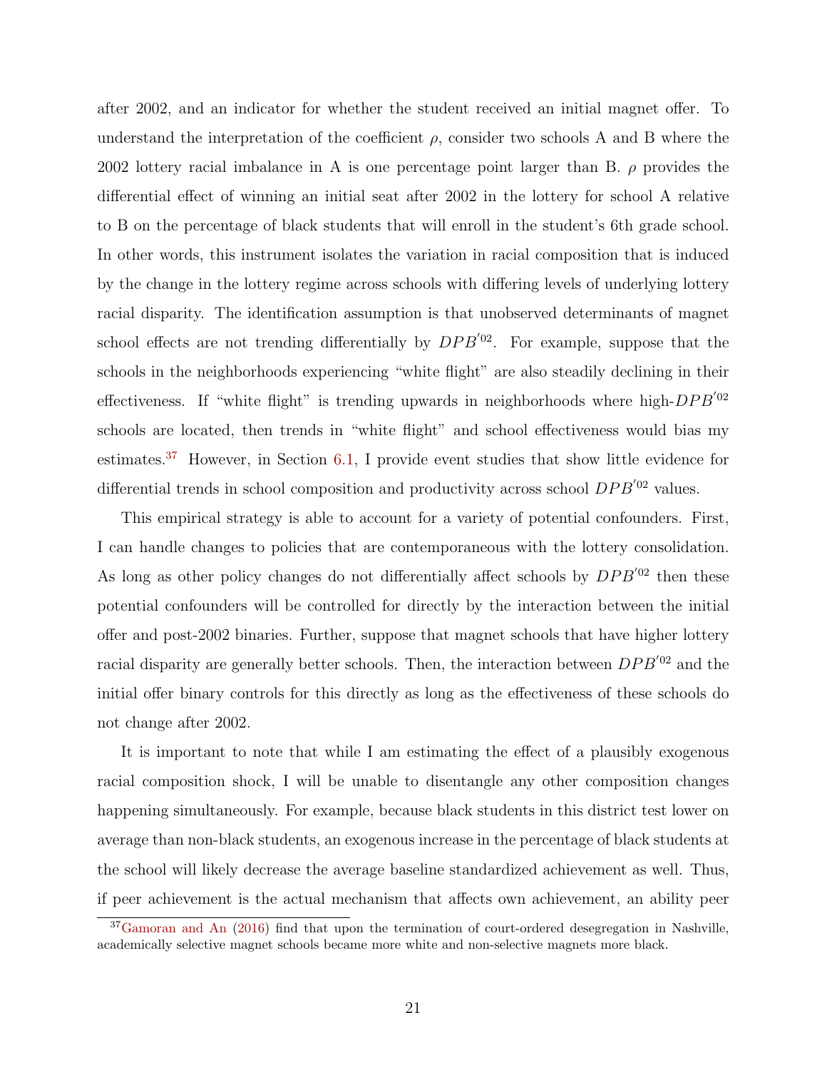after 2002, and an indicator for whether the student received an initial magnet offer. To understand the interpretation of the coefficient $\rho$, consider two schools A and B where the 2002 lottery racial imbalance in A is one percentage point larger than B. $\rho$ provides the differential effect of winning an initial seat after 2002 in the lottery for school A relative to B on the percentage of black students that will enroll in the student's 6th grade school. In other words, this instrument isolates the variation in racial composition that is induced by the change in the lottery regime across schools with differing levels of underlying lottery racial disparity. The identification assumption is that unobserved determinants of magnet school effects are not trending differentially by $DPB^{'02}$. For example, suppose that the schools in the neighborhoods experiencing "white flight" are also steadily declining in their effectiveness. If "white flight" is trending upwards in neighborhoods where high-$DPB^{'02}$ schools are located, then trends in "white flight" and school effectiveness would bias my estimates.[37] However, in Section 6.1, I provide event studies that show little evidence for differential trends in school composition and productivity across school $DPB^{'02}$ values.

This empirical strategy is able to account for a variety of potential confounders. First, I can handle changes to policies that are contemporaneous with the lottery consolidation. As long as other policy changes do not differentially affect schools by $DPB^{'02}$ then these potential confounders will be controlled for directly by the interaction between the initial offer and post-2002 binaries. Further, suppose that magnet schools that have higher lottery racial disparity are generally better schools. Then, the interaction between $DPB^{'02}$ and the initial offer binary controls for this directly as long as the effectiveness of these schools do not change after 2002.

It is important to note that while I am estimating the effect of a plausibly exogenous racial composition shock, I will be unable to disentangle any other composition changes happening simultaneously. For example, because black students in this district test lower on average than non-black students, an exogenous increase in the percentage of black students at the school will likely decrease the average baseline standardized achievement as well. Thus, if peer achievement is the actual mechanism that affects own achievement, an ability peer

[37] Gamoran and An (2016) find that upon the termination of court-ordered desegregation in Nashville, academically selective magnet schools became more white and non-selective magnets more black.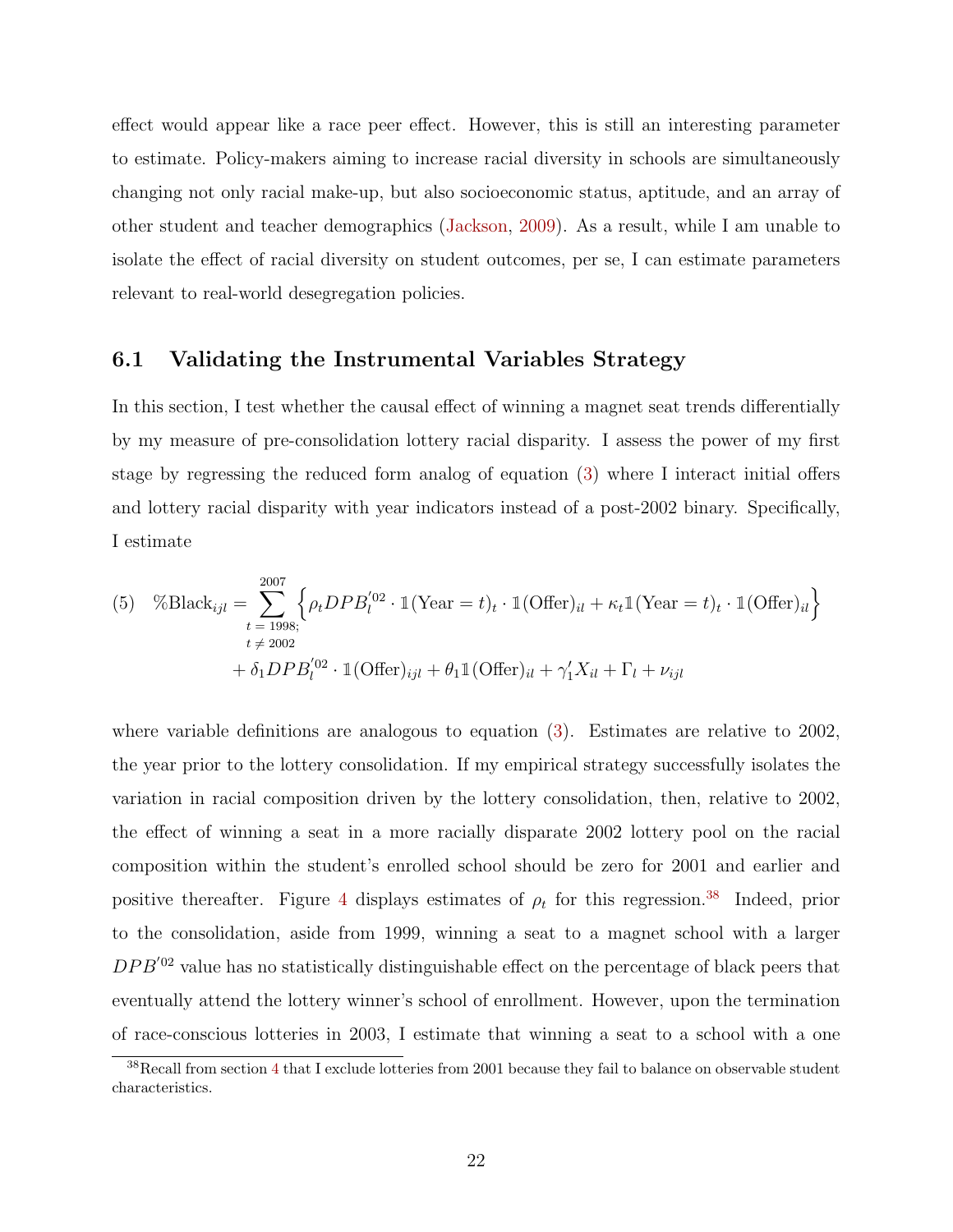effect would appear like a race peer effect. However, this is still an interesting parameter to estimate. Policy-makers aiming to increase racial diversity in schools are simultaneously changing not only racial make-up, but also socioeconomic status, aptitude, and an array of other student and teacher demographics (Jackson, 2009). As a result, while I am unable to isolate the effect of racial diversity on student outcomes, per se, I can estimate parameters relevant to real-world desegregation policies.

## 6.1 Validating the Instrumental Variables Strategy

In this section, I test whether the causal effect of winning a magnet seat trends differentially by my measure of pre-consolidation lottery racial disparity. I assess the power of my first stage by regressing the reduced form analog of equation (3) where I interact initial offers and lottery racial disparity with year indicators instead of a post-2002 binary. Specifically, I estimate

$$\text{(5)} \quad \%\text{Black}_{ijl} = \sum_{\substack{t\,=\,1998;\\ t\,\neq\,2002}}^{2007} \Big\{ \rho_t DPB_l^{'02} \cdot \mathbb{1}(\text{Year} = t)_t \cdot \mathbb{1}(\text{Offer})_{il} + \kappa_t \mathbb{1}(\text{Year} = t)_t \cdot \mathbb{1}(\text{Offer})_{il} \Big\}$$
$$+ \delta_1 DPB_l^{'02} \cdot \mathbb{1}(\text{Offer})_{ijl} + \theta_1 \mathbb{1}(\text{Offer})_{il} + \gamma_1' X_{il} + \Gamma_l + \nu_{ijl}$$

where variable definitions are analogous to equation (3). Estimates are relative to 2002, the year prior to the lottery consolidation. If my empirical strategy successfully isolates the variation in racial composition driven by the lottery consolidation, then, relative to 2002, the effect of winning a seat in a more racially disparate 2002 lottery pool on the racial composition within the student's enrolled school should be zero for 2001 and earlier and positive thereafter. Figure 4 displays estimates of $\rho_t$ for this regression.[38] Indeed, prior to the consolidation, aside from 1999, winning a seat to a magnet school with a larger $DPB^{'02}$ value has no statistically distinguishable effect on the percentage of black peers that eventually attend the lottery winner's school of enrollment. However, upon the termination of race-conscious lotteries in 2003, I estimate that winning a seat to a school with a one

[38] Recall from section 4 that I exclude lotteries from 2001 because they fail to balance on observable student characteristics.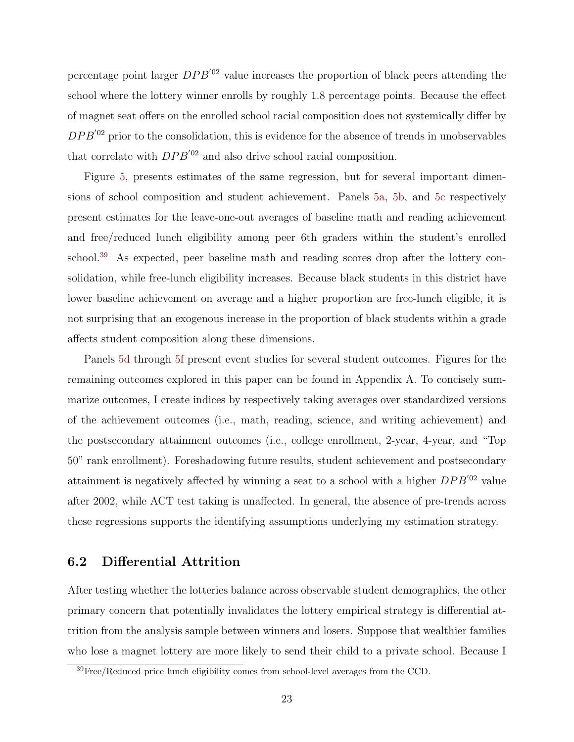percentage point larger $DPB^{'02}$ value increases the proportion of black peers attending the school where the lottery winner enrolls by roughly 1.8 percentage points. Because the effect of magnet seat offers on the enrolled school racial composition does not systemically differ by $DPB^{'02}$ prior to the consolidation, this is evidence for the absence of trends in unobservables that correlate with $DPB^{'02}$ and also drive school racial composition.

Figure 5, presents estimates of the same regression, but for several important dimensions of school composition and student achievement. Panels 5a, 5b, and 5c respectively present estimates for the leave-one-out averages of baseline math and reading achievement and free/reduced lunch eligibility among peer 6th graders within the student's enrolled school.[39] As expected, peer baseline math and reading scores drop after the lottery consolidation, while free-lunch eligibility increases. Because black students in this district have lower baseline achievement on average and a higher proportion are free-lunch eligible, it is not surprising that an exogenous increase in the proportion of black students within a grade affects student composition along these dimensions.

Panels 5d through 5f present event studies for several student outcomes. Figures for the remaining outcomes explored in this paper can be found in Appendix A. To concisely summarize outcomes, I create indices by respectively taking averages over standardized versions of the achievement outcomes (i.e., math, reading, science, and writing achievement) and the postsecondary attainment outcomes (i.e., college enrollment, 2-year, 4-year, and "Top 50" rank enrollment). Foreshadowing future results, student achievement and postsecondary attainment is negatively affected by winning a seat to a school with a higher $DPB^{'02}$ value after 2002, while ACT test taking is unaffected. In general, the absence of pre-trends across these regressions supports the identifying assumptions underlying my estimation strategy.

## 6.2 Differential Attrition

After testing whether the lotteries balance across observable student demographics, the other primary concern that potentially invalidates the lottery empirical strategy is differential attrition from the analysis sample between winners and losers. Suppose that wealthier families who lose a magnet lottery are more likely to send their child to a private school. Because I

[39] Free/Reduced price lunch eligibility comes from school-level averages from the CCD.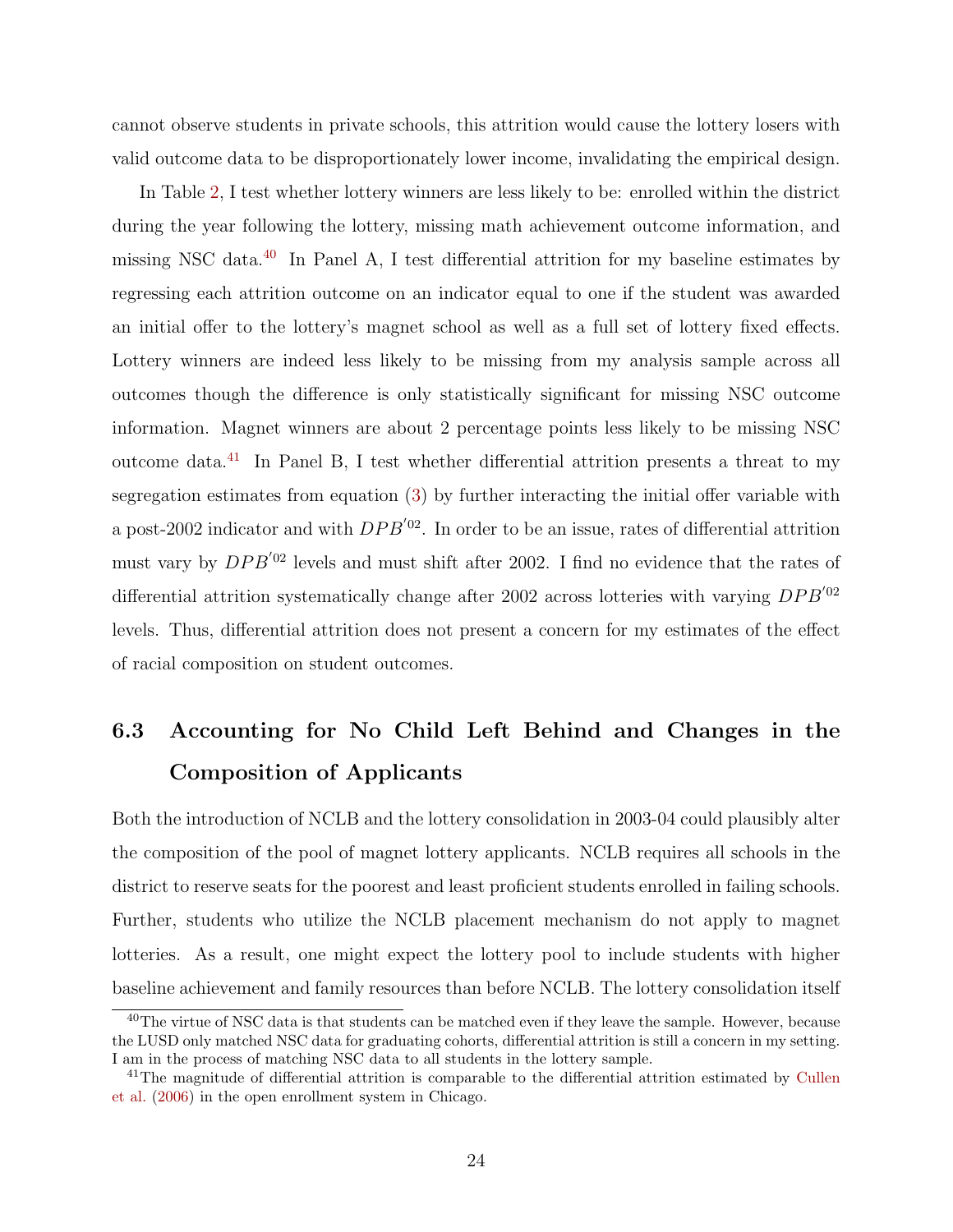cannot observe students in private schools, this attrition would cause the lottery losers with valid outcome data to be disproportionately lower income, invalidating the empirical design.

In Table 2, I test whether lottery winners are less likely to be: enrolled within the district during the year following the lottery, missing math achievement outcome information, and missing NSC data.[40] In Panel A, I test differential attrition for my baseline estimates by regressing each attrition outcome on an indicator equal to one if the student was awarded an initial offer to the lottery's magnet school as well as a full set of lottery fixed effects. Lottery winners are indeed less likely to be missing from my analysis sample across all outcomes though the difference is only statistically significant for missing NSC outcome information. Magnet winners are about 2 percentage points less likely to be missing NSC outcome data.[41] In Panel B, I test whether differential attrition presents a threat to my segregation estimates from equation (3) by further interacting the initial offer variable with a post-2002 indicator and with $DPB'^{02}$. In order to be an issue, rates of differential attrition must vary by $DPB'^{02}$ levels and must shift after 2002. I find no evidence that the rates of differential attrition systematically change after 2002 across lotteries with varying $DPB'^{02}$ levels. Thus, differential attrition does not present a concern for my estimates of the effect of racial composition on student outcomes.

### 6.3 Accounting for No Child Left Behind and Changes in the Composition of Applicants

Both the introduction of NCLB and the lottery consolidation in 2003-04 could plausibly alter the composition of the pool of magnet lottery applicants. NCLB requires all schools in the district to reserve seats for the poorest and least proficient students enrolled in failing schools. Further, students who utilize the NCLB placement mechanism do not apply to magnet lotteries. As a result, one might expect the lottery pool to include students with higher baseline achievement and family resources than before NCLB. The lottery consolidation itself

[40] The virtue of NSC data is that students can be matched even if they leave the sample. However, because the LUSD only matched NSC data for graduating cohorts, differential attrition is still a concern in my setting. I am in the process of matching NSC data to all students in the lottery sample.

[41] The magnitude of differential attrition is comparable to the differential attrition estimated by Cullen et al. (2006) in the open enrollment system in Chicago.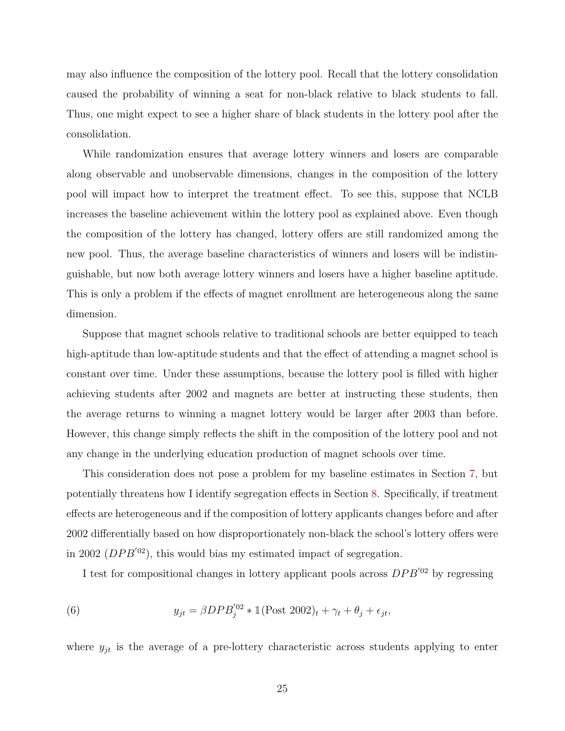may also influence the composition of the lottery pool. Recall that the lottery consolidation caused the probability of winning a seat for non-black relative to black students to fall. Thus, one might expect to see a higher share of black students in the lottery pool after the consolidation.

While randomization ensures that average lottery winners and losers are comparable along observable and unobservable dimensions, changes in the composition of the lottery pool will impact how to interpret the treatment effect. To see this, suppose that NCLB increases the baseline achievement within the lottery pool as explained above. Even though the composition of the lottery has changed, lottery offers are still randomized among the new pool. Thus, the average baseline characteristics of winners and losers will be indistinguishable, but now both average lottery winners and losers have a higher baseline aptitude. This is only a problem if the effects of magnet enrollment are heterogeneous along the same dimension.

Suppose that magnet schools relative to traditional schools are better equipped to teach high-aptitude than low-aptitude students and that the effect of attending a magnet school is constant over time. Under these assumptions, because the lottery pool is filled with higher achieving students after 2002 and magnets are better at instructing these students, then the average returns to winning a magnet lottery would be larger after 2003 than before. However, this change simply reflects the shift in the composition of the lottery pool and not any change in the underlying education production of magnet schools over time.

This consideration does not pose a problem for my baseline estimates in Section 7, but potentially threatens how I identify segregation effects in Section 8. Specifically, if treatment effects are heterogeneous and if the composition of lottery applicants changes before and after 2002 differentially based on how disproportionately non-black the school's lottery offers were in 2002 ($DPB'^{02}$), this would bias my estimated impact of segregation.

I test for compositional changes in lottery applicant pools across $DPB'^{02}$ by regressing

$$y_{jt} = \beta DPB_j'^{02} * \mathbb{1}(\text{Post 2002})_t + \gamma_t + \theta_j + \epsilon_{jt}, \tag{6}$$

where $y_{jt}$ is the average of a pre-lottery characteristic across students applying to enter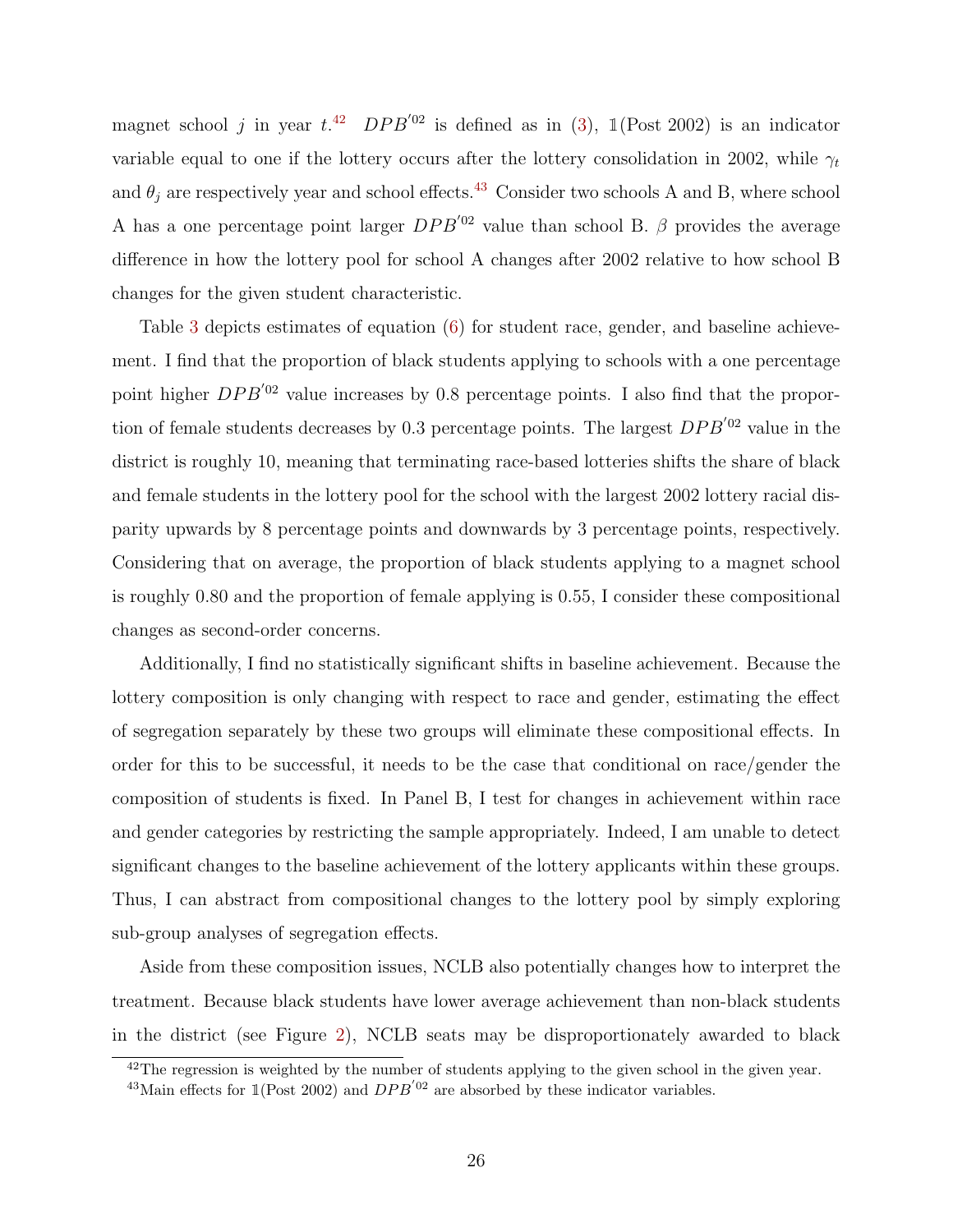magnet school $j$ in year $t$.[42] $DPB^{'02}$ is defined as in (3), $\mathbb{1}(\text{Post 2002})$ is an indicator variable equal to one if the lottery occurs after the lottery consolidation in 2002, while $\gamma_t$ and $\theta_j$ are respectively year and school effects.[43] Consider two schools A and B, where school A has a one percentage point larger $DPB^{'02}$ value than school B. $\beta$ provides the average difference in how the lottery pool for school A changes after 2002 relative to how school B changes for the given student characteristic.

Table 3 depicts estimates of equation (6) for student race, gender, and baseline achievement. I find that the proportion of black students applying to schools with a one percentage point higher $DPB^{'02}$ value increases by 0.8 percentage points. I also find that the proportion of female students decreases by 0.3 percentage points. The largest $DPB^{'02}$ value in the district is roughly 10, meaning that terminating race-based lotteries shifts the share of black and female students in the lottery pool for the school with the largest 2002 lottery racial disparity upwards by 8 percentage points and downwards by 3 percentage points, respectively. Considering that on average, the proportion of black students applying to a magnet school is roughly 0.80 and the proportion of female applying is 0.55, I consider these compositional changes as second-order concerns.

Additionally, I find no statistically significant shifts in baseline achievement. Because the lottery composition is only changing with respect to race and gender, estimating the effect of segregation separately by these two groups will eliminate these compositional effects. In order for this to be successful, it needs to be the case that conditional on race/gender the composition of students is fixed. In Panel B, I test for changes in achievement within race and gender categories by restricting the sample appropriately. Indeed, I am unable to detect significant changes to the baseline achievement of the lottery applicants within these groups. Thus, I can abstract from compositional changes to the lottery pool by simply exploring sub-group analyses of segregation effects.

Aside from these composition issues, NCLB also potentially changes how to interpret the treatment. Because black students have lower average achievement than non-black students in the district (see Figure 2), NCLB seats may be disproportionately awarded to black

[42] The regression is weighted by the number of students applying to the given school in the given year.

[43] Main effects for $\mathbb{1}(\text{Post 2002})$ and $DPB^{'02}$ are absorbed by these indicator variables.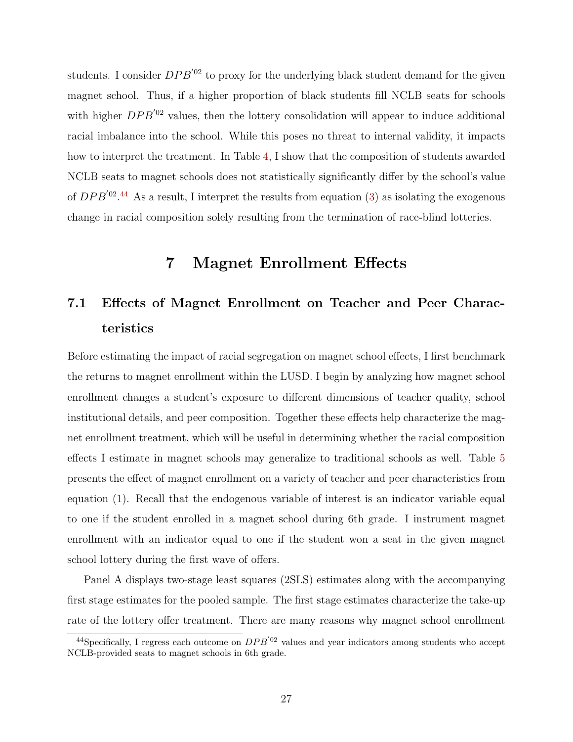students. I consider $DPB^{'02}$ to proxy for the underlying black student demand for the given magnet school. Thus, if a higher proportion of black students fill NCLB seats for schools with higher $DPB^{'02}$ values, then the lottery consolidation will appear to induce additional racial imbalance into the school. While this poses no threat to internal validity, it impacts how to interpret the treatment. In Table 4, I show that the composition of students awarded NCLB seats to magnet schools does not statistically significantly differ by the school's value of $DPB^{'02}$.[44] As a result, I interpret the results from equation (3) as isolating the exogenous change in racial composition solely resulting from the termination of race-blind lotteries.

# 7 Magnet Enrollment Effects

## 7.1 Effects of Magnet Enrollment on Teacher and Peer Characteristics

Before estimating the impact of racial segregation on magnet school effects, I first benchmark the returns to magnet enrollment within the LUSD. I begin by analyzing how magnet school enrollment changes a student's exposure to different dimensions of teacher quality, school institutional details, and peer composition. Together these effects help characterize the magnet enrollment treatment, which will be useful in determining whether the racial composition effects I estimate in magnet schools may generalize to traditional schools as well. Table 5 presents the effect of magnet enrollment on a variety of teacher and peer characteristics from equation (1). Recall that the endogenous variable of interest is an indicator variable equal to one if the student enrolled in a magnet school during 6th grade. I instrument magnet enrollment with an indicator equal to one if the student won a seat in the given magnet school lottery during the first wave of offers.

Panel A displays two-stage least squares (2SLS) estimates along with the accompanying first stage estimates for the pooled sample. The first stage estimates characterize the take-up rate of the lottery offer treatment. There are many reasons why magnet school enrollment

[44] Specifically, I regress each outcome on $DPB^{'02}$ values and year indicators among students who accept NCLB-provided seats to magnet schools in 6th grade.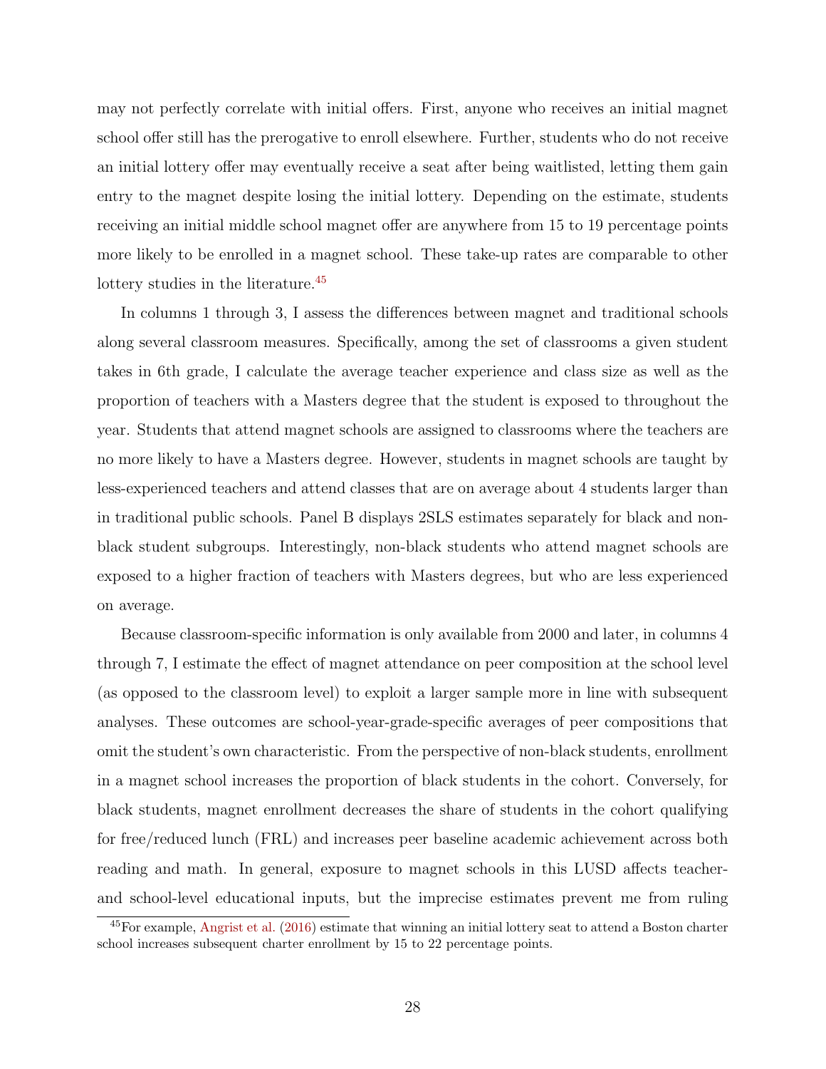may not perfectly correlate with initial offers. First, anyone who receives an initial magnet school offer still has the prerogative to enroll elsewhere. Further, students who do not receive an initial lottery offer may eventually receive a seat after being waitlisted, letting them gain entry to the magnet despite losing the initial lottery. Depending on the estimate, students receiving an initial middle school magnet offer are anywhere from 15 to 19 percentage points more likely to be enrolled in a magnet school. These take-up rates are comparable to other lottery studies in the literature.[45]

In columns 1 through 3, I assess the differences between magnet and traditional schools along several classroom measures. Specifically, among the set of classrooms a given student takes in 6th grade, I calculate the average teacher experience and class size as well as the proportion of teachers with a Masters degree that the student is exposed to throughout the year. Students that attend magnet schools are assigned to classrooms where the teachers are no more likely to have a Masters degree. However, students in magnet schools are taught by less-experienced teachers and attend classes that are on average about 4 students larger than in traditional public schools. Panel B displays 2SLS estimates separately for black and non-black student subgroups. Interestingly, non-black students who attend magnet schools are exposed to a higher fraction of teachers with Masters degrees, but who are less experienced on average.

Because classroom-specific information is only available from 2000 and later, in columns 4 through 7, I estimate the effect of magnet attendance on peer composition at the school level (as opposed to the classroom level) to exploit a larger sample more in line with subsequent analyses. These outcomes are school-year-grade-specific averages of peer compositions that omit the student's own characteristic. From the perspective of non-black students, enrollment in a magnet school increases the proportion of black students in the cohort. Conversely, for black students, magnet enrollment decreases the share of students in the cohort qualifying for free/reduced lunch (FRL) and increases peer baseline academic achievement across both reading and math. In general, exposure to magnet schools in this LUSD affects teacher- and school-level educational inputs, but the imprecise estimates prevent me from ruling

[45] For example, Angrist et al. (2016) estimate that winning an initial lottery seat to attend a Boston charter school increases subsequent charter enrollment by 15 to 22 percentage points.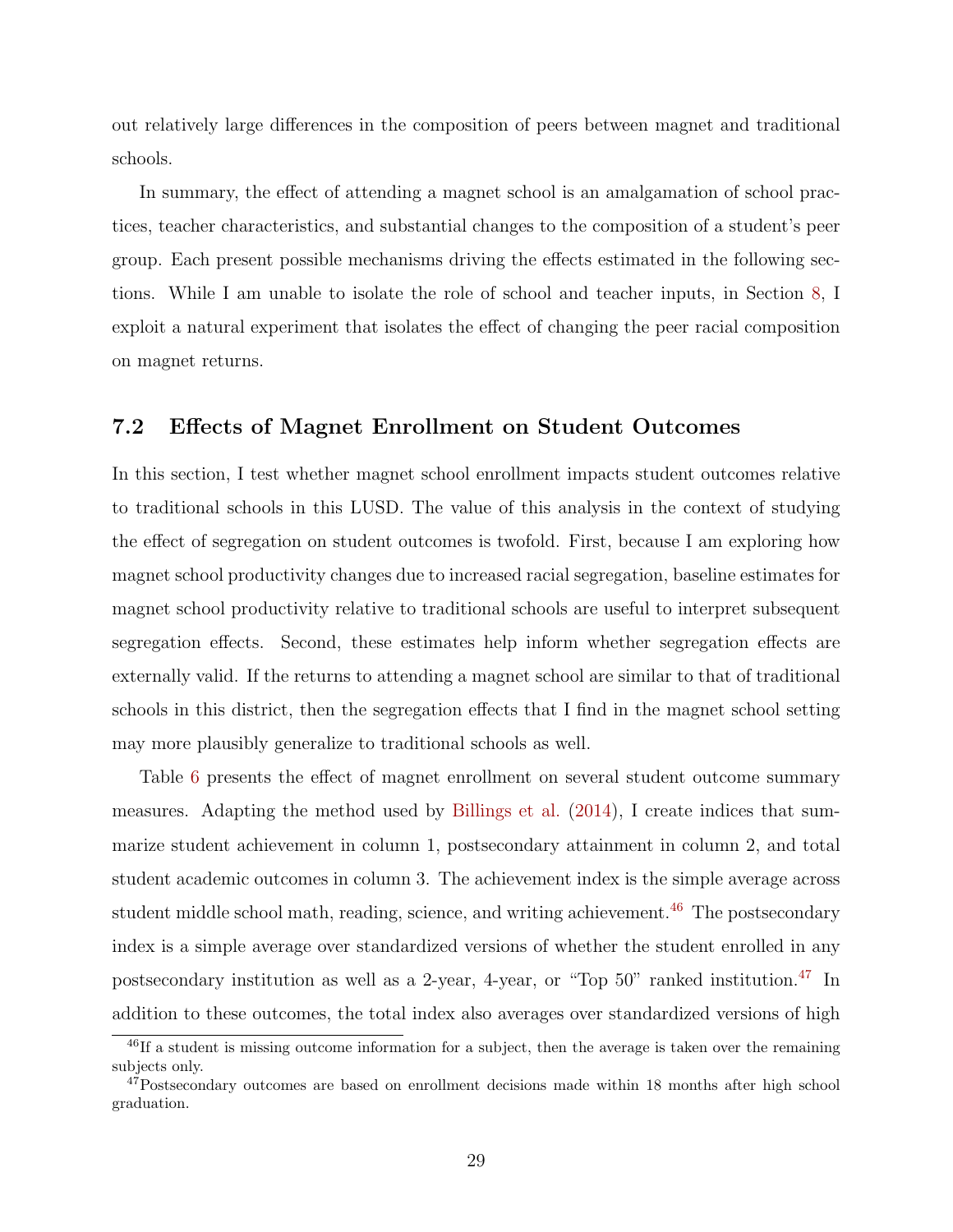out relatively large differences in the composition of peers between magnet and traditional schools.

In summary, the effect of attending a magnet school is an amalgamation of school practices, teacher characteristics, and substantial changes to the composition of a student's peer group. Each present possible mechanisms driving the effects estimated in the following sections. While I am unable to isolate the role of school and teacher inputs, in Section 8, I exploit a natural experiment that isolates the effect of changing the peer racial composition on magnet returns.

### 7.2 Effects of Magnet Enrollment on Student Outcomes

In this section, I test whether magnet school enrollment impacts student outcomes relative to traditional schools in this LUSD. The value of this analysis in the context of studying the effect of segregation on student outcomes is twofold. First, because I am exploring how magnet school productivity changes due to increased racial segregation, baseline estimates for magnet school productivity relative to traditional schools are useful to interpret subsequent segregation effects. Second, these estimates help inform whether segregation effects are externally valid. If the returns to attending a magnet school are similar to that of traditional schools in this district, then the segregation effects that I find in the magnet school setting may more plausibly generalize to traditional schools as well.

Table 6 presents the effect of magnet enrollment on several student outcome summary measures. Adapting the method used by Billings et al. (2014), I create indices that summarize student achievement in column 1, postsecondary attainment in column 2, and total student academic outcomes in column 3. The achievement index is the simple average across student middle school math, reading, science, and writing achievement.[46] The postsecondary index is a simple average over standardized versions of whether the student enrolled in any postsecondary institution as well as a 2-year, 4-year, or "Top 50" ranked institution.[47] In addition to these outcomes, the total index also averages over standardized versions of high

[46] If a student is missing outcome information for a subject, then the average is taken over the remaining subjects only.

[47] Postsecondary outcomes are based on enrollment decisions made within 18 months after high school graduation.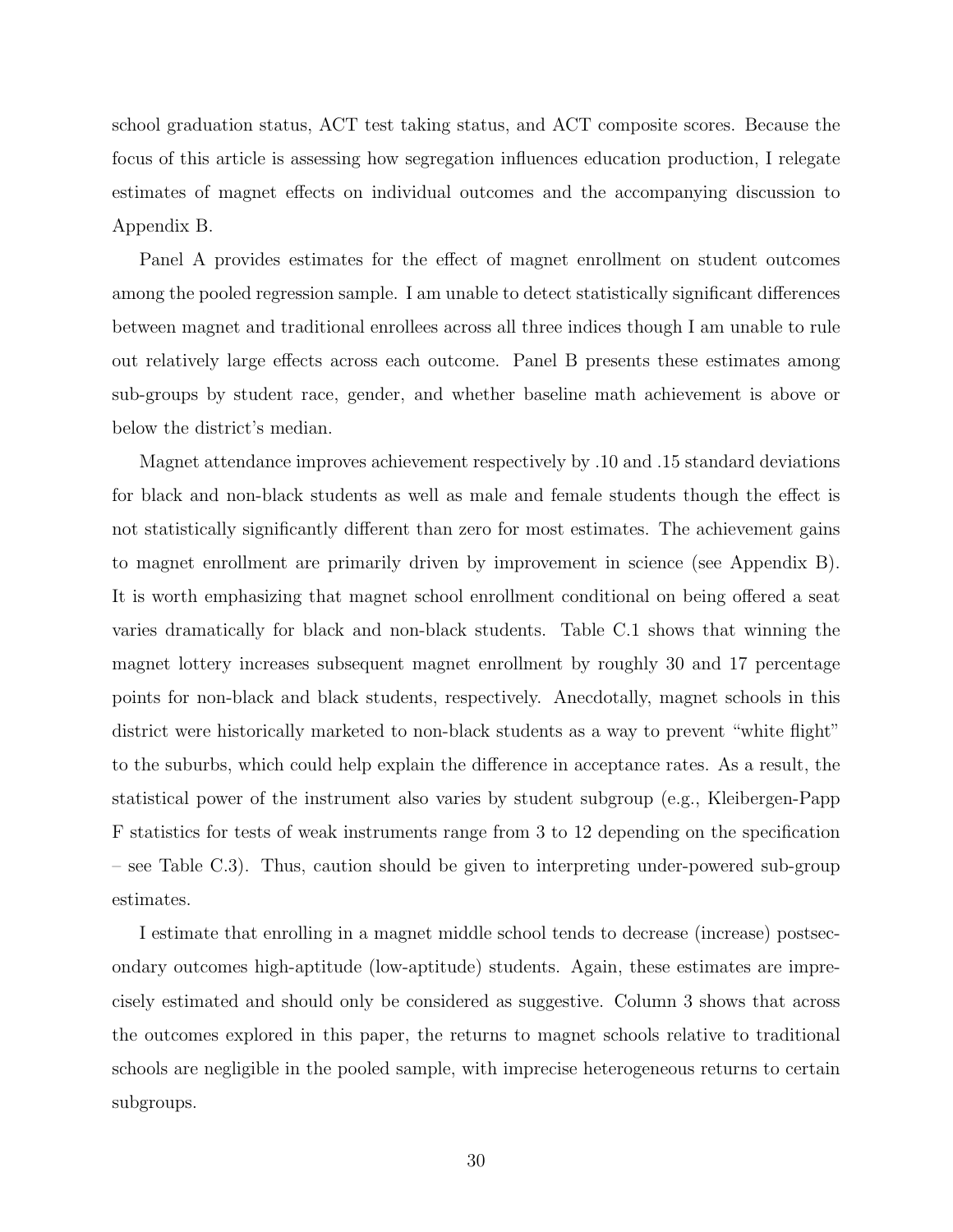school graduation status, ACT test taking status, and ACT composite scores. Because the focus of this article is assessing how segregation influences education production, I relegate estimates of magnet effects on individual outcomes and the accompanying discussion to Appendix B.

Panel A provides estimates for the effect of magnet enrollment on student outcomes among the pooled regression sample. I am unable to detect statistically significant differences between magnet and traditional enrollees across all three indices though I am unable to rule out relatively large effects across each outcome. Panel B presents these estimates among sub-groups by student race, gender, and whether baseline math achievement is above or below the district's median.

Magnet attendance improves achievement respectively by .10 and .15 standard deviations for black and non-black students as well as male and female students though the effect is not statistically significantly different than zero for most estimates. The achievement gains to magnet enrollment are primarily driven by improvement in science (see Appendix B). It is worth emphasizing that magnet school enrollment conditional on being offered a seat varies dramatically for black and non-black students. Table C.1 shows that winning the magnet lottery increases subsequent magnet enrollment by roughly 30 and 17 percentage points for non-black and black students, respectively. Anecdotally, magnet schools in this district were historically marketed to non-black students as a way to prevent "white flight" to the suburbs, which could help explain the difference in acceptance rates. As a result, the statistical power of the instrument also varies by student subgroup (e.g., Kleibergen-Papp F statistics for tests of weak instruments range from 3 to 12 depending on the specification – see Table C.3). Thus, caution should be given to interpreting under-powered sub-group estimates.

I estimate that enrolling in a magnet middle school tends to decrease (increase) postsecondary outcomes high-aptitude (low-aptitude) students. Again, these estimates are imprecisely estimated and should only be considered as suggestive. Column 3 shows that across the outcomes explored in this paper, the returns to magnet schools relative to traditional schools are negligible in the pooled sample, with imprecise heterogeneous returns to certain subgroups.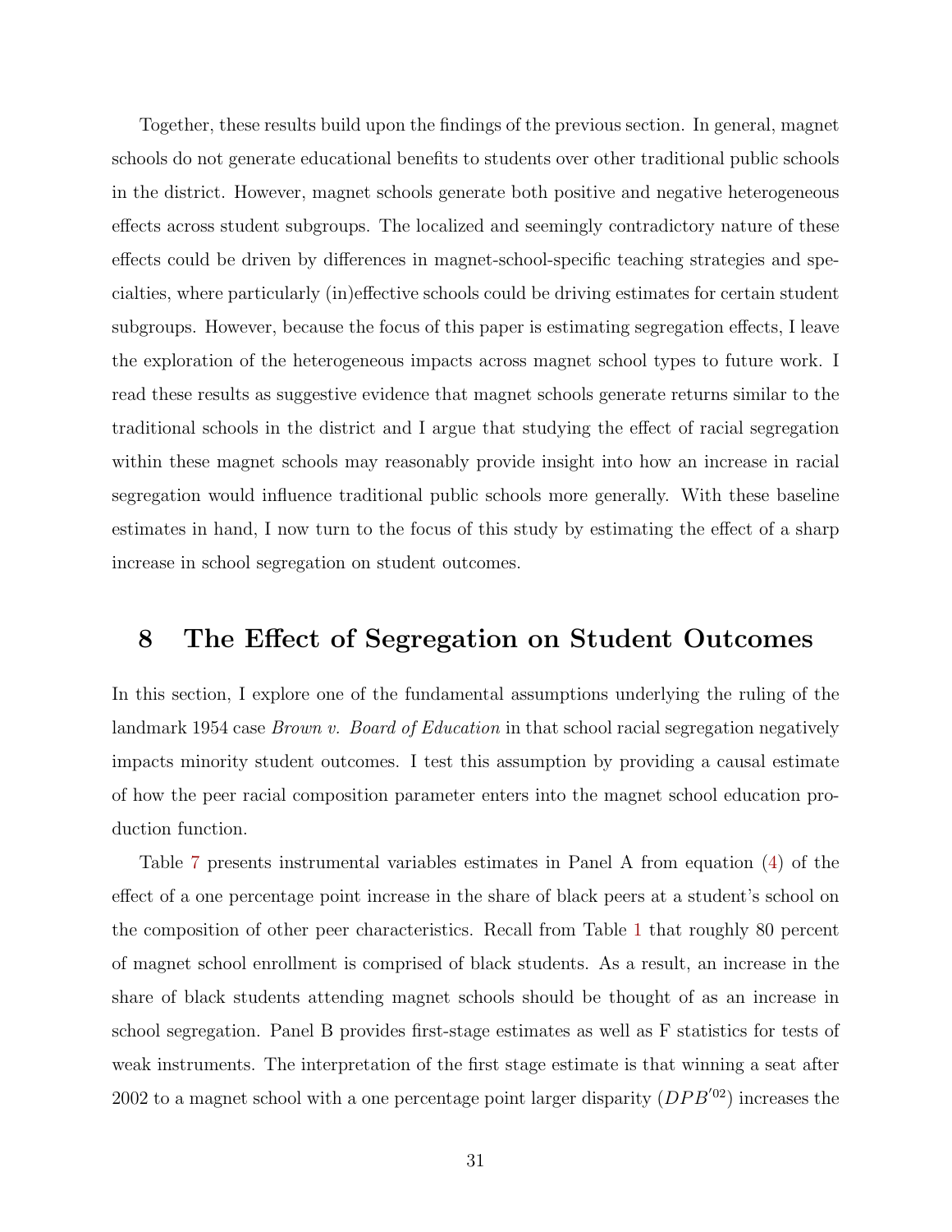Together, these results build upon the findings of the previous section. In general, magnet schools do not generate educational benefits to students over other traditional public schools in the district. However, magnet schools generate both positive and negative heterogeneous effects across student subgroups. The localized and seemingly contradictory nature of these effects could be driven by differences in magnet-school-specific teaching strategies and specialties, where particularly (in)effective schools could be driving estimates for certain student subgroups. However, because the focus of this paper is estimating segregation effects, I leave the exploration of the heterogeneous impacts across magnet school types to future work. I read these results as suggestive evidence that magnet schools generate returns similar to the traditional schools in the district and I argue that studying the effect of racial segregation within these magnet schools may reasonably provide insight into how an increase in racial segregation would influence traditional public schools more generally. With these baseline estimates in hand, I now turn to the focus of this study by estimating the effect of a sharp increase in school segregation on student outcomes.

# 8 The Effect of Segregation on Student Outcomes

In this section, I explore one of the fundamental assumptions underlying the ruling of the landmark 1954 case *Brown v. Board of Education* in that school racial segregation negatively impacts minority student outcomes. I test this assumption by providing a causal estimate of how the peer racial composition parameter enters into the magnet school education production function.

Table 7 presents instrumental variables estimates in Panel A from equation (4) of the effect of a one percentage point increase in the share of black peers at a student's school on the composition of other peer characteristics. Recall from Table 1 that roughly 80 percent of magnet school enrollment is comprised of black students. As a result, an increase in the share of black students attending magnet schools should be thought of as an increase in school segregation. Panel B provides first-stage estimates as well as F statistics for tests of weak instruments. The interpretation of the first stage estimate is that winning a seat after 2002 to a magnet school with a one percentage point larger disparity ($DPB'^{02}$) increases the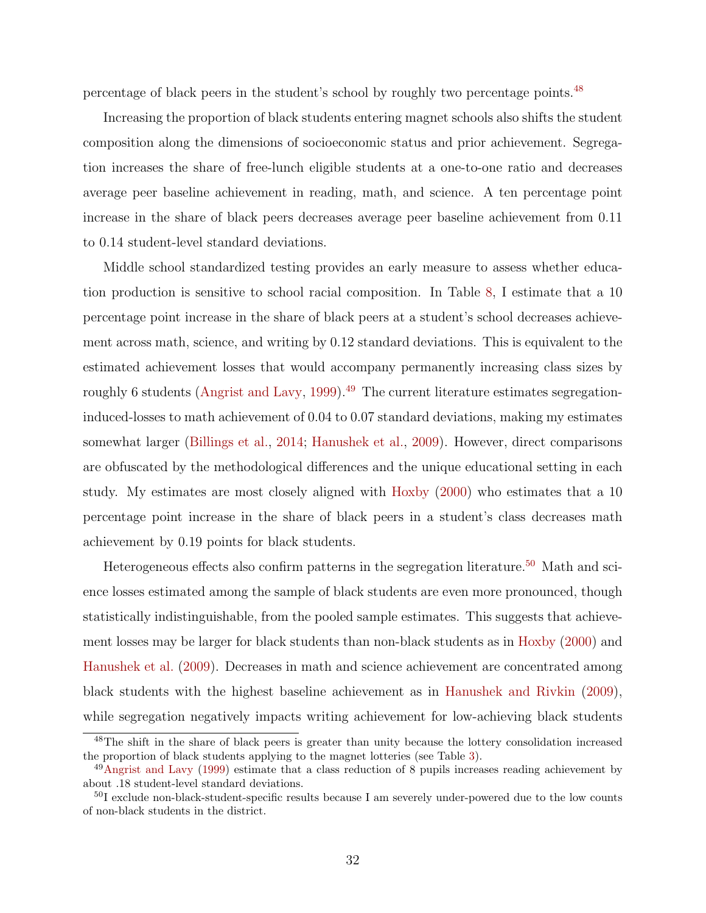percentage of black peers in the student's school by roughly two percentage points.[48]

Increasing the proportion of black students entering magnet schools also shifts the student composition along the dimensions of socioeconomic status and prior achievement. Segregation increases the share of free-lunch eligible students at a one-to-one ratio and decreases average peer baseline achievement in reading, math, and science. A ten percentage point increase in the share of black peers decreases average peer baseline achievement from 0.11 to 0.14 student-level standard deviations.

Middle school standardized testing provides an early measure to assess whether education production is sensitive to school racial composition. In Table 8, I estimate that a 10 percentage point increase in the share of black peers at a student's school decreases achievement across math, science, and writing by 0.12 standard deviations. This is equivalent to the estimated achievement losses that would accompany permanently increasing class sizes by roughly 6 students (Angrist and Lavy, 1999).[49] The current literature estimates segregation-induced-losses to math achievement of 0.04 to 0.07 standard deviations, making my estimates somewhat larger (Billings et al., 2014; Hanushek et al., 2009). However, direct comparisons are obfuscated by the methodological differences and the unique educational setting in each study. My estimates are most closely aligned with Hoxby (2000) who estimates that a 10 percentage point increase in the share of black peers in a student's class decreases math achievement by 0.19 points for black students.

Heterogeneous effects also confirm patterns in the segregation literature.[50] Math and science losses estimated among the sample of black students are even more pronounced, though statistically indistinguishable, from the pooled sample estimates. This suggests that achievement losses may be larger for black students than non-black students as in Hoxby (2000) and Hanushek et al. (2009). Decreases in math and science achievement are concentrated among black students with the highest baseline achievement as in Hanushek and Rivkin (2009), while segregation negatively impacts writing achievement for low-achieving black students

---

[48] The shift in the share of black peers is greater than unity because the lottery consolidation increased the proportion of black students applying to the magnet lotteries (see Table 3).

[49] Angrist and Lavy (1999) estimate that a class reduction of 8 pupils increases reading achievement by about .18 student-level standard deviations.

[50] I exclude non-black-student-specific results because I am severely under-powered due to the low counts of non-black students in the district.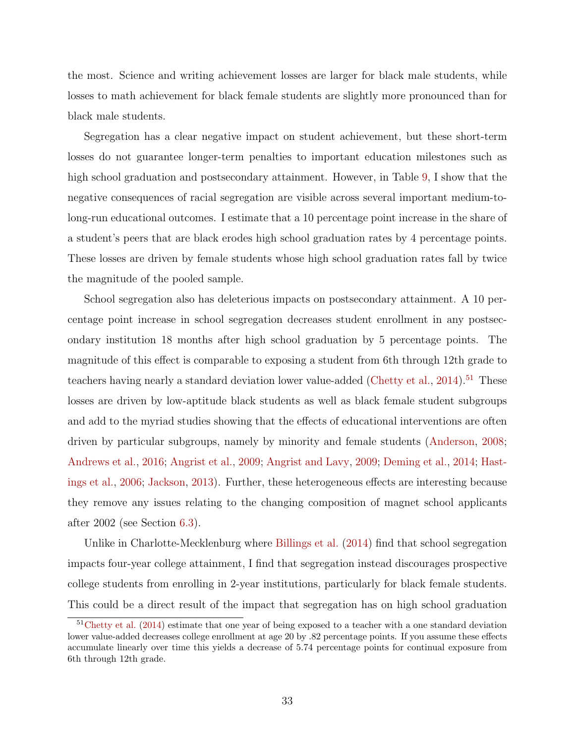the most. Science and writing achievement losses are larger for black male students, while losses to math achievement for black female students are slightly more pronounced than for black male students.

Segregation has a clear negative impact on student achievement, but these short-term losses do not guarantee longer-term penalties to important education milestones such as high school graduation and postsecondary attainment. However, in Table 9, I show that the negative consequences of racial segregation are visible across several important medium-to-long-run educational outcomes. I estimate that a 10 percentage point increase in the share of a student's peers that are black erodes high school graduation rates by 4 percentage points. These losses are driven by female students whose high school graduation rates fall by twice the magnitude of the pooled sample.

School segregation also has deleterious impacts on postsecondary attainment. A 10 percentage point increase in school segregation decreases student enrollment in any postsecondary institution 18 months after high school graduation by 5 percentage points. The magnitude of this effect is comparable to exposing a student from 6th through 12th grade to teachers having nearly a standard deviation lower value-added (Chetty et al., 2014).[51] These losses are driven by low-aptitude black students as well as black female student subgroups and add to the myriad studies showing that the effects of educational interventions are often driven by particular subgroups, namely by minority and female students (Anderson, 2008; Andrews et al., 2016; Angrist et al., 2009; Angrist and Lavy, 2009; Deming et al., 2014; Hastings et al., 2006; Jackson, 2013). Further, these heterogeneous effects are interesting because they remove any issues relating to the changing composition of magnet school applicants after 2002 (see Section 6.3).

Unlike in Charlotte-Mecklenburg where Billings et al. (2014) find that school segregation impacts four-year college attainment, I find that segregation instead discourages prospective college students from enrolling in 2-year institutions, particularly for black female students. This could be a direct result of the impact that segregation has on high school graduation

[51] Chetty et al. (2014) estimate that one year of being exposed to a teacher with a one standard deviation lower value-added decreases college enrollment at age 20 by .82 percentage points. If you assume these effects accumulate linearly over time this yields a decrease of 5.74 percentage points for continual exposure from 6th through 12th grade.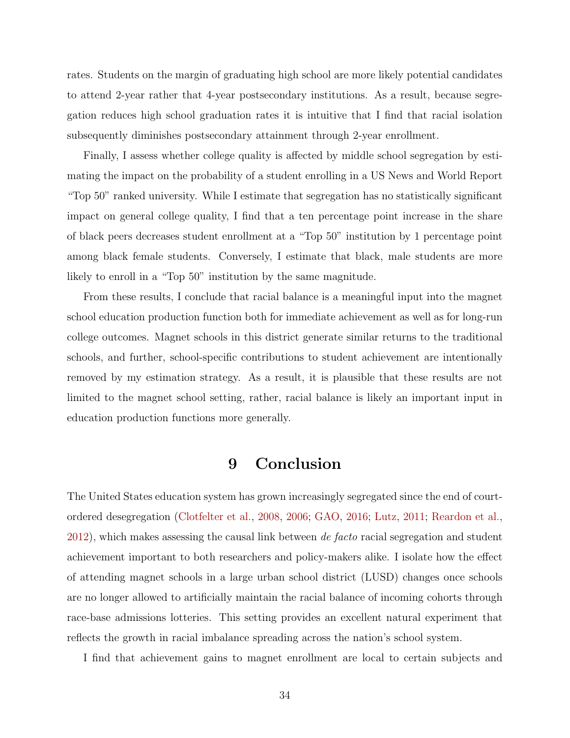rates. Students on the margin of graduating high school are more likely potential candidates to attend 2-year rather that 4-year postsecondary institutions. As a result, because segregation reduces high school graduation rates it is intuitive that I find that racial isolation subsequently diminishes postsecondary attainment through 2-year enrollment.

Finally, I assess whether college quality is affected by middle school segregation by estimating the impact on the probability of a student enrolling in a US News and World Report "Top 50" ranked university. While I estimate that segregation has no statistically significant impact on general college quality, I find that a ten percentage point increase in the share of black peers decreases student enrollment at a "Top 50" institution by 1 percentage point among black female students. Conversely, I estimate that black, male students are more likely to enroll in a "Top 50" institution by the same magnitude.

From these results, I conclude that racial balance is a meaningful input into the magnet school education production function both for immediate achievement as well as for long-run college outcomes. Magnet schools in this district generate similar returns to the traditional schools, and further, school-specific contributions to student achievement are intentionally removed by my estimation strategy. As a result, it is plausible that these results are not limited to the magnet school setting, rather, racial balance is likely an important input in education production functions more generally.

# 9 Conclusion

The United States education system has grown increasingly segregated since the end of court-ordered desegregation (Clotfelter et al., 2008, 2006; GAO, 2016; Lutz, 2011; Reardon et al., 2012), which makes assessing the causal link between *de facto* racial segregation and student achievement important to both researchers and policy-makers alike. I isolate how the effect of attending magnet schools in a large urban school district (LUSD) changes once schools are no longer allowed to artificially maintain the racial balance of incoming cohorts through race-base admissions lotteries. This setting provides an excellent natural experiment that reflects the growth in racial imbalance spreading across the nation's school system.

I find that achievement gains to magnet enrollment are local to certain subjects and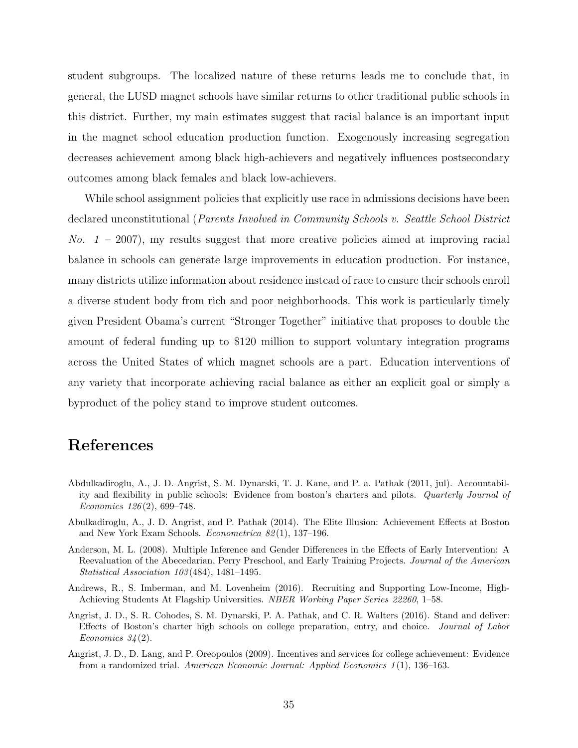student subgroups. The localized nature of these returns leads me to conclude that, in general, the LUSD magnet schools have similar returns to other traditional public schools in this district. Further, my main estimates suggest that racial balance is an important input in the magnet school education production function. Exogenously increasing segregation decreases achievement among black high-achievers and negatively influences postsecondary outcomes among black females and black low-achievers.

While school assignment policies that explicitly use race in admissions decisions have been declared unconstitutional (*Parents Involved in Community Schools v. Seattle School District No. 1* – 2007), my results suggest that more creative policies aimed at improving racial balance in schools can generate large improvements in education production. For instance, many districts utilize information about residence instead of race to ensure their schools enroll a diverse student body from rich and poor neighborhoods. This work is particularly timely given President Obama's current "Stronger Together" initiative that proposes to double the amount of federal funding up to $120 million to support voluntary integration programs across the United States of which magnet schools are a part. Education interventions of any variety that incorporate achieving racial balance as either an explicit goal or simply a byproduct of the policy stand to improve student outcomes.

# References

Abdulkadiroglu, A., J. D. Angrist, S. M. Dynarski, T. J. Kane, and P. a. Pathak (2011, jul). Accountability and flexibility in public schools: Evidence from boston's charters and pilots. *Quarterly Journal of Economics 126*(2), 699–748.

Abulkadiroglu, A., J. D. Angrist, and P. Pathak (2014). The Elite Illusion: Achievement Effects at Boston and New York Exam Schools. *Econometrica 82*(1), 137–196.

Anderson, M. L. (2008). Multiple Inference and Gender Differences in the Effects of Early Intervention: A Reevaluation of the Abecedarian, Perry Preschool, and Early Training Projects. *Journal of the American Statistical Association 103*(484), 1481–1495.

Andrews, R., S. Imberman, and M. Lovenheim (2016). Recruiting and Supporting Low-Income, High-Achieving Students At Flagship Universities. *NBER Working Paper Series 22260*, 1–58.

Angrist, J. D., S. R. Cohodes, S. M. Dynarski, P. A. Pathak, and C. R. Walters (2016). Stand and deliver: Effects of Boston's charter high schools on college preparation, entry, and choice. *Journal of Labor Economics 34*(2).

Angrist, J. D., D. Lang, and P. Oreopoulos (2009). Incentives and services for college achievement: Evidence from a randomized trial. *American Economic Journal: Applied Economics 1*(1), 136–163.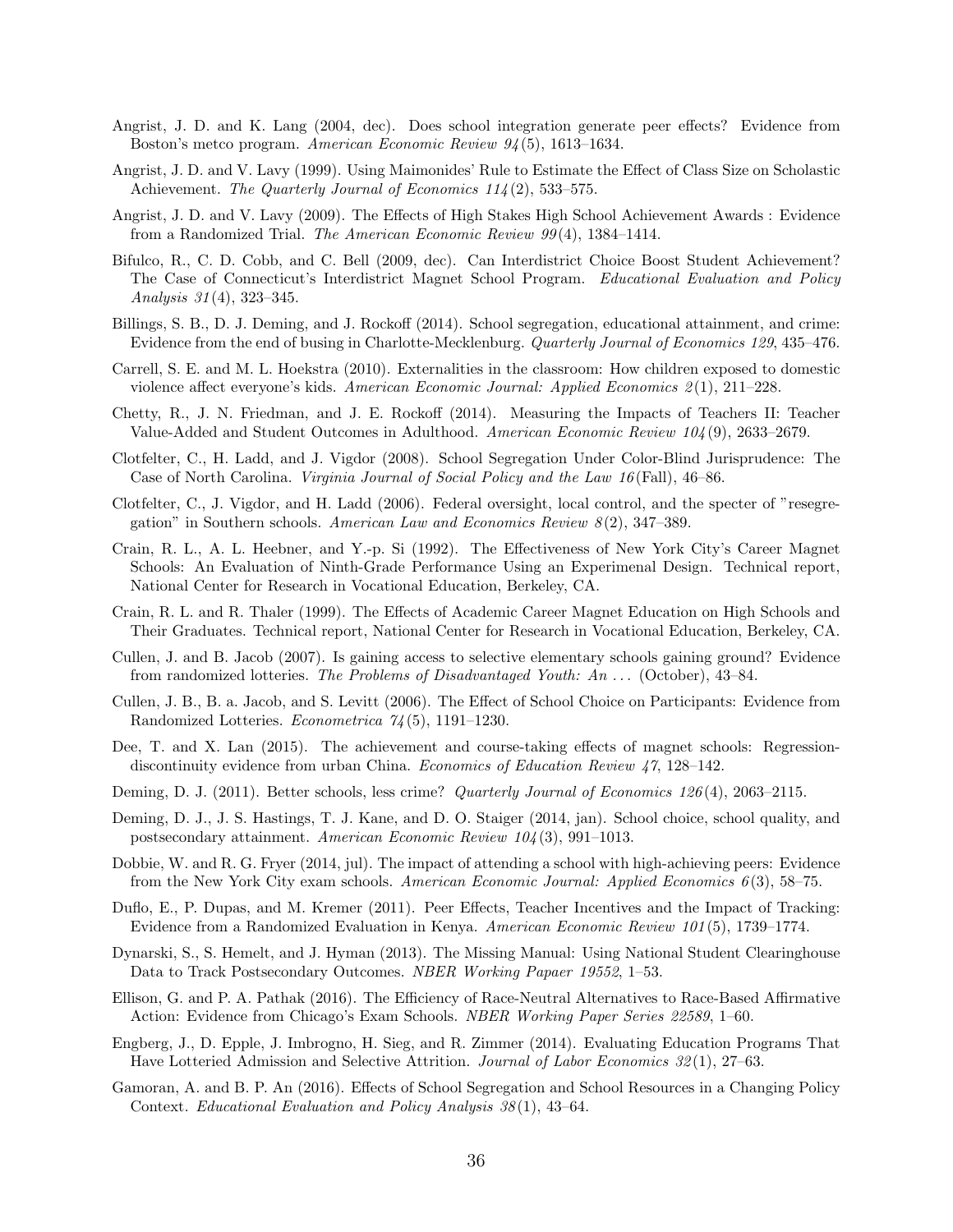Angrist, J. D. and K. Lang (2004, dec). Does school integration generate peer effects? Evidence from Boston's metco program. *American Economic Review 94*(5), 1613–1634.

Angrist, J. D. and V. Lavy (1999). Using Maimonides' Rule to Estimate the Effect of Class Size on Scholastic Achievement. *The Quarterly Journal of Economics 114*(2), 533–575.

Angrist, J. D. and V. Lavy (2009). The Effects of High Stakes High School Achievement Awards : Evidence from a Randomized Trial. *The American Economic Review 99*(4), 1384–1414.

Bifulco, R., C. D. Cobb, and C. Bell (2009, dec). Can Interdistrict Choice Boost Student Achievement? The Case of Connecticut's Interdistrict Magnet School Program. *Educational Evaluation and Policy Analysis 31*(4), 323–345.

Billings, S. B., D. J. Deming, and J. Rockoff (2014). School segregation, educational attainment, and crime: Evidence from the end of busing in Charlotte-Mecklenburg. *Quarterly Journal of Economics 129*, 435–476.

Carrell, S. E. and M. L. Hoekstra (2010). Externalities in the classroom: How children exposed to domestic violence affect everyone's kids. *American Economic Journal: Applied Economics 2*(1), 211–228.

Chetty, R., J. N. Friedman, and J. E. Rockoff (2014). Measuring the Impacts of Teachers II: Teacher Value-Added and Student Outcomes in Adulthood. *American Economic Review 104*(9), 2633–2679.

Clotfelter, C., H. Ladd, and J. Vigdor (2008). School Segregation Under Color-Blind Jurisprudence: The Case of North Carolina. *Virginia Journal of Social Policy and the Law 16*(Fall), 46–86.

Clotfelter, C., J. Vigdor, and H. Ladd (2006). Federal oversight, local control, and the specter of "resegregation" in Southern schools. *American Law and Economics Review 8*(2), 347–389.

Crain, R. L., A. L. Heebner, and Y.-p. Si (1992). The Effectiveness of New York City's Career Magnet Schools: An Evaluation of Ninth-Grade Performance Using an Experimenal Design. Technical report, National Center for Research in Vocational Education, Berkeley, CA.

Crain, R. L. and R. Thaler (1999). The Effects of Academic Career Magnet Education on High Schools and Their Graduates. Technical report, National Center for Research in Vocational Education, Berkeley, CA.

Cullen, J. and B. Jacob (2007). Is gaining access to selective elementary schools gaining ground? Evidence from randomized lotteries. *The Problems of Disadvantaged Youth: An ...* (October), 43–84.

Cullen, J. B., B. a. Jacob, and S. Levitt (2006). The Effect of School Choice on Participants: Evidence from Randomized Lotteries. *Econometrica 74*(5), 1191–1230.

Dee, T. and X. Lan (2015). The achievement and course-taking effects of magnet schools: Regression-discontinuity evidence from urban China. *Economics of Education Review 47*, 128–142.

Deming, D. J. (2011). Better schools, less crime? *Quarterly Journal of Economics 126*(4), 2063–2115.

Deming, D. J., J. S. Hastings, T. J. Kane, and D. O. Staiger (2014, jan). School choice, school quality, and postsecondary attainment. *American Economic Review 104*(3), 991–1013.

Dobbie, W. and R. G. Fryer (2014, jul). The impact of attending a school with high-achieving peers: Evidence from the New York City exam schools. *American Economic Journal: Applied Economics 6*(3), 58–75.

Duflo, E., P. Dupas, and M. Kremer (2011). Peer Effects, Teacher Incentives and the Impact of Tracking: Evidence from a Randomized Evaluation in Kenya. *American Economic Review 101*(5), 1739–1774.

Dynarski, S., S. Hemelt, and J. Hyman (2013). The Missing Manual: Using National Student Clearinghouse Data to Track Postsecondary Outcomes. *NBER Working Papaer 19552*, 1–53.

Ellison, G. and P. A. Pathak (2016). The Efficiency of Race-Neutral Alternatives to Race-Based Affirmative Action: Evidence from Chicago's Exam Schools. *NBER Working Paper Series 22589*, 1–60.

Engberg, J., D. Epple, J. Imbrogno, H. Sieg, and R. Zimmer (2014). Evaluating Education Programs That Have Lotteried Admission and Selective Attrition. *Journal of Labor Economics 32*(1), 27–63.

Gamoran, A. and B. P. An (2016). Effects of School Segregation and School Resources in a Changing Policy Context. *Educational Evaluation and Policy Analysis 38*(1), 43–64.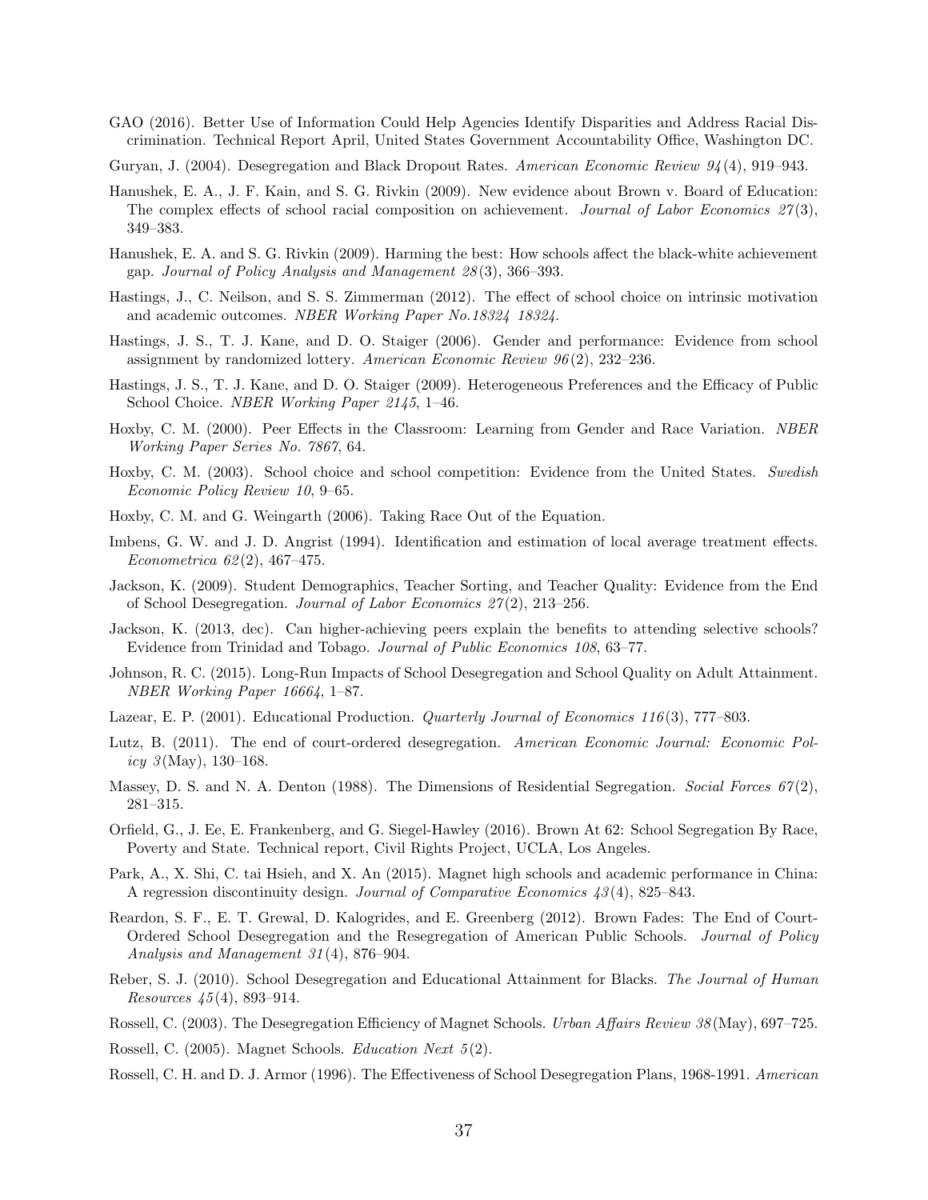GAO (2016). Better Use of Information Could Help Agencies Identify Disparities and Address Racial Discrimination. Technical Report April, United States Government Accountability Office, Washington DC.

Guryan, J. (2004). Desegregation and Black Dropout Rates. *American Economic Review 94*(4), 919–943.

Hanushek, E. A., J. F. Kain, and S. G. Rivkin (2009). New evidence about Brown v. Board of Education: The complex effects of school racial composition on achievement. *Journal of Labor Economics 27*(3), 349–383.

Hanushek, E. A. and S. G. Rivkin (2009). Harming the best: How schools affect the black-white achievement gap. *Journal of Policy Analysis and Management 28*(3), 366–393.

Hastings, J., C. Neilson, and S. S. Zimmerman (2012). The effect of school choice on intrinsic motivation and academic outcomes. *NBER Working Paper No.18324 18324*.

Hastings, J. S., T. J. Kane, and D. O. Staiger (2006). Gender and performance: Evidence from school assignment by randomized lottery. *American Economic Review 96*(2), 232–236.

Hastings, J. S., T. J. Kane, and D. O. Staiger (2009). Heterogeneous Preferences and the Efficacy of Public School Choice. *NBER Working Paper 2145*, 1–46.

Hoxby, C. M. (2000). Peer Effects in the Classroom: Learning from Gender and Race Variation. *NBER Working Paper Series No. 7867*, 64.

Hoxby, C. M. (2003). School choice and school competition: Evidence from the United States. *Swedish Economic Policy Review 10*, 9–65.

Hoxby, C. M. and G. Weingarth (2006). Taking Race Out of the Equation.

Imbens, G. W. and J. D. Angrist (1994). Identification and estimation of local average treatment effects. *Econometrica 62*(2), 467–475.

Jackson, K. (2009). Student Demographics, Teacher Sorting, and Teacher Quality: Evidence from the End of School Desegregation. *Journal of Labor Economics 27*(2), 213–256.

Jackson, K. (2013, dec). Can higher-achieving peers explain the benefits to attending selective schools? Evidence from Trinidad and Tobago. *Journal of Public Economics 108*, 63–77.

Johnson, R. C. (2015). Long-Run Impacts of School Desegregation and School Quality on Adult Attainment. *NBER Working Paper 16664*, 1–87.

Lazear, E. P. (2001). Educational Production. *Quarterly Journal of Economics 116*(3), 777–803.

Lutz, B. (2011). The end of court-ordered desegregation. *American Economic Journal: Economic Policy 3*(May), 130–168.

Massey, D. S. and N. A. Denton (1988). The Dimensions of Residential Segregation. *Social Forces 67*(2), 281–315.

Orfield, G., J. Ee, E. Frankenberg, and G. Siegel-Hawley (2016). Brown At 62: School Segregation By Race, Poverty and State. Technical report, Civil Rights Project, UCLA, Los Angeles.

Park, A., X. Shi, C. tai Hsieh, and X. An (2015). Magnet high schools and academic performance in China: A regression discontinuity design. *Journal of Comparative Economics 43*(4), 825–843.

Reardon, S. F., E. T. Grewal, D. Kalogrides, and E. Greenberg (2012). Brown Fades: The End of Court-Ordered School Desegregation and the Resegregation of American Public Schools. *Journal of Policy Analysis and Management 31*(4), 876–904.

Reber, S. J. (2010). School Desegregation and Educational Attainment for Blacks. *The Journal of Human Resources 45*(4), 893–914.

Rossell, C. (2003). The Desegregation Efficiency of Magnet Schools. *Urban Affairs Review 38*(May), 697–725.

Rossell, C. (2005). Magnet Schools. *Education Next 5*(2).

Rossell, C. H. and D. J. Armor (1996). The Effectiveness of School Desegregation Plans, 1968-1991. *American*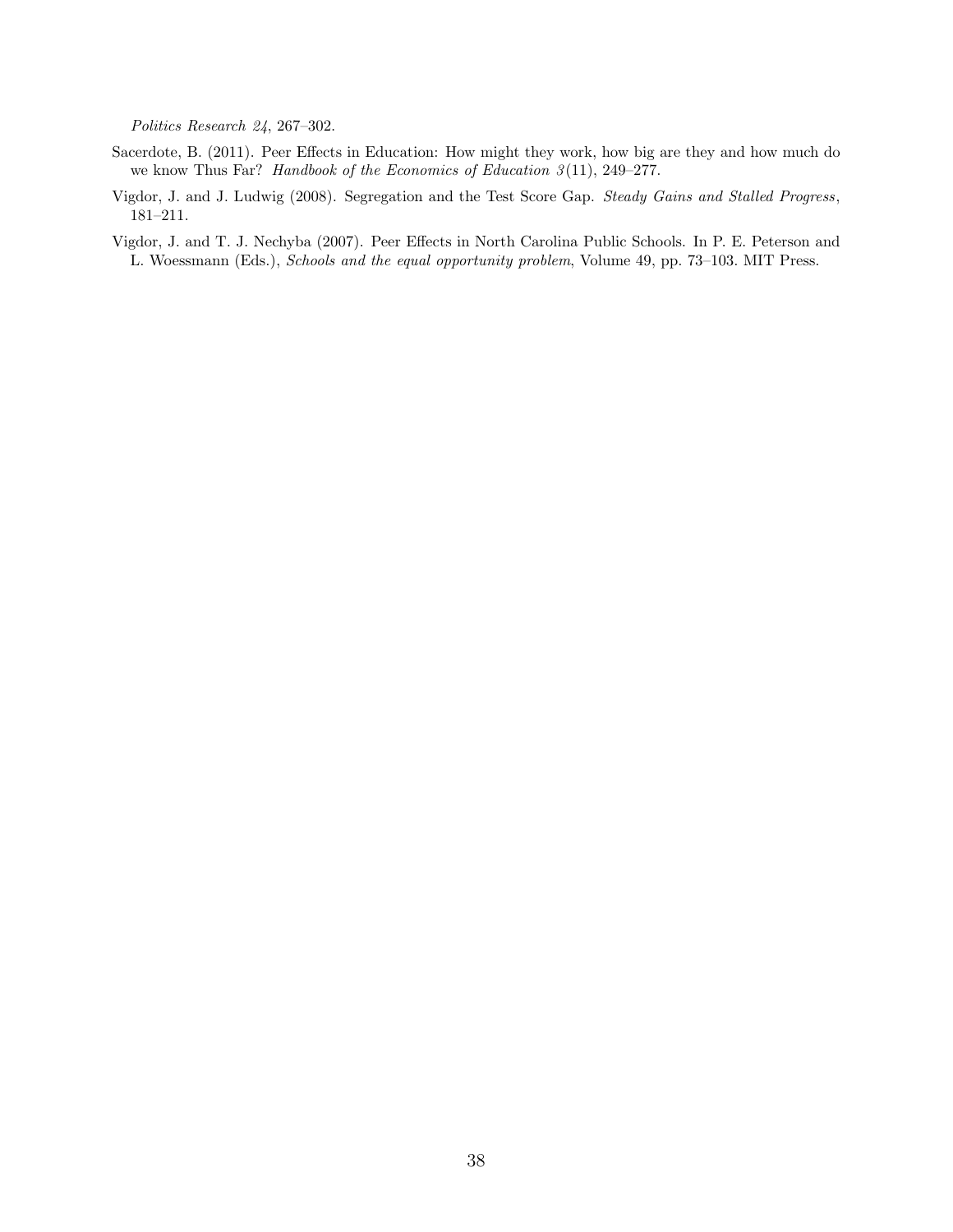*Politics Research 24*, 267–302.

Sacerdote, B. (2011). Peer Effects in Education: How might they work, how big are they and how much do we know Thus Far? *Handbook of the Economics of Education 3*(11), 249–277.

Vigdor, J. and J. Ludwig (2008). Segregation and the Test Score Gap. *Steady Gains and Stalled Progress*, 181–211.

Vigdor, J. and T. J. Nechyba (2007). Peer Effects in North Carolina Public Schools. In P. E. Peterson and L. Woessmann (Eds.), *Schools and the equal opportunity problem*, Volume 49, pp. 73–103. MIT Press.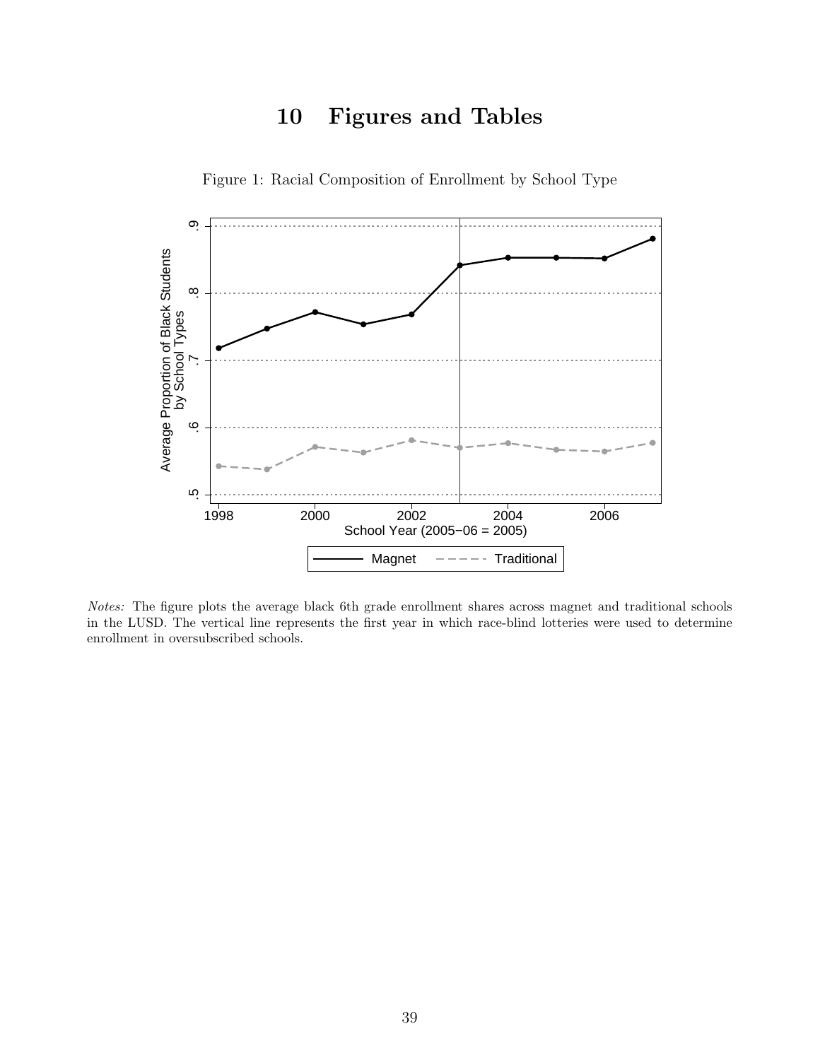# 10 Figures and Tables

Figure 1: Racial Composition of Enrollment by School Type

*Notes:* The figure plots the average black 6th grade enrollment shares across magnet and traditional schools in the LUSD. The vertical line represents the first year in which race-blind lotteries were used to determine enrollment in oversubscribed schools.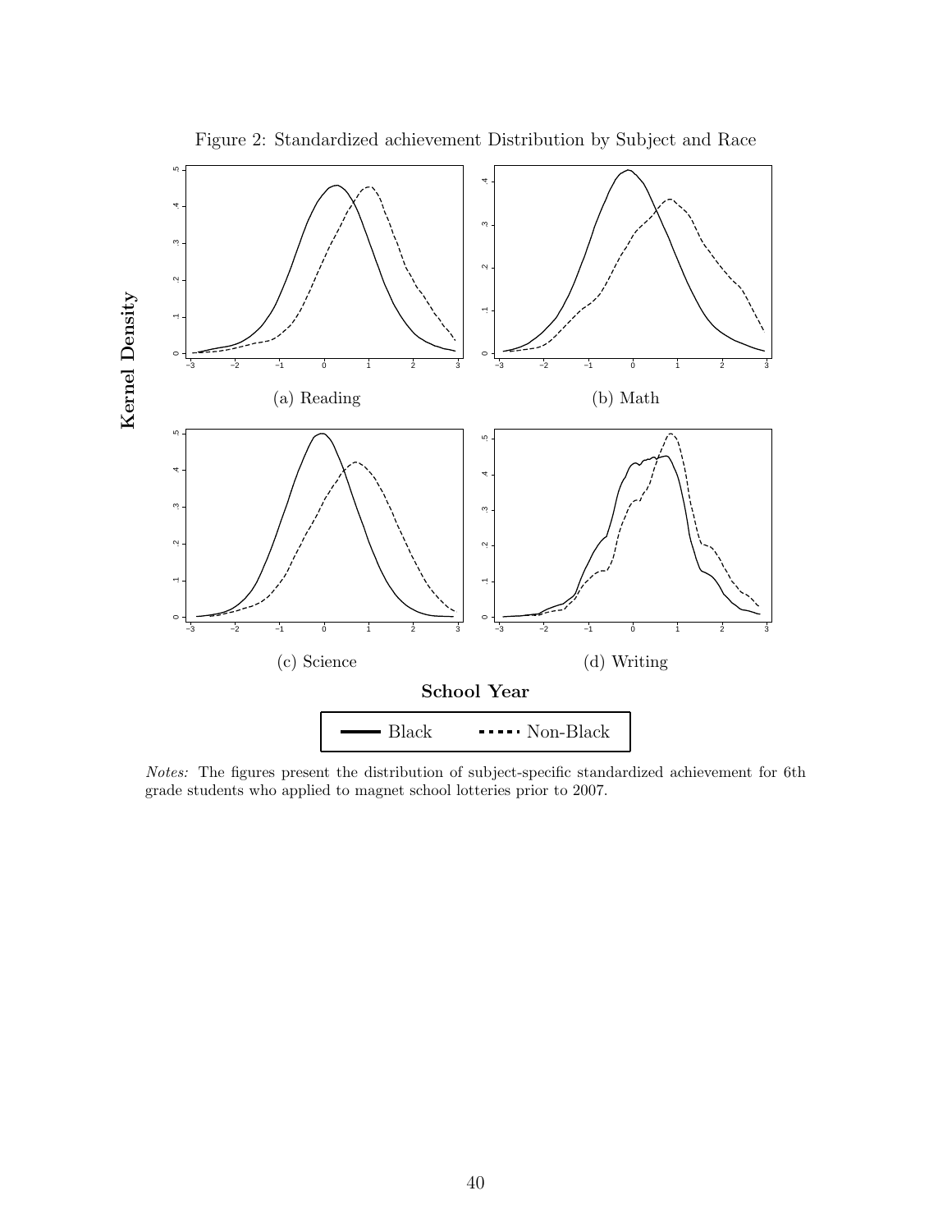Figure 2: Standardized achievement Distribution by Subject and Race

(a) Reading

(b) Math

(c) Science

(d) Writing

*Notes:* The figures present the distribution of subject-specific standardized achievement for 6th grade students who applied to magnet school lotteries prior to 2007.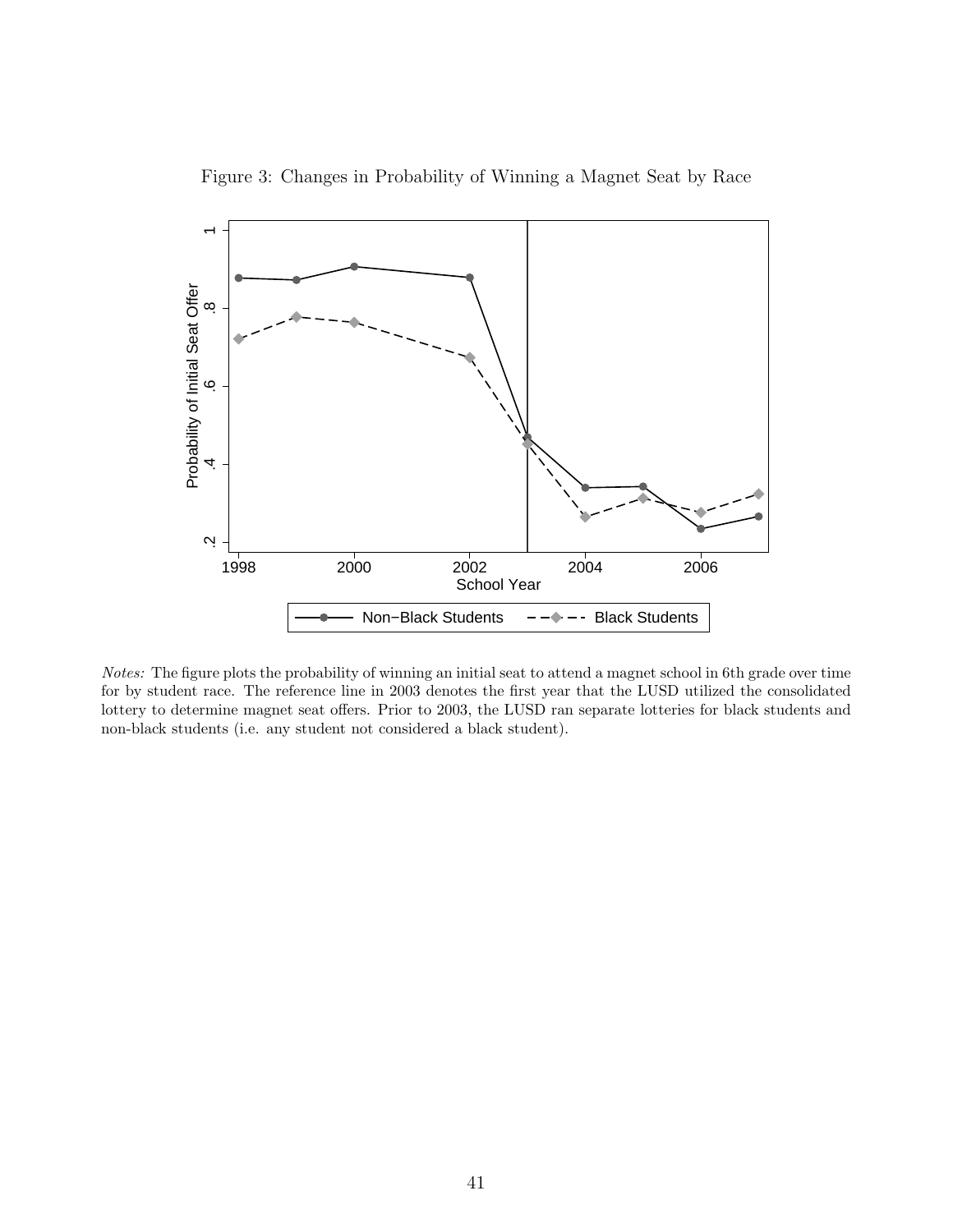Figure 3: Changes in Probability of Winning a Magnet Seat by Race

*Notes:* The figure plots the probability of winning an initial seat to attend a magnet school in 6th grade over time for by student race. The reference line in 2003 denotes the first year that the LUSD utilized the consolidated lottery to determine magnet seat offers. Prior to 2003, the LUSD ran separate lotteries for black students and non-black students (i.e. any student not considered a black student).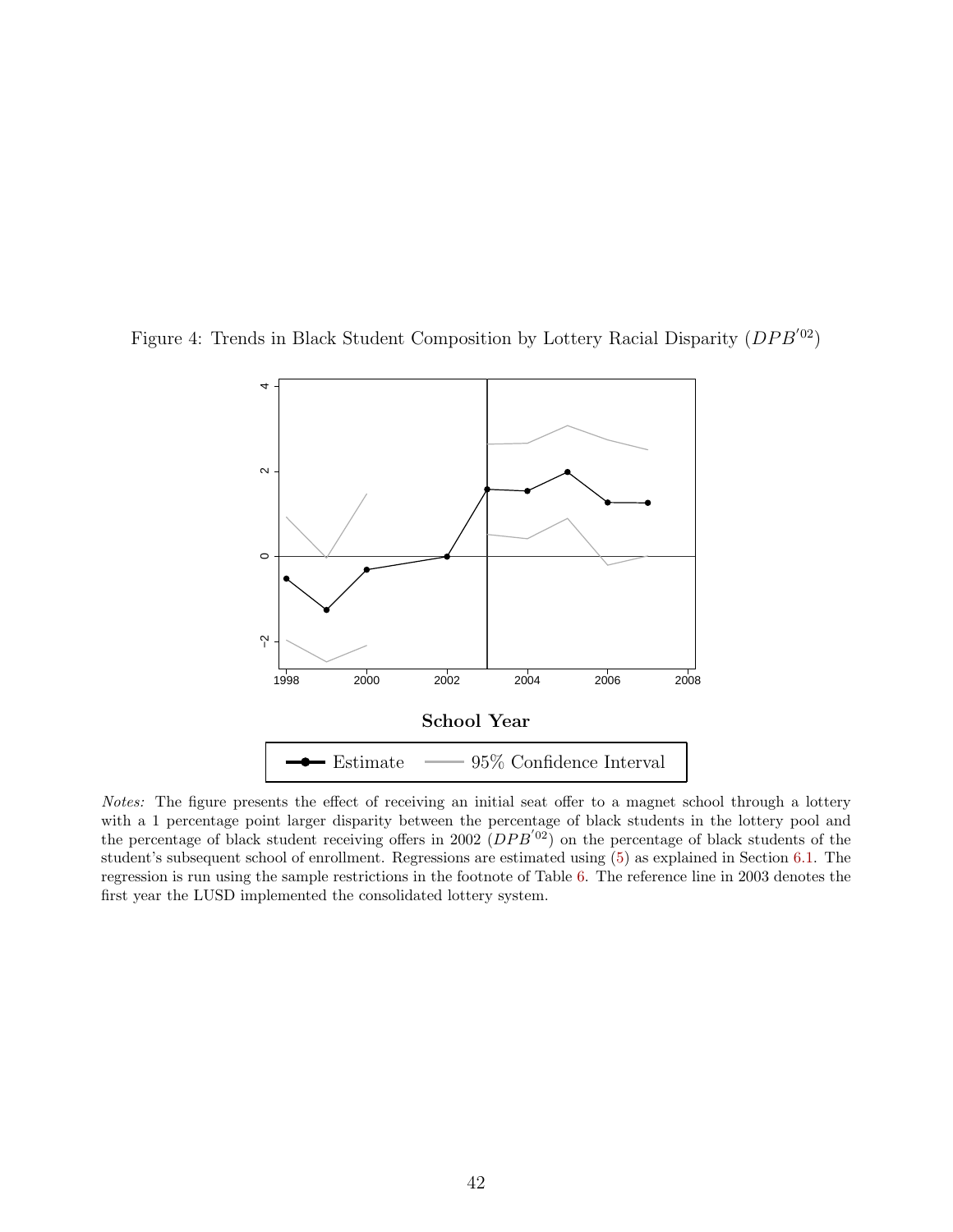Figure 4: Trends in Black Student Composition by Lottery Racial Disparity ($DPB^{'02}$)

*Notes:* The figure presents the effect of receiving an initial seat offer to a magnet school through a lottery with a 1 percentage point larger disparity between the percentage of black students in the lottery pool and the percentage of black student receiving offers in 2002 ($DPB^{'02}$) on the percentage of black students of the student's subsequent school of enrollment. Regressions are estimated using (5) as explained in Section 6.1. The regression is run using the sample restrictions in the footnote of Table 6. The reference line in 2003 denotes the first year the LUSD implemented the consolidated lottery system.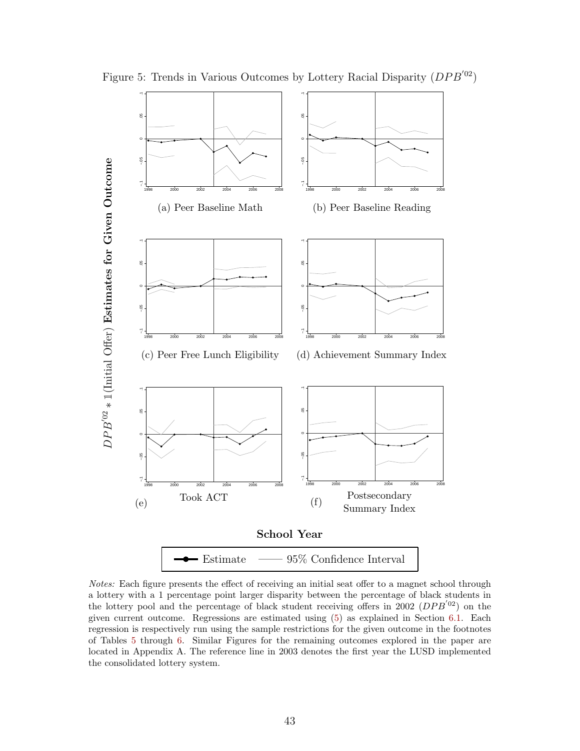Figure 5: Trends in Various Outcomes by Lottery Racial Disparity ($DPB^{'02}$)

$DPB^{'02} * \mathbb{1}$(Initial Offer) **Estimates for Given Outcome**

(a) Peer Baseline Math

(b) Peer Baseline Reading

(c) Peer Free Lunch Eligibility

(d) Achievement Summary Index

(e) Took ACT

(f) Postsecondary Summary Index

**School Year**

Estimate — 95% Confidence Interval

*Notes:* Each figure presents the effect of receiving an initial seat offer to a magnet school through a lottery with a 1 percentage point larger disparity between the percentage of black students in the lottery pool and the percentage of black student receiving offers in 2002 ($DPB^{'02}$) on the given current outcome. Regressions are estimated using (5) as explained in Section 6.1. Each regression is respectively run using the sample restrictions for the given outcome in the footnotes of Tables 5 through 6. Similar Figures for the remaining outcomes explored in the paper are located in Appendix A. The reference line in 2003 denotes the first year the LUSD implemented the consolidated lottery system.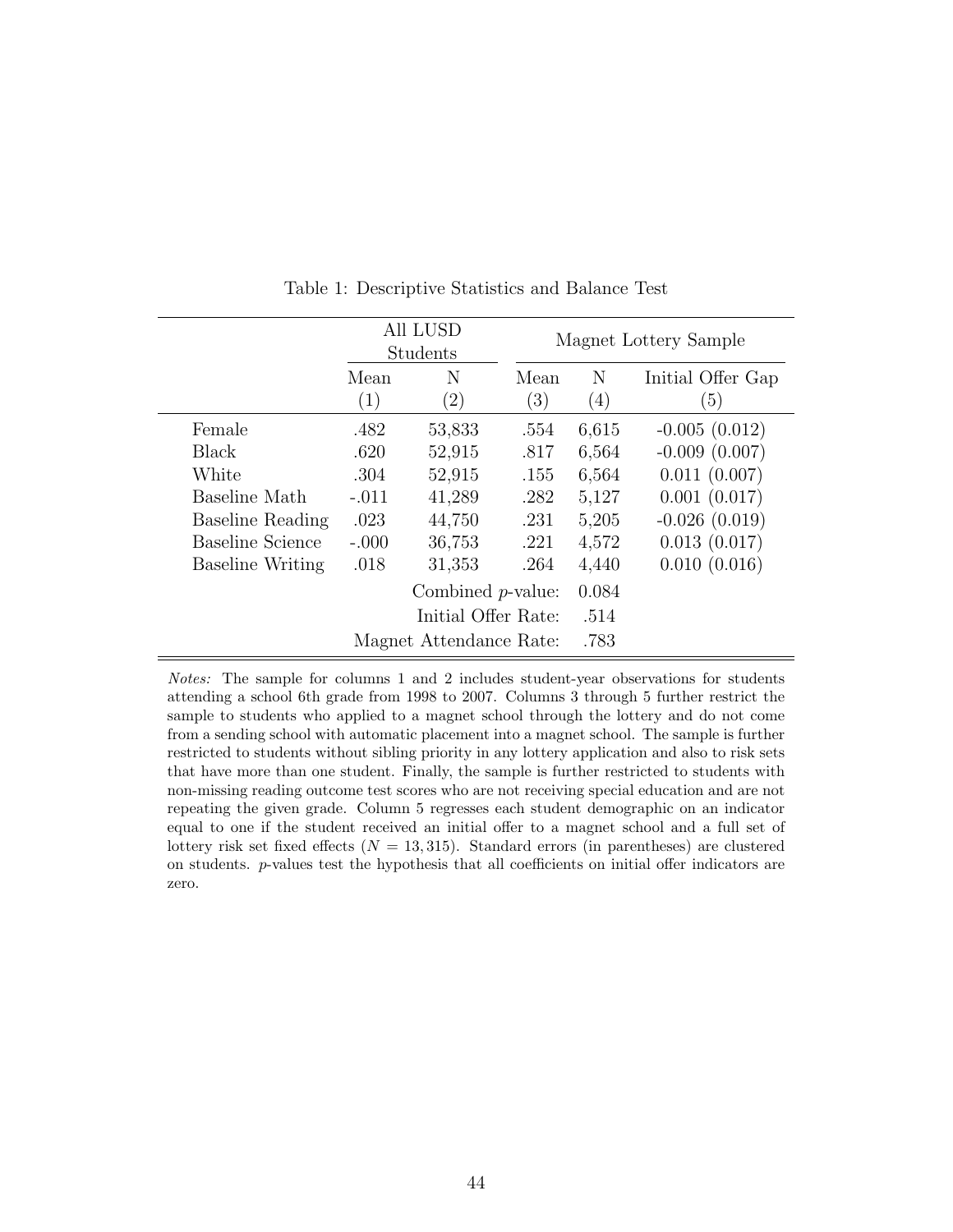Table 1: Descriptive Statistics and Balance Test

| | All LUSD Students | | Magnet Lottery Sample | | |
|---|---|---|---|---|---|
| | Mean (1) | N (2) | Mean (3) | N (4) | Initial Offer Gap (5) |
| Female | .482 | 53,833 | .554 | 6,615 | -0.005 (0.012) |
| Black | .620 | 52,915 | .817 | 6,564 | -0.009 (0.007) |
| White | .304 | 52,915 | .155 | 6,564 | 0.011 (0.007) |
| Baseline Math | -.011 | 41,289 | .282 | 5,127 | 0.001 (0.017) |
| Baseline Reading | .023 | 44,750 | .231 | 5,205 | -0.026 (0.019) |
| Baseline Science | -.000 | 36,753 | .221 | 4,572 | 0.013 (0.017) |
| Baseline Writing | .018 | 31,353 | .264 | 4,440 | 0.010 (0.016) |
| | | | Combined $p$-value: | 0.084 | |
| | | | Initial Offer Rate: | .514 | |
| | | | Magnet Attendance Rate: | .783 | |

*Notes:* The sample for columns 1 and 2 includes student-year observations for students attending a school 6th grade from 1998 to 2007. Columns 3 through 5 further restrict the sample to students who applied to a magnet school through the lottery and do not come from a sending school with automatic placement into a magnet school. The sample is further restricted to students without sibling priority in any lottery application and also to risk sets that have more than one student. Finally, the sample is further restricted to students with non-missing reading outcome test scores who are not receiving special education and are not repeating the given grade. Column 5 regresses each student demographic on an indicator equal to one if the student received an initial offer to a magnet school and a full set of lottery risk set fixed effects ($N = 13,315$). Standard errors (in parentheses) are clustered on students. $p$-values test the hypothesis that all coefficients on initial offer indicators are zero.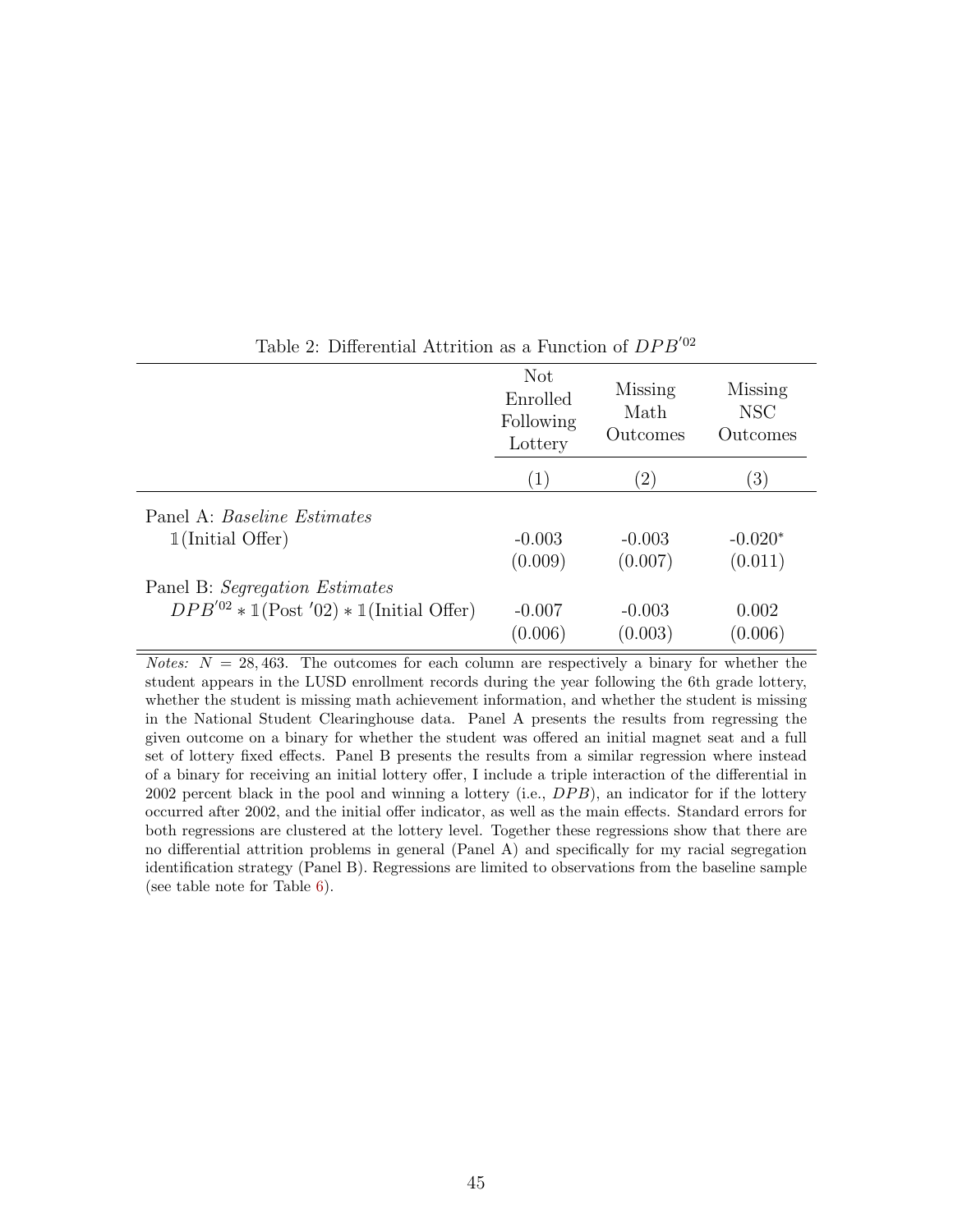Table 2: Differential Attrition as a Function of $DPB'^{02}$

| | Not Enrolled Following Lottery | Missing Math Outcomes | Missing NSC Outcomes |
|---|---|---|---|
| | (1) | (2) | (3) |
| Panel A: *Baseline Estimates* | | | |
| $\mathbb{1}$(Initial Offer) | -0.003 | -0.003 | -0.020* |
| | (0.009) | (0.007) | (0.011) |
| Panel B: *Segregation Estimates* | | | |
| $DPB'^{02} * \mathbb{1}(\text{Post } '02) * \mathbb{1}(\text{Initial Offer})$ | -0.007 | -0.003 | 0.002 |
| | (0.006) | (0.003) | (0.006) |

*Notes:* $N = 28,463$. The outcomes for each column are respectively a binary for whether the student appears in the LUSD enrollment records during the year following the 6th grade lottery, whether the student is missing math achievement information, and whether the student is missing in the National Student Clearinghouse data. Panel A presents the results from regressing the given outcome on a binary for whether the student was offered an initial magnet seat and a full set of lottery fixed effects. Panel B presents the results from a similar regression where instead of a binary for receiving an initial lottery offer, I include a triple interaction of the differential in 2002 percent black in the pool and winning a lottery (i.e., $DPB$), an indicator for if the lottery occurred after 2002, and the initial offer indicator, as well as the main effects. Standard errors for both regressions are clustered at the lottery level. Together these regressions show that there are no differential attrition problems in general (Panel A) and specifically for my racial segregation identification strategy (Panel B). Regressions are limited to observations from the baseline sample (see table note for Table 6).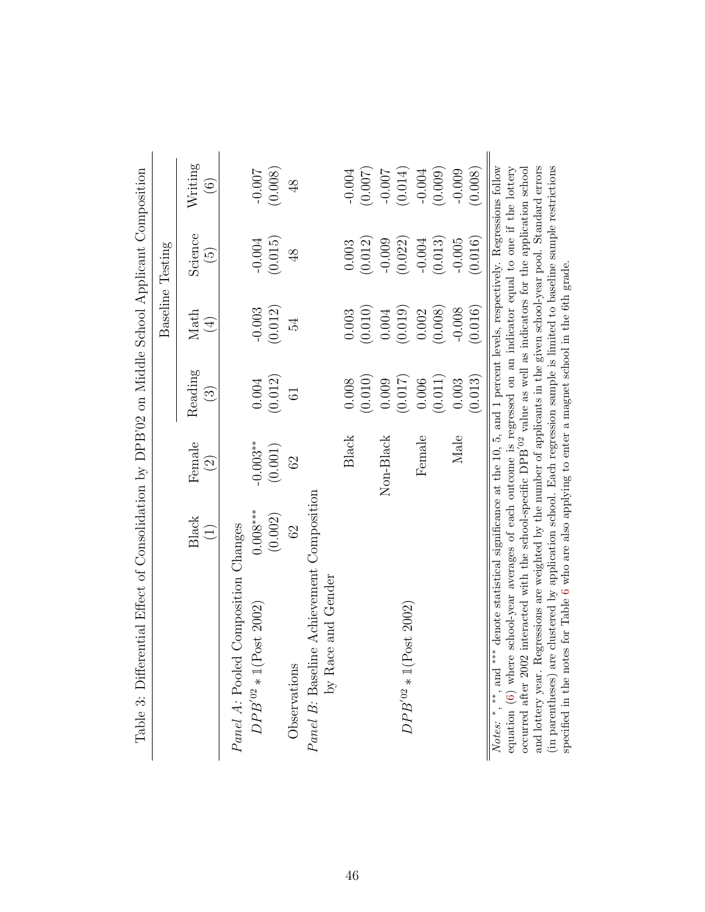Table 3: Differential Effect of Consolidation by DPB'02 on Middle School Applicant Composition

| | Black | Female | Baseline Testing | | | |
|---|---|---|---|---|---|---|
| | | | Reading | Math | Science | Writing |
| | (1) | (2) | (3) | (4) | (5) | (6) |
| *Panel A*: Pooled Composition Changes | | | | | | |
| $DPB'^{02} * \mathbb{1}(\text{Post 2002})$ | 0.008*** | -0.003** | 0.004 | -0.003 | -0.004 | -0.007 |
| | (0.002) | (0.001) | (0.012) | (0.012) | (0.015) | (0.008) |
| Observations | 62 | 62 | 61 | 54 | 48 | 48 |
| *Panel B*: Baseline Achievement Composition by Race and Gender | | | | | | |
| $DPB'^{02} * \mathbb{1}(\text{Post 2002})$ | | Black | 0.008 | 0.003 | 0.003 | -0.004 |
| | | | (0.010) | (0.010) | (0.012) | (0.007) |
| | | Non-Black | 0.009 | 0.004 | -0.009 | -0.007 |
| | | | (0.017) | (0.019) | (0.022) | (0.014) |
| | | Female | 0.006 | 0.002 | -0.004 | -0.004 |
| | | | (0.011) | (0.008) | (0.013) | (0.009) |
| | | Male | 0.003 | -0.008 | -0.005 | -0.009 |
| | | | (0.013) | (0.016) | (0.016) | (0.008) |

*Notes:* *, **, and *** denote statistical significance at the 10, 5, and 1 percent levels, respectively. Regressions follow equation (6) where school-year averages of each outcome is regressed on an indicator equal to one if the lottery occurred after 2002 interacted with the school-specific $\text{DPB}'^{02}$ value as well as indicators for the application school and lottery year. Regressions are weighted by the number of applicants in the given school-year pool. Standard errors (in parentheses) are clustered by application school. Each regression sample is limited to baseline sample restrictions specified in the notes for Table 6 who are also applying to enter a magnet school in the 6th grade.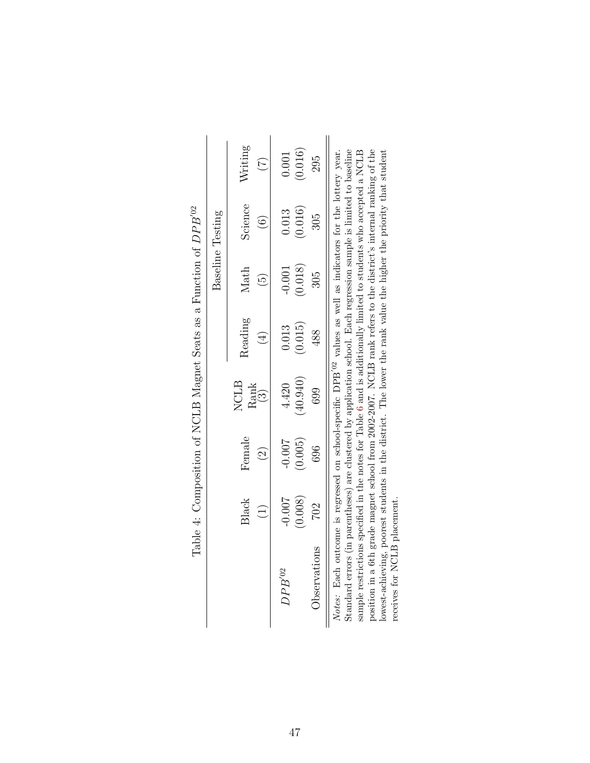Table 4: Composition of NCLB Magnet Seats as a Function of $DPB'^{02}$

| | Black | Female | NCLB Rank | Reading | Math | Science | Writing |
|---|---|---|---|---|---|---|---|
| | | | | | Baseline Testing | | |
| | (1) | (2) | (3) | (4) | (5) | (6) | (7) |
| $DPB'^{02}$ | -0.007 | -0.007 | 4.420 | 0.013 | -0.001 | 0.013 | 0.001 |
| | (0.008) | (0.005) | (40.940) | (0.015) | (0.018) | (0.016) | (0.016) |
| Observations | 702 | 696 | 699 | 488 | 305 | 305 | 295 |

*Notes:* Each outcome is regressed on school-specific $DPB'^{02}$ values as well as indicators for the lottery year. Standard errors (in parentheses) are clustered by application school. Each regression sample is limited to baseline sample restrictions specified in the notes for Table 6 and is additionally limited to students who accepted a NCLB position in a 6th grade magnet school from 2002-2007. NCLB rank refers to the district's internal ranking of the lowest-achieving, poorest students in the district. The lower the rank value the higher the priority that student receives for NCLB placement.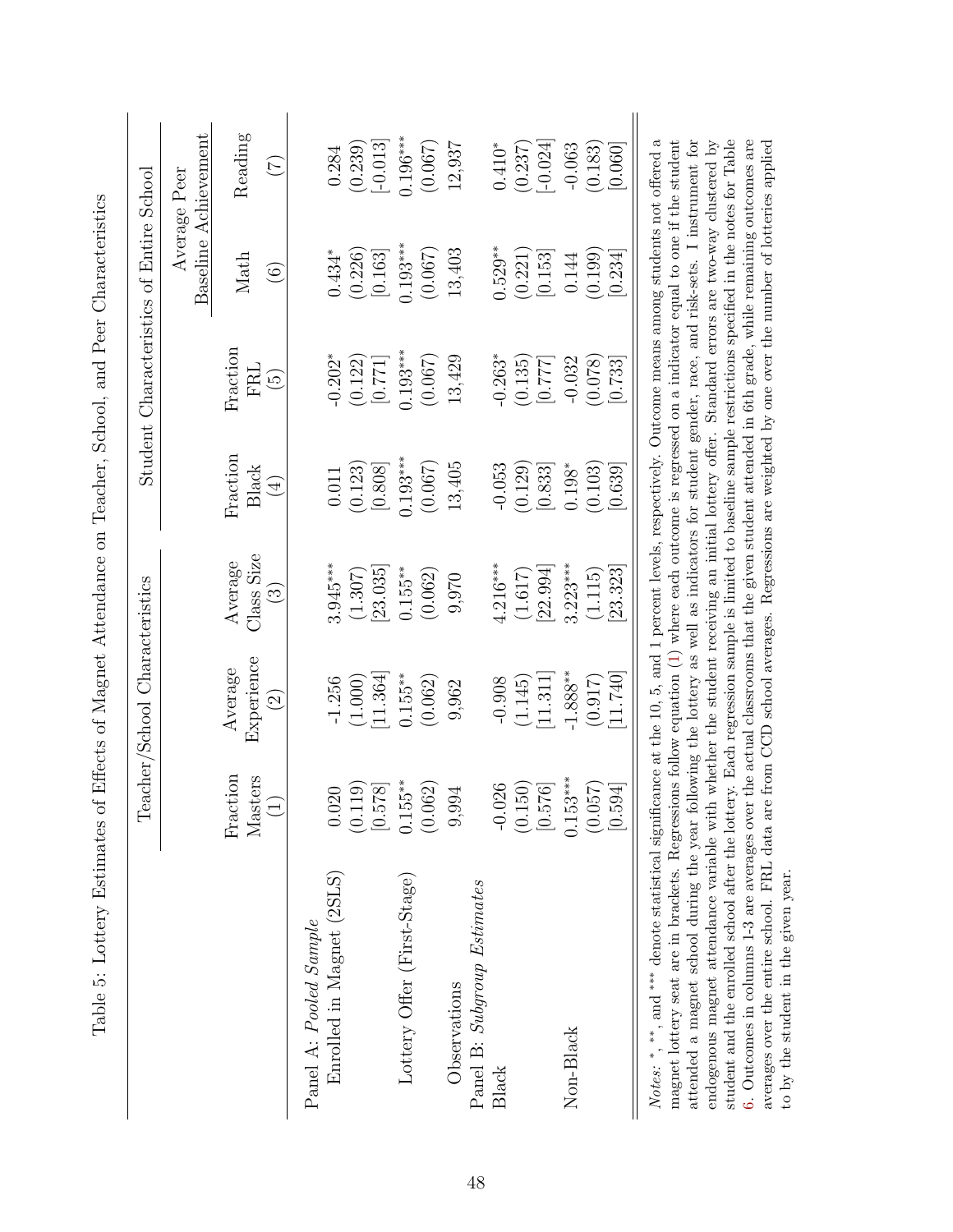Table 5: Lottery Estimates of Effects of Magnet Attendance on Teacher, School, and Peer Characteristics

| | Teacher/School Characteristics | | | Student Characteristics of Entire School | | | |
|---|---|---|---|---|---|---|---|
| | | | | | | Average Peer Baseline Achievement | |
| | Fraction Masters | Average Experience | Average Class Size | Fraction Black | Fraction FRL | Math | Reading |
| | (1) | (2) | (3) | (4) | (5) | (6) | (7) |
| Panel A: *Pooled Sample* | | | | | | | |
| Enrolled in Magnet (2SLS) | 0.020 | -1.256 | 3.945*** | 0.011 | -0.202* | 0.434* | 0.284 |
| | (0.119) | (1.000) | (1.307) | (0.123) | (0.122) | (0.226) | (0.239) |
| | [0.578] | [11.364] | [23.035] | [0.808] | [0.771] | [0.163] | [-0.013] |
| Lottery Offer (First-Stage) | 0.155** | 0.155** | 0.155** | 0.193*** | 0.193*** | 0.193*** | 0.196*** |
| | (0.062) | (0.062) | (0.062) | (0.067) | (0.067) | (0.067) | (0.067) |
| Observations | 9,994 | 9,962 | 9,970 | 13,405 | 13,429 | 13,403 | 12,937 |
| Panel B: *Subgroup Estimates* | | | | | | | |
| Black | -0.026 | -0.908 | 4.216*** | -0.053 | -0.263* | 0.529** | 0.410* |
| | (0.150) | (1.145) | (1.617) | (0.129) | (0.135) | (0.221) | (0.237) |
| | [0.576] | [11.311] | [22.994] | [0.833] | [0.777] | [0.153] | [-0.024] |
| Non-Black | 0.153*** | -1.888** | 3.223*** | 0.198* | -0.032 | 0.144 | -0.063 |
| | (0.057) | (0.917) | (1.115) | (0.103) | (0.078) | (0.199) | (0.183) |
| | [0.594] | [11.740] | [23.323] | [0.639] | [0.733] | [0.234] | [0.060] |

*Notes:* *, **, and *** denote statistical significance at the 10, 5, and 1 percent levels, respectively. Outcome means among students not offered a magnet lottery seat are in brackets. Regressions follow equation (1) where each outcome is regressed on a indicator equal to one if the student attended a magnet school during the year following the lottery as well as indicators for student gender, race, and risk-sets. I instrument for endogenous magnet attendance variable with whether the student receiving an initial lottery offer. Standard errors are two-way clustered by student and the enrolled school after the lottery. Each regression sample is limited to baseline sample restrictions specified in the notes for Table 6. Outcomes in columns 1-3 are averages over the actual classrooms that the given student attended in 6th grade, while remaining outcomes are averages over the entire school. FRL data are from CCD school averages. Regressions are weighted by one over the number of lotteries applied to by the student in the given year.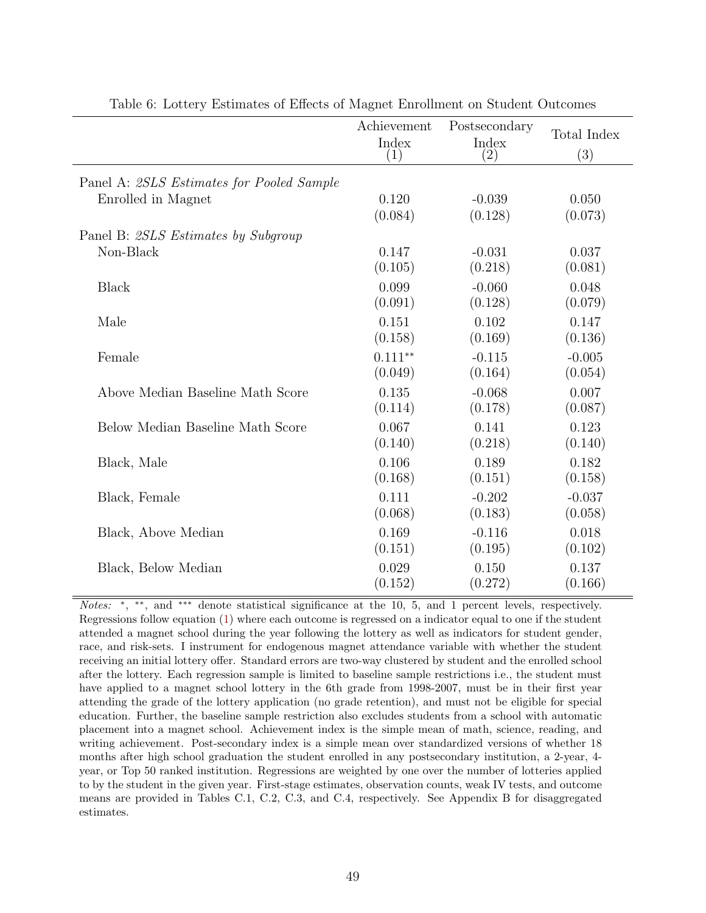Table 6: Lottery Estimates of Effects of Magnet Enrollment on Student Outcomes

| | Achievement Index (1) | Postsecondary Index (2) | Total Index (3) |
|---|---|---|---|
| Panel A: *2SLS Estimates for Pooled Sample* | | | |
| Enrolled in Magnet | 0.120 | -0.039 | 0.050 |
| | (0.084) | (0.128) | (0.073) |
| Panel B: *2SLS Estimates by Subgroup* | | | |
| Non-Black | 0.147 | -0.031 | 0.037 |
| | (0.105) | (0.218) | (0.081) |
| Black | 0.099 | -0.060 | 0.048 |
| | (0.091) | (0.128) | (0.079) |
| Male | 0.151 | 0.102 | 0.147 |
| | (0.158) | (0.169) | (0.136) |
| Female | 0.111** | -0.115 | -0.005 |
| | (0.049) | (0.164) | (0.054) |
| Above Median Baseline Math Score | 0.135 | -0.068 | 0.007 |
| | (0.114) | (0.178) | (0.087) |
| Below Median Baseline Math Score | 0.067 | 0.141 | 0.123 |
| | (0.140) | (0.218) | (0.140) |
| Black, Male | 0.106 | 0.189 | 0.182 |
| | (0.168) | (0.151) | (0.158) |
| Black, Female | 0.111 | -0.202 | -0.037 |
| | (0.068) | (0.183) | (0.058) |
| Black, Above Median | 0.169 | -0.116 | 0.018 |
| | (0.151) | (0.195) | (0.102) |
| Black, Below Median | 0.029 | 0.150 | 0.137 |
| | (0.152) | (0.272) | (0.166) |

*Notes:* *, **, and *** denote statistical significance at the 10, 5, and 1 percent levels, respectively. Regressions follow equation (1) where each outcome is regressed on a indicator equal to one if the student attended a magnet school during the year following the lottery as well as indicators for student gender, race, and risk-sets. I instrument for endogenous magnet attendance variable with whether the student receiving an initial lottery offer. Standard errors are two-way clustered by student and the enrolled school after the lottery. Each regression sample is limited to baseline sample restrictions i.e., the student must have applied to a magnet school lottery in the 6th grade from 1998-2007, must be in their first year attending the grade of the lottery application (no grade retention), and must not be eligible for special education. Further, the baseline sample restriction also excludes students from a school with automatic placement into a magnet school. Achievement index is the simple mean of math, science, reading, and writing achievement. Post-secondary index is a simple mean over standardized versions of whether 18 months after high school graduation the student enrolled in any postsecondary institution, a 2-year, 4-year, or Top 50 ranked institution. Regressions are weighted by one over the number of lotteries applied to by the student in the given year. First-stage estimates, observation counts, weak IV tests, and outcome means are provided in Tables C.1, C.2, C.3, and C.4, respectively. See Appendix B for disaggregated estimates.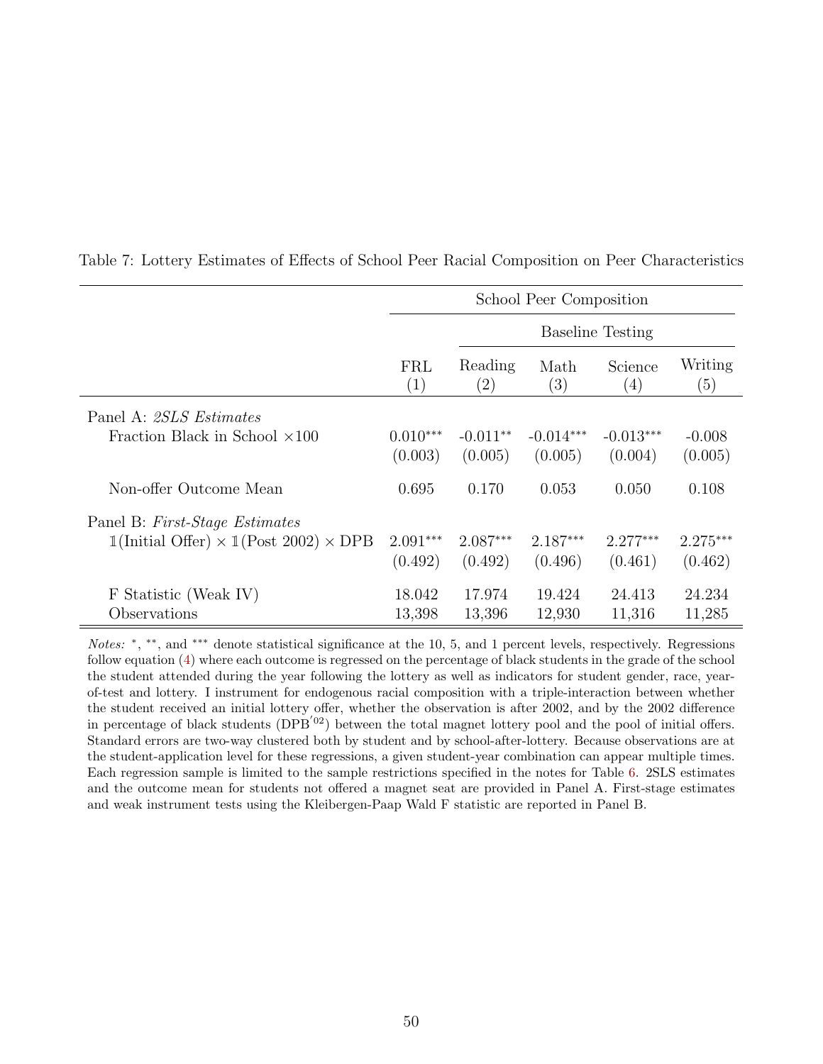Table 7: Lottery Estimates of Effects of School Peer Racial Composition on Peer Characteristics

| | School Peer Composition | | | | |
|---|---|---|---|---|---|
| | | Baseline Testing | | | |
| | FRL (1) | Reading (2) | Math (3) | Science (4) | Writing (5) |
| Panel A: *2SLS Estimates* | | | | | |
| Fraction Black in School ×100 | 0.010*** | -0.011** | -0.014*** | -0.013*** | -0.008 |
| | (0.003) | (0.005) | (0.005) | (0.004) | (0.005) |
| Non-offer Outcome Mean | 0.695 | 0.170 | 0.053 | 0.050 | 0.108 |
| Panel B: *First-Stage Estimates* | | | | | |
| $\mathbb{1}$(Initial Offer) × $\mathbb{1}$(Post 2002) × DPB | 2.091*** | 2.087*** | 2.187*** | 2.277*** | 2.275*** |
| | (0.492) | (0.492) | (0.496) | (0.461) | (0.462) |
| F Statistic (Weak IV) | 18.042 | 17.974 | 19.424 | 24.413 | 24.234 |
| Observations | 13,398 | 13,396 | 12,930 | 11,316 | 11,285 |

*Notes:* *, **, and *** denote statistical significance at the 10, 5, and 1 percent levels, respectively. Regressions follow equation (4) where each outcome is regressed on the percentage of black students in the grade of the school the student attended during the year following the lottery as well as indicators for student gender, race, year-of-test and lottery. I instrument for endogenous racial composition with a triple-interaction between whether the student received an initial lottery offer, whether the observation is after 2002, and by the 2002 difference in percentage of black students ($\text{DPB}^{'02}$) between the total magnet lottery pool and the pool of initial offers. Standard errors are two-way clustered both by student and by school-after-lottery. Because observations are at the student-application level for these regressions, a given student-year combination can appear multiple times. Each regression sample is limited to the sample restrictions specified in the notes for Table 6. 2SLS estimates and the outcome mean for students not offered a magnet seat are provided in Panel A. First-stage estimates and weak instrument tests using the Kleibergen-Paap Wald F statistic are reported in Panel B.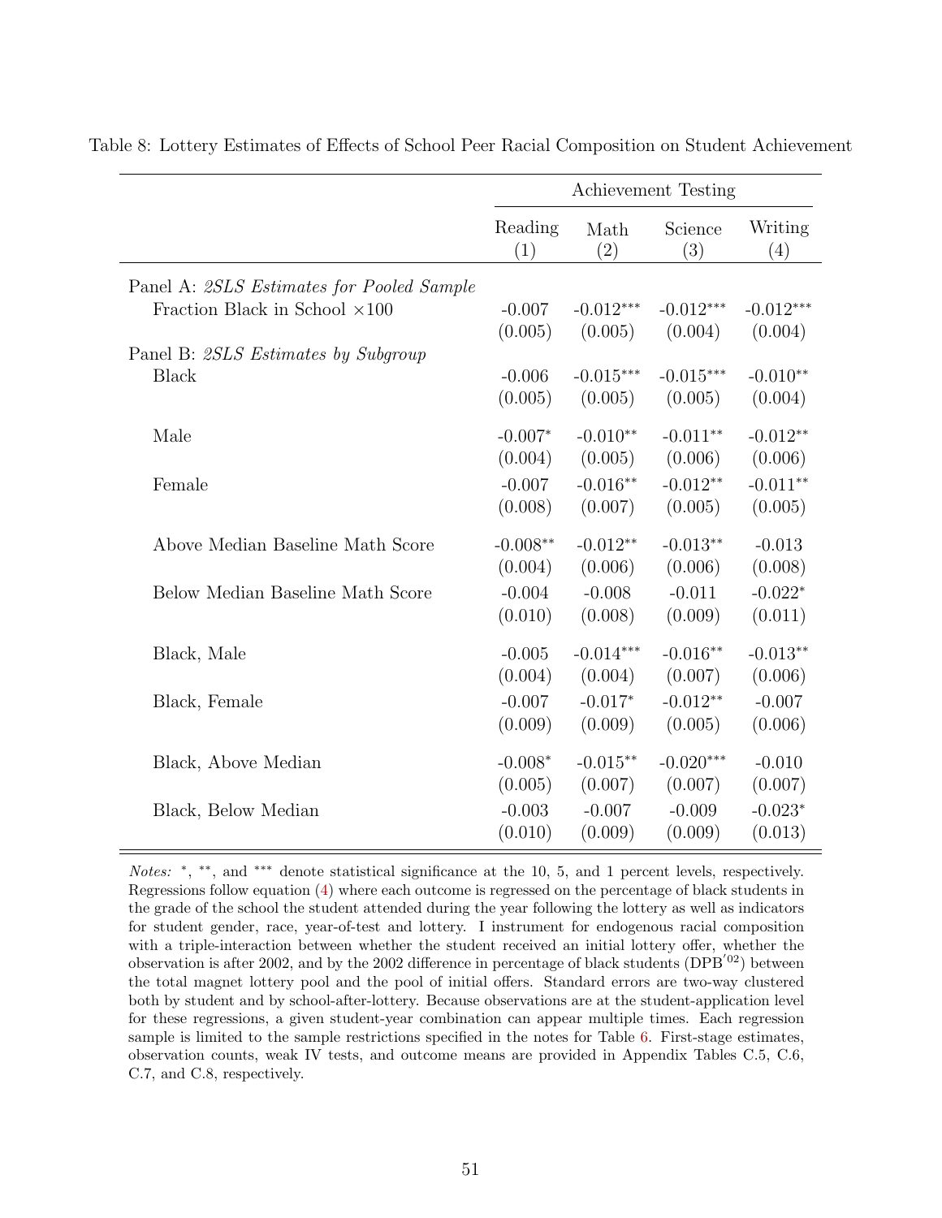Table 8: Lottery Estimates of Effects of School Peer Racial Composition on Student Achievement

| | Achievement Testing | | | |
|---|---|---|---|---|
| | Reading (1) | Math (2) | Science (3) | Writing (4) |
| Panel A: *2SLS Estimates for Pooled Sample* | | | | |
| Fraction Black in School ×100 | -0.007 | -0.012*** | -0.012*** | -0.012*** |
| | (0.005) | (0.005) | (0.004) | (0.004) |
| Panel B: *2SLS Estimates by Subgroup* | | | | |
| Black | -0.006 | -0.015*** | -0.015*** | -0.010** |
| | (0.005) | (0.005) | (0.005) | (0.004) |
| Male | -0.007* | -0.010** | -0.011** | -0.012** |
| | (0.004) | (0.005) | (0.006) | (0.006) |
| Female | -0.007 | -0.016** | -0.012** | -0.011** |
| | (0.008) | (0.007) | (0.005) | (0.005) |
| Above Median Baseline Math Score | -0.008** | -0.012** | -0.013** | -0.013 |
| | (0.004) | (0.006) | (0.006) | (0.008) |
| Below Median Baseline Math Score | -0.004 | -0.008 | -0.011 | -0.022* |
| | (0.010) | (0.008) | (0.009) | (0.011) |
| Black, Male | -0.005 | -0.014*** | -0.016** | -0.013** |
| | (0.004) | (0.004) | (0.007) | (0.006) |
| Black, Female | -0.007 | -0.017* | -0.012** | -0.007 |
| | (0.009) | (0.009) | (0.005) | (0.006) |
| Black, Above Median | -0.008* | -0.015** | -0.020*** | -0.010 |
| | (0.005) | (0.007) | (0.007) | (0.007) |
| Black, Below Median | -0.003 | -0.007 | -0.009 | -0.023* |
| | (0.010) | (0.009) | (0.009) | (0.013) |

*Notes:* *, **, and *** denote statistical significance at the 10, 5, and 1 percent levels, respectively. Regressions follow equation (4) where each outcome is regressed on the percentage of black students in the grade of the school the student attended during the year following the lottery as well as indicators for student gender, race, year-of-test and lottery. I instrument for endogenous racial composition with a triple-interaction between whether the student received an initial lottery offer, whether the observation is after 2002, and by the 2002 difference in percentage of black students ($DPB^{'02}$) between the total magnet lottery pool and the pool of initial offers. Standard errors are two-way clustered both by student and by school-after-lottery. Because observations are at the student-application level for these regressions, a given student-year combination can appear multiple times. Each regression sample is limited to the sample restrictions specified in the notes for Table 6. First-stage estimates, observation counts, weak IV tests, and outcome means are provided in Appendix Tables C.5, C.6, C.7, and C.8, respectively.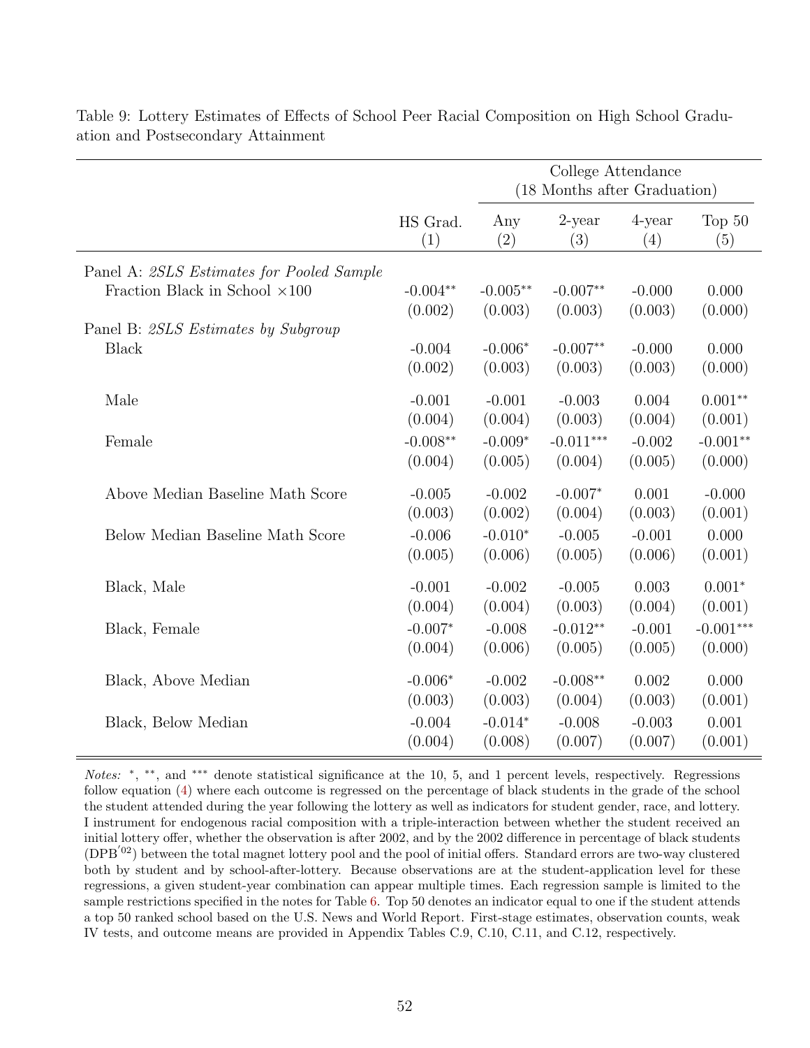Table 9: Lottery Estimates of Effects of School Peer Racial Composition on High School Graduation and Postsecondary Attainment

| | | College Attendance (18 Months after Graduation) | | | |
|---|---|---|---|---|---|
| | HS Grad. (1) | Any (2) | 2-year (3) | 4-year (4) | Top 50 (5) |
| Panel A: *2SLS Estimates for Pooled Sample* | | | | | |
| Fraction Black in School $\times 100$ | -0.004** | -0.005** | -0.007** | -0.000 | 0.000 |
| | (0.002) | (0.003) | (0.003) | (0.003) | (0.000) |
| Panel B: *2SLS Estimates by Subgroup* | | | | | |
| Black | -0.004 | -0.006* | -0.007** | -0.000 | 0.000 |
| | (0.002) | (0.003) | (0.003) | (0.003) | (0.000) |
| Male | -0.001 | -0.001 | -0.003 | 0.004 | 0.001** |
| | (0.004) | (0.004) | (0.003) | (0.004) | (0.001) |
| Female | -0.008** | -0.009* | -0.011*** | -0.002 | -0.001** |
| | (0.004) | (0.005) | (0.004) | (0.005) | (0.000) |
| Above Median Baseline Math Score | -0.005 | -0.002 | -0.007* | 0.001 | -0.000 |
| | (0.003) | (0.002) | (0.004) | (0.003) | (0.001) |
| Below Median Baseline Math Score | -0.006 | -0.010* | -0.005 | -0.001 | 0.000 |
| | (0.005) | (0.006) | (0.005) | (0.006) | (0.001) |
| Black, Male | -0.001 | -0.002 | -0.005 | 0.003 | 0.001* |
| | (0.004) | (0.004) | (0.003) | (0.004) | (0.001) |
| Black, Female | -0.007* | -0.008 | -0.012** | -0.001 | -0.001*** |
| | (0.004) | (0.006) | (0.005) | (0.005) | (0.000) |
| Black, Above Median | -0.006* | -0.002 | -0.008** | 0.002 | 0.000 |
| | (0.003) | (0.003) | (0.004) | (0.003) | (0.001) |
| Black, Below Median | -0.004 | -0.014* | -0.008 | -0.003 | 0.001 |
| | (0.004) | (0.008) | (0.007) | (0.007) | (0.001) |

*Notes:* *, **, and *** denote statistical significance at the 10, 5, and 1 percent levels, respectively. Regressions follow equation (4) where each outcome is regressed on the percentage of black students in the grade of the school the student attended during the year following the lottery as well as indicators for student gender, race, and lottery. I instrument for endogenous racial composition with a triple-interaction between whether the student received an initial lottery offer, whether the observation is after 2002, and by the 2002 difference in percentage of black students ($DPB^{'02}$) between the total magnet lottery pool and the pool of initial offers. Standard errors are two-way clustered both by student and by school-after-lottery. Because observations are at the student-application level for these regressions, a given student-year combination can appear multiple times. Each regression sample is limited to the sample restrictions specified in the notes for Table 6. Top 50 denotes an indicator equal to one if the student attends a top 50 ranked school based on the U.S. News and World Report. First-stage estimates, observation counts, weak IV tests, and outcome means are provided in Appendix Tables C.9, C.10, C.11, and C.12, respectively.